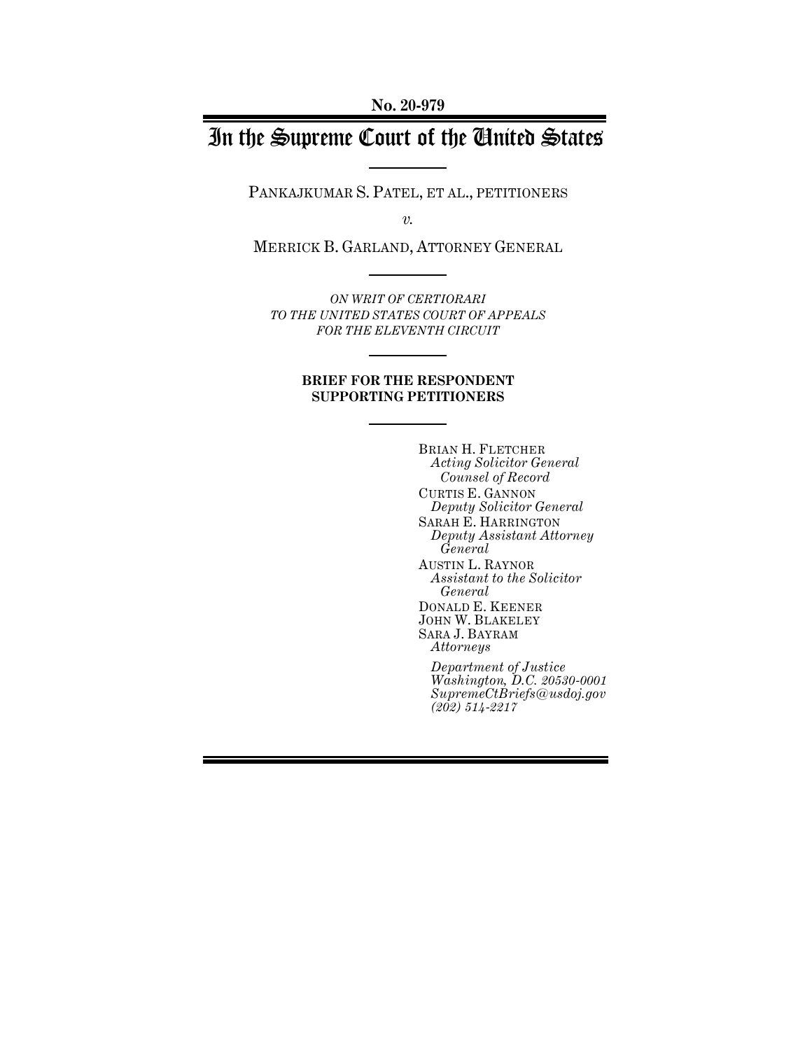No. 20-979

# In the Supreme Court of the United States

PANKAJKUMAR S. PATEL, ET AL., PETITIONERS

*v.*

MERRICK B. GARLAND, ATTORNEY GENERAL

*ON WRIT OF CERTIORARI TO THE UNITED STATES COURT OF APPEALS FOR THE ELEVENTH CIRCUIT*

**BRIEF FOR THE RESPONDENT SUPPORTING PETITIONERS**

BRIAN H. FLETCHER
*Acting Solicitor General*
*Counsel of Record*

CURTIS E. GANNON
*Deputy Solicitor General*

SARAH E. HARRINGTON
*Deputy Assistant Attorney General*

AUSTIN L. RAYNOR
*Assistant to the Solicitor General*

DONALD E. KEENER
JOHN W. BLAKELEY
SARA J. BAYRAM
*Attorneys*

*Department of Justice*
*Washington, D.C. 20530-0001*
*SupremeCtBriefs@usdoj.gov*
*(202) 514-2217*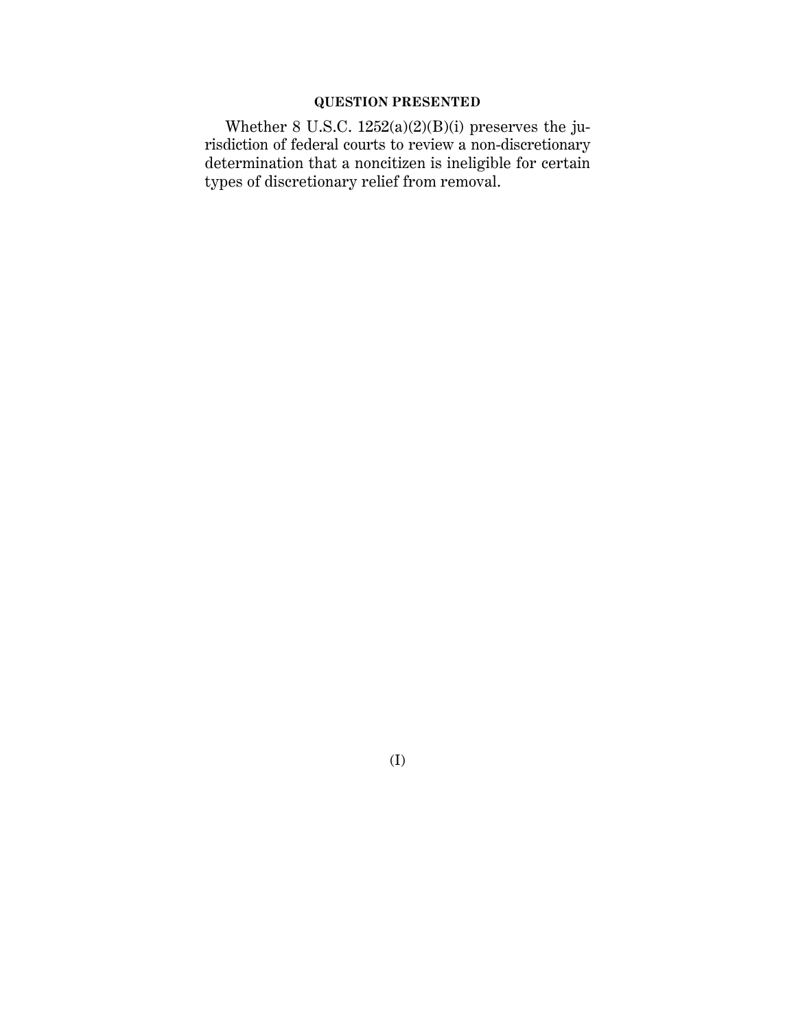## QUESTION PRESENTED

Whether 8 U.S.C. 1252(a)(2)(B)(i) preserves the jurisdiction of federal courts to review a non-discretionary determination that a noncitizen is ineligible for certain types of discretionary relief from removal.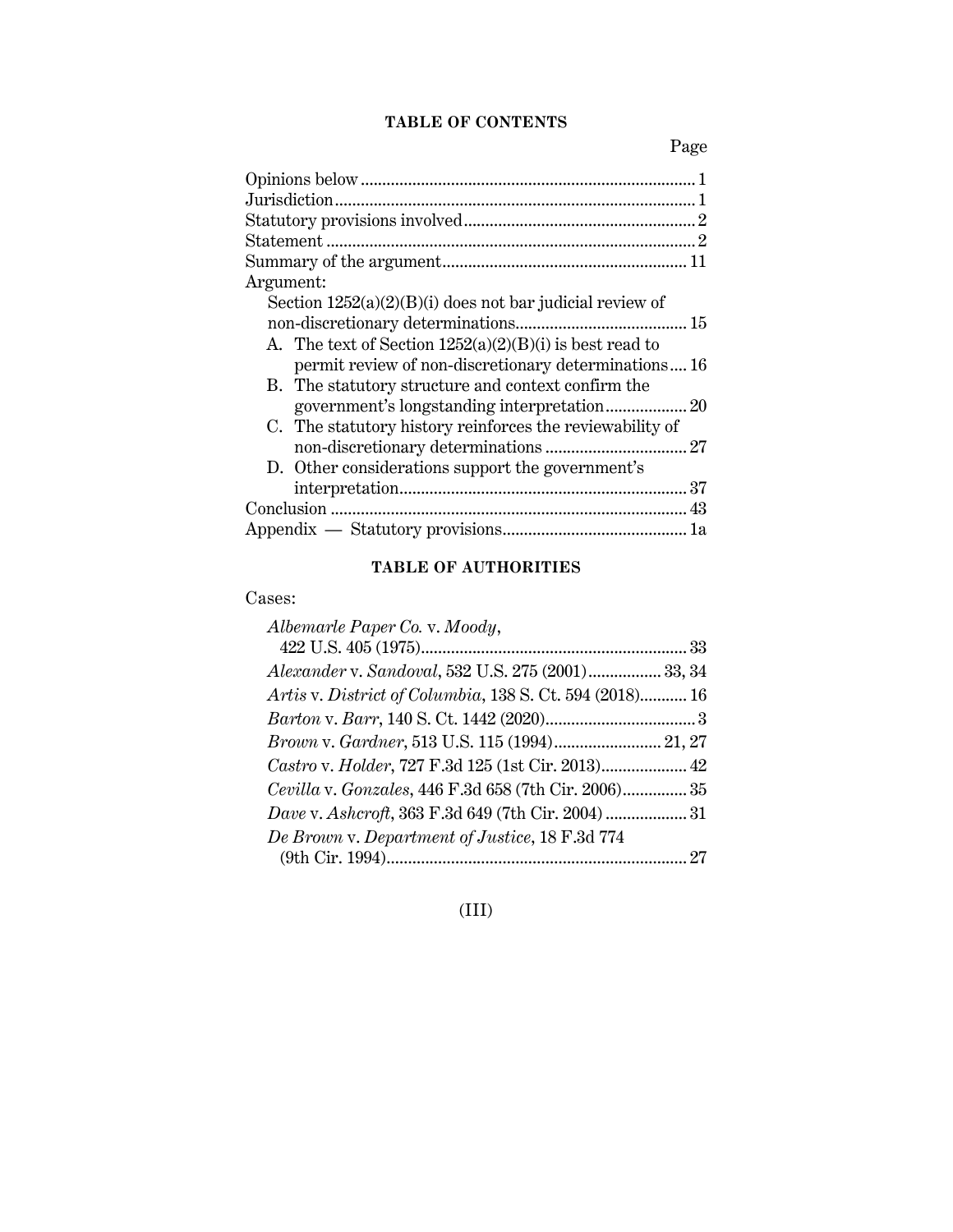## TABLE OF CONTENTS

| | Page |
|---|---|
| Opinions below | 1 |
| Jurisdiction | 1 |
| Statutory provisions involved | 2 |
| Statement | 2 |
| Summary of the argument | 11 |
| Argument: | |
| Section 1252(a)(2)(B)(i) does not bar judicial review of non-discretionary determinations | 15 |
| A. The text of Section 1252(a)(2)(B)(i) is best read to permit review of non-discretionary determinations | 16 |
| B. The statutory structure and context confirm the government's longstanding interpretation | 20 |
| C. The statutory history reinforces the reviewability of non-discretionary determinations | 27 |
| D. Other considerations support the government's interpretation | 37 |
| Conclusion | 43 |
| Appendix — Statutory provisions | 1a |

## TABLE OF AUTHORITIES

Cases:

| | |
|---|---|
| *Albemarle Paper Co.* v. *Moody*, 422 U.S. 405 (1975) | 33 |
| *Alexander* v. *Sandoval*, 532 U.S. 275 (2001) | 33, 34 |
| *Artis* v. *District of Columbia*, 138 S. Ct. 594 (2018) | 16 |
| *Barton* v. *Barr*, 140 S. Ct. 1442 (2020) | 3 |
| *Brown* v. *Gardner*, 513 U.S. 115 (1994) | 21, 27 |
| *Castro* v. *Holder*, 727 F.3d 125 (1st Cir. 2013) | 42 |
| *Cevilla* v. *Gonzales*, 446 F.3d 658 (7th Cir. 2006) | 35 |
| *Dave* v. *Ashcroft*, 363 F.3d 649 (7th Cir. 2004) | 31 |
| *De Brown* v. *Department of Justice*, 18 F.3d 774 (9th Cir. 1994) | 27 |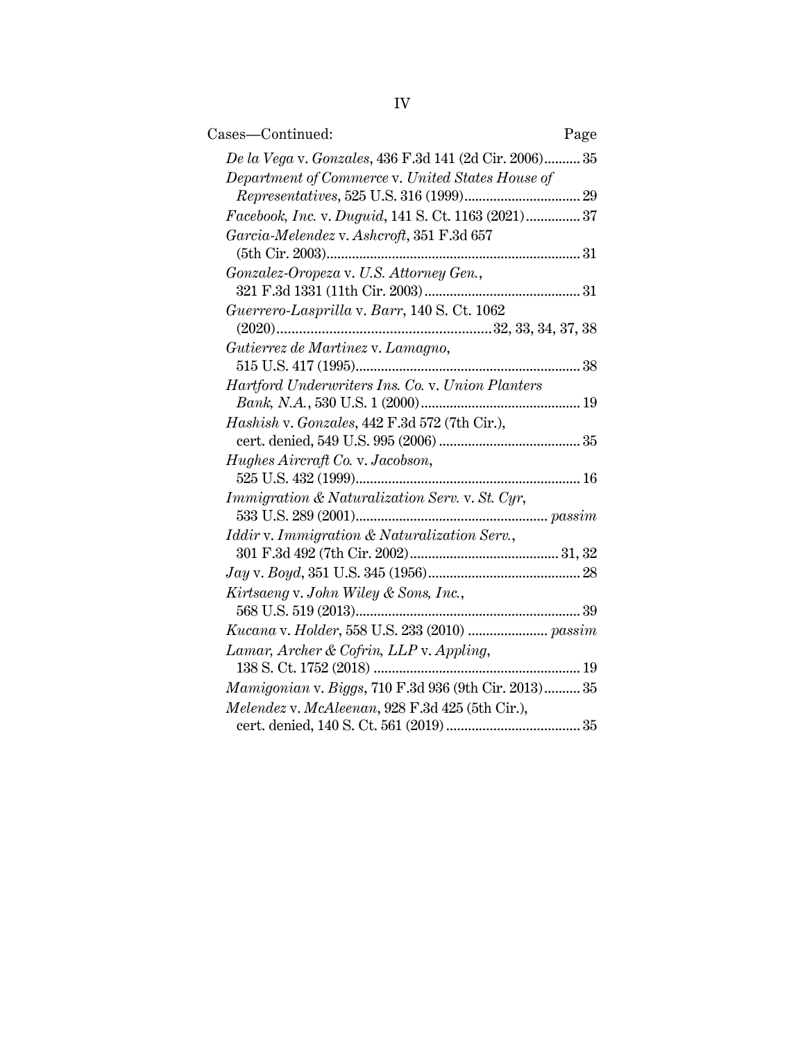Cases—Continued: Page

*De la Vega* v. *Gonzales*, 436 F.3d 141 (2d Cir. 2006).......... 35

*Department of Commerce* v. *United States House of Representatives*, 525 U.S. 316 (1999)................................ 29

*Facebook, Inc.* v. *Duguid*, 141 S. Ct. 1163 (2021)............... 37

*Garcia-Melendez* v. *Ashcroft*, 351 F.3d 657 (5th Cir. 2003)..................................................................... 31

*Gonzalez-Oropeza* v. *U.S. Attorney Gen.*, 321 F.3d 1331 (11th Cir. 2003)........................................... 31

*Guerrero-Lasprilla* v. *Barr*, 140 S. Ct. 1062 (2020)..........................................................32, 33, 34, 37, 38

*Gutierrez de Martinez* v. *Lamagno*, 515 U.S. 417 (1995)............................................................. 38

*Hartford Underwriters Ins. Co.* v. *Union Planters Bank, N.A.*, 530 U.S. 1 (2000)............................................ 19

*Hashish* v. *Gonzales*, 442 F.3d 572 (7th Cir.), cert. denied, 549 U.S. 995 (2006)....................................... 35

*Hughes Aircraft Co.* v. *Jacobson*, 525 U.S. 432 (1999)............................................................. 16

*Immigration & Naturalization Serv.* v. *St. Cyr*, 533 U.S. 289 (2001).................................................... *passim*

*Iddir* v. *Immigration & Naturalization Serv.*, 301 F.3d 492 (7th Cir. 2002)......................................... 31, 32

*Jay* v. *Boyd*, 351 U.S. 345 (1956).......................................... 28

*Kirtsaeng* v. *John Wiley & Sons, Inc.*, 568 U.S. 519 (2013)............................................................. 39

*Kucana* v. *Holder*, 558 U.S. 233 (2010)...................... *passim*

*Lamar, Archer & Cofrin, LLP* v. *Appling*, 138 S. Ct. 1752 (2018)......................................................... 19

*Mamigonian* v. *Biggs*, 710 F.3d 936 (9th Cir. 2013).......... 35

*Melendez* v. *McAleenan*, 928 F.3d 425 (5th Cir.), cert. denied, 140 S. Ct. 561 (2019)..................................... 35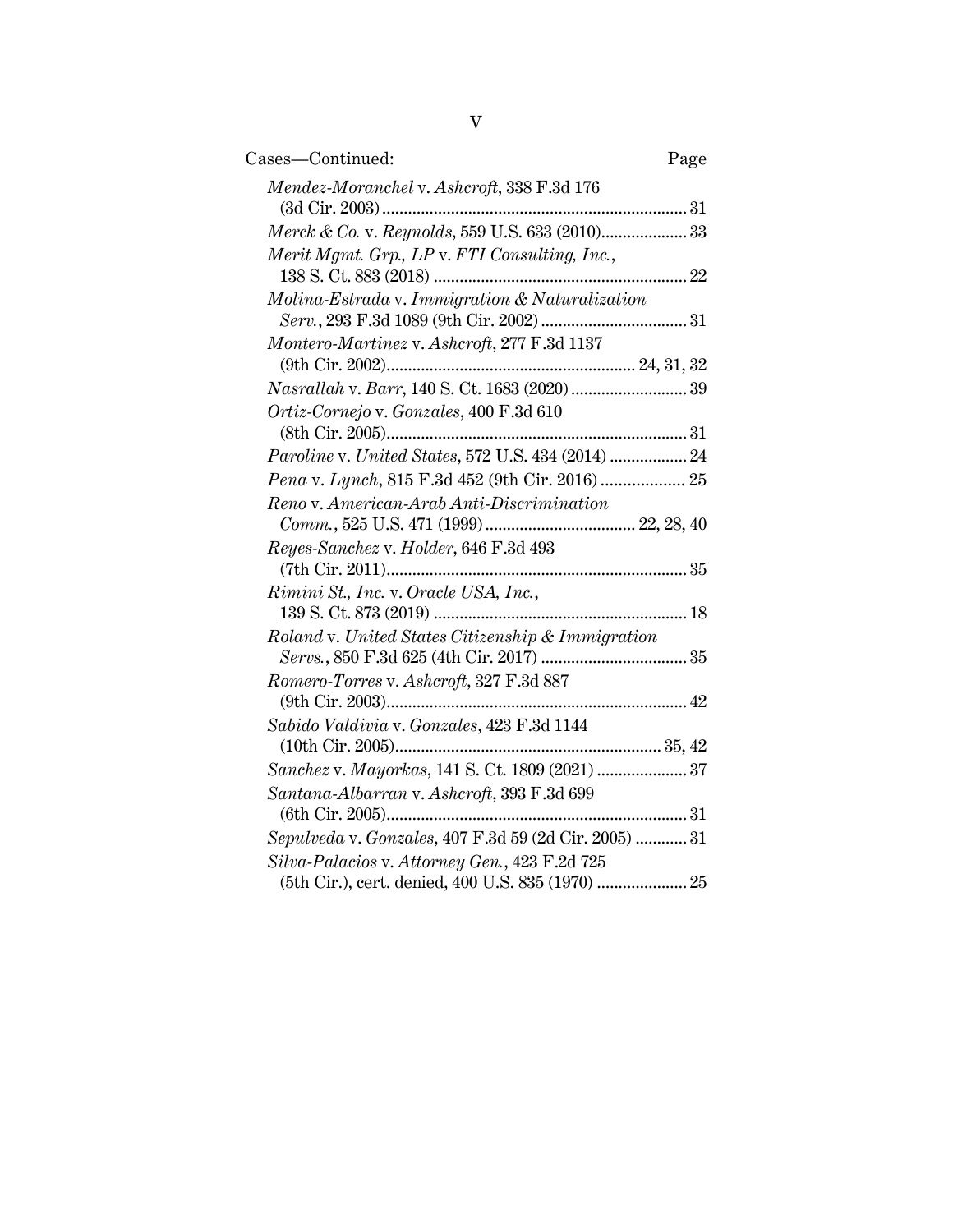Cases—Continued: Page

*Mendez-Moranchel* v. *Ashcroft*, 338 F.3d 176 (3d Cir. 2003) ........................................................................ 31

*Merck & Co.* v. *Reynolds*, 559 U.S. 633 (2010).................... 33

*Merit Mgmt. Grp., LP* v. *FTI Consulting, Inc.*, 138 S. Ct. 883 (2018) .......................................................... 22

*Molina-Estrada* v. *Immigration & Naturalization Serv.*, 293 F.3d 1089 (9th Cir. 2002) .................................. 31

*Montero-Martinez* v. *Ashcroft*, 277 F.3d 1137 (9th Cir. 2002)......................................................... 24, 31, 32

*Nasrallah* v. *Barr*, 140 S. Ct. 1683 (2020) ........................... 39

*Ortiz-Cornejo* v. *Gonzales*, 400 F.3d 610 (8th Cir. 2005)...................................................................... 31

*Paroline* v. *United States*, 572 U.S. 434 (2014) .................. 24

*Pena* v. *Lynch*, 815 F.3d 452 (9th Cir. 2016) ................... 25

*Reno* v. *American-Arab Anti-Discrimination Comm.*, 525 U.S. 471 (1999) ................................... 22, 28, 40

*Reyes-Sanchez* v. *Holder*, 646 F.3d 493 (7th Cir. 2011)...................................................................... 35

*Rimini St., Inc.* v. *Oracle USA, Inc.*, 139 S. Ct. 873 (2019) .......................................................... 18

*Roland* v. *United States Citizenship & Immigration Servs.*, 850 F.3d 625 (4th Cir. 2017) .................................. 35

*Romero-Torres* v. *Ashcroft*, 327 F.3d 887 (9th Cir. 2003)..................................................................... 42

*Sabido Valdivia* v. *Gonzales*, 423 F.3d 1144 (10th Cir. 2005)............................................................. 35, 42

*Sanchez* v. *Mayorkas*, 141 S. Ct. 1809 (2021) ..................... 37

*Santana-Albarran* v. *Ashcroft*, 393 F.3d 699 (6th Cir. 2005)..................................................................... 31

*Sepulveda* v. *Gonzales*, 407 F.3d 59 (2d Cir. 2005) ............ 31

*Silva-Palacios* v. *Attorney Gen.*, 423 F.2d 725 (5th Cir.), cert. denied, 400 U.S. 835 (1970) ..................... 25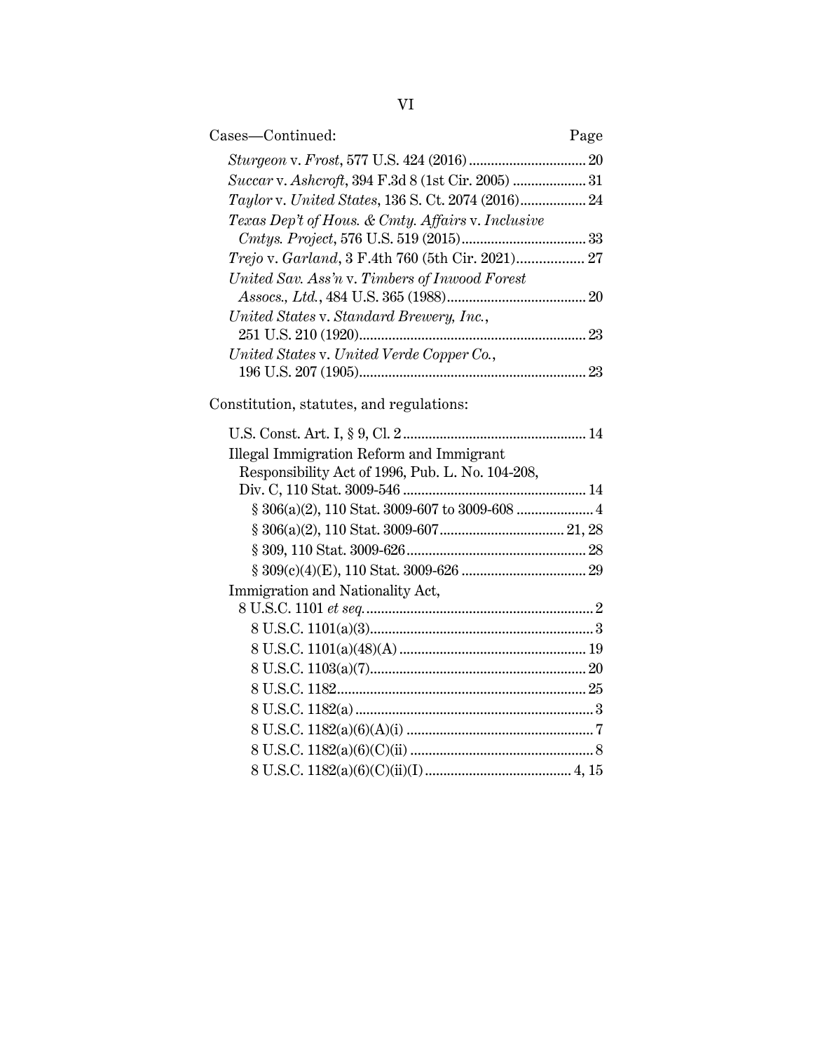Cases—Continued: Page

*Sturgeon* v. *Frost*, 577 U.S. 424 (2016) ................................ 20

*Succar* v. *Ashcroft*, 394 F.3d 8 (1st Cir. 2005) .................... 31

*Taylor* v. *United States*, 136 S. Ct. 2074 (2016).................. 24

*Texas Dep't of Hous. & Cmty. Affairs* v. *Inclusive Cmtys. Project*, 576 U.S. 519 (2015).................................. 33

*Trejo* v. *Garland*, 3 F.4th 760 (5th Cir. 2021).................. 27

*United Sav. Ass'n* v. *Timbers of Inwood Forest Assocs., Ltd.*, 484 U.S. 365 (1988)...................................... 20

*United States* v. *Standard Brewery, Inc.*, 251 U.S. 210 (1920).............................................................. 23

*United States* v. *United Verde Copper Co.*, 196 U.S. 207 (1905).............................................................. 23

Constitution, statutes, and regulations:

U.S. Const. Art. I, § 9, Cl. 2 .................................................. 14

Illegal Immigration Reform and Immigrant Responsibility Act of 1996, Pub. L. No. 104-208, Div. C, 110 Stat. 3009-546 .................................................. 14

- § 306(a)(2), 110 Stat. 3009-607 to 3009-608 ..................... 4
- § 306(a)(2), 110 Stat. 3009-607.................................. 21, 28
- § 309, 110 Stat. 3009-626................................................. 28
- § 309(c)(4)(E), 110 Stat. 3009-626 .................................. 29

Immigration and Nationality Act, 8 U.S.C. 1101 *et seq.*.............................................................. 2

- 8 U.S.C. 1101(a)(3)............................................................. 3
- 8 U.S.C. 1101(a)(48)(A) .................................................. 19
- 8 U.S.C. 1103(a)(7)........................................................... 20
- 8 U.S.C. 1182.................................................................... 25
- 8 U.S.C. 1182(a) ................................................................. 3
- 8 U.S.C. 1182(a)(6)(A)(i) ................................................... 7
- 8 U.S.C. 1182(a)(6)(C)(ii) .................................................. 8
- 8 U.S.C. 1182(a)(6)(C)(ii)(I) ........................................ 4, 15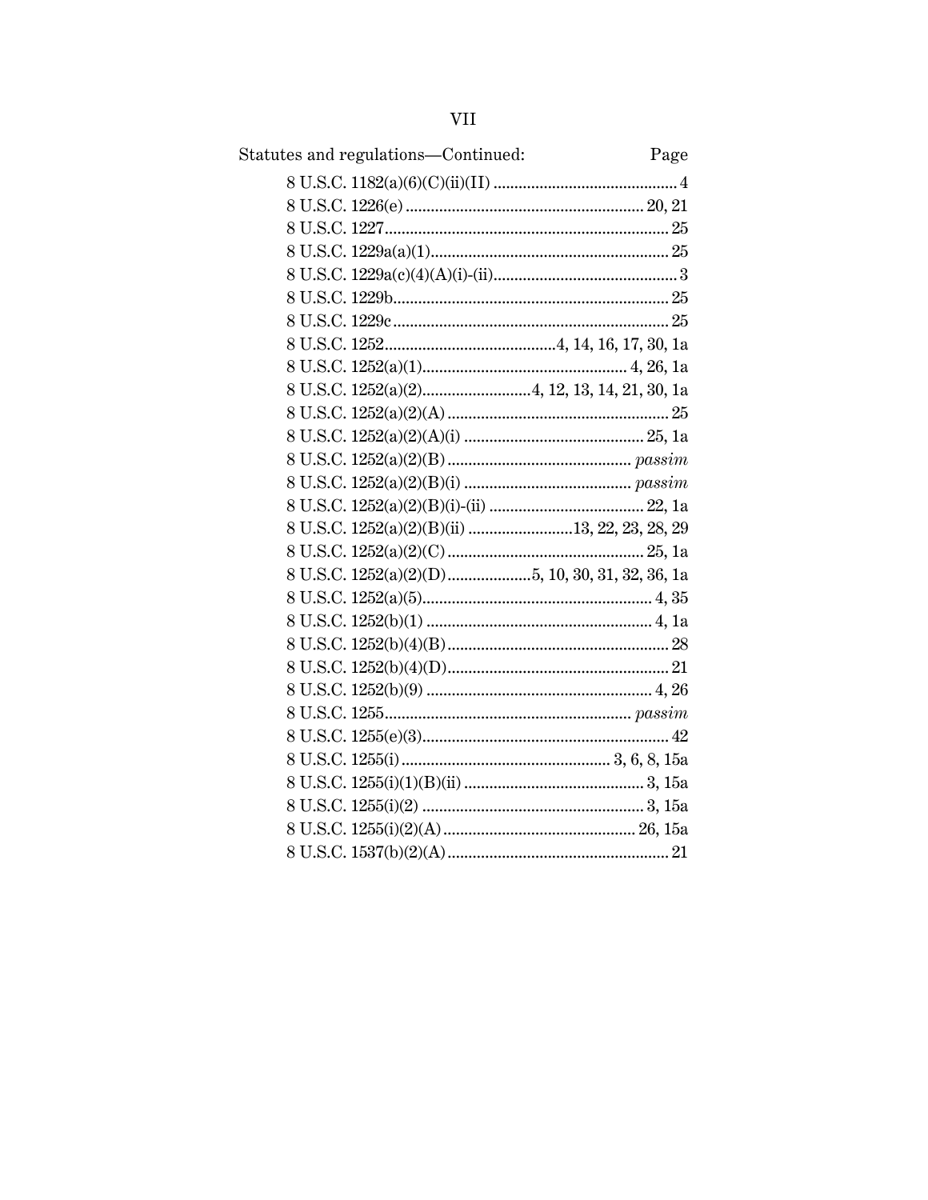Statutes and regulations—Continued: Page

| Statute | Page |
|---|---|
| 8 U.S.C. 1182(a)(6)(C)(ii)(II) | 4 |
| 8 U.S.C. 1226(e) | 20, 21 |
| 8 U.S.C. 1227 | 25 |
| 8 U.S.C. 1229a(a)(1) | 25 |
| 8 U.S.C. 1229a(c)(4)(A)(i)-(ii) | 3 |
| 8 U.S.C. 1229b | 25 |
| 8 U.S.C. 1229c | 25 |
| 8 U.S.C. 1252 | 4, 14, 16, 17, 30, 1a |
| 8 U.S.C. 1252(a)(1) | 4, 26, 1a |
| 8 U.S.C. 1252(a)(2) | 4, 12, 13, 14, 21, 30, 1a |
| 8 U.S.C. 1252(a)(2)(A) | 25 |
| 8 U.S.C. 1252(a)(2)(A)(i) | 25, 1a |
| 8 U.S.C. 1252(a)(2)(B) | *passim* |
| 8 U.S.C. 1252(a)(2)(B)(i) | *passim* |
| 8 U.S.C. 1252(a)(2)(B)(i)-(ii) | 22, 1a |
| 8 U.S.C. 1252(a)(2)(B)(ii) | 13, 22, 23, 28, 29 |
| 8 U.S.C. 1252(a)(2)(C) | 25, 1a |
| 8 U.S.C. 1252(a)(2)(D) | 5, 10, 30, 31, 32, 36, 1a |
| 8 U.S.C. 1252(a)(5) | 4, 35 |
| 8 U.S.C. 1252(b)(1) | 4, 1a |
| 8 U.S.C. 1252(b)(4)(B) | 28 |
| 8 U.S.C. 1252(b)(4)(D) | 21 |
| 8 U.S.C. 1252(b)(9) | 4, 26 |
| 8 U.S.C. 1255 | *passim* |
| 8 U.S.C. 1255(e)(3) | 42 |
| 8 U.S.C. 1255(i) | 3, 6, 8, 15a |
| 8 U.S.C. 1255(i)(1)(B)(ii) | 3, 15a |
| 8 U.S.C. 1255(i)(2) | 3, 15a |
| 8 U.S.C. 1255(i)(2)(A) | 26, 15a |
| 8 U.S.C. 1537(b)(2)(A) | 21 |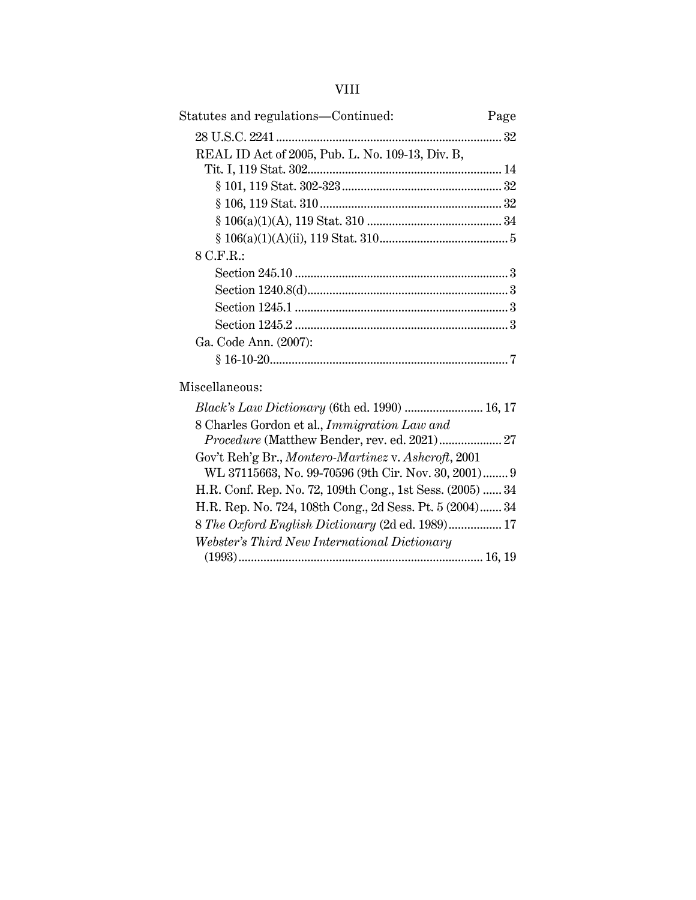Statutes and regulations—Continued: Page

28 U.S.C. 2241 ........................................................................ 32

REAL ID Act of 2005, Pub. L. No. 109-13, Div. B, Tit. I, 119 Stat. 302.............................................................. 14

§ 101, 119 Stat. 302-323 .................................................. 32

§ 106, 119 Stat. 310 .......................................................... 32

§ 106(a)(1)(A), 119 Stat. 310 ........................................... 34

§ 106(a)(1)(A)(ii), 119 Stat. 310......................................... 5

8 C.F.R.:

Section 245.10 .................................................................... 3

Section 1240.8(d)................................................................ 3

Section 1245.1 .................................................................... 3

Section 1245.2 .................................................................... 3

Ga. Code Ann. (2007):

§ 16-10-20........................................................................... 7

Miscellaneous:

*Black's Law Dictionary* (6th ed. 1990) ......................... 16, 17

8 Charles Gordon et al., *Immigration Law and Procedure* (Matthew Bender, rev. ed. 2021).................... 27

Gov't Reh'g Br., *Montero-Martinez* v. *Ashcroft*, 2001 WL 37115663, No. 99-70596 (9th Cir. Nov. 30, 2001)........ 9

H.R. Conf. Rep. No. 72, 109th Cong., 1st Sess. (2005) ...... 34

H.R. Rep. No. 724, 108th Cong., 2d Sess. Pt. 5 (2004)....... 34

8 *The Oxford English Dictionary* (2d ed. 1989)................. 17

*Webster's Third New International Dictionary* (1993)............................................................................. 16, 19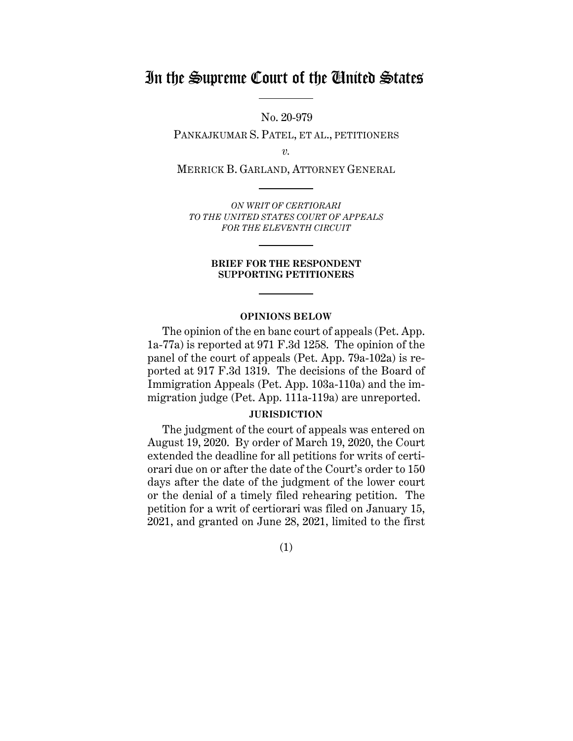# In the Supreme Court of the United States

No. 20-979

PANKAJKUMAR S. PATEL, ET AL., PETITIONERS

*v.*

MERRICK B. GARLAND, ATTORNEY GENERAL

*ON WRIT OF CERTIORARI*
*TO THE UNITED STATES COURT OF APPEALS*
*FOR THE ELEVENTH CIRCUIT*

**BRIEF FOR THE RESPONDENT SUPPORTING PETITIONERS**

**OPINIONS BELOW**

The opinion of the en banc court of appeals (Pet. App. 1a-77a) is reported at 971 F.3d 1258. The opinion of the panel of the court of appeals (Pet. App. 79a-102a) is reported at 917 F.3d 1319. The decisions of the Board of Immigration Appeals (Pet. App. 103a-110a) and the immigration judge (Pet. App. 111a-119a) are unreported.

**JURISDICTION**

The judgment of the court of appeals was entered on August 19, 2020. By order of March 19, 2020, the Court extended the deadline for all petitions for writs of certiorari due on or after the date of the Court's order to 150 days after the date of the judgment of the lower court or the denial of a timely filed rehearing petition. The petition for a writ of certiorari was filed on January 15, 2021, and granted on June 28, 2021, limited to the first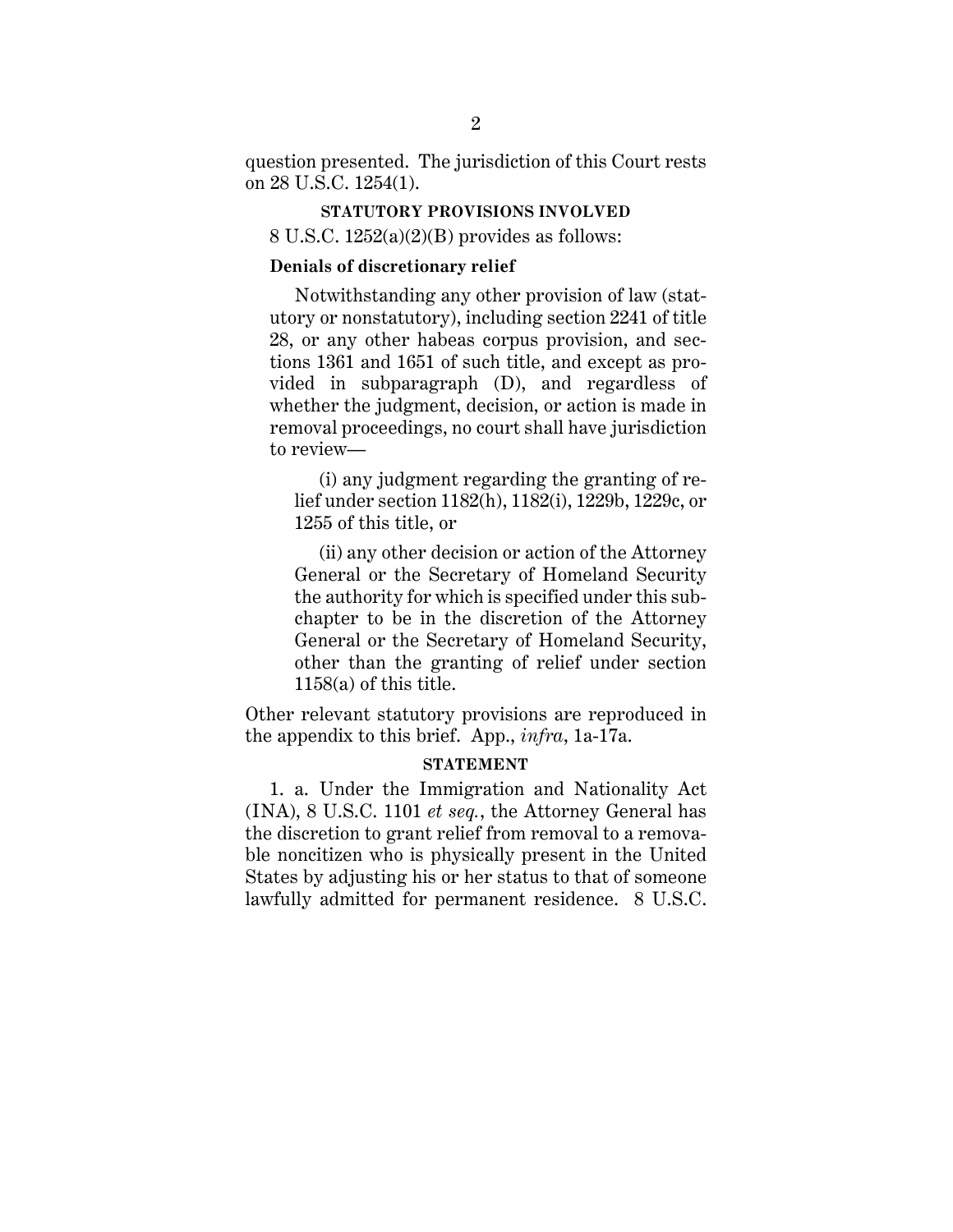question presented. The jurisdiction of this Court rests on 28 U.S.C. 1254(1).

## STATUTORY PROVISIONS INVOLVED

8 U.S.C. 1252(a)(2)(B) provides as follows:

**Denials of discretionary relief**

Notwithstanding any other provision of law (statutory or nonstatutory), including section 2241 of title 28, or any other habeas corpus provision, and sections 1361 and 1651 of such title, and except as provided in subparagraph (D), and regardless of whether the judgment, decision, or action is made in removal proceedings, no court shall have jurisdiction to review—

(i) any judgment regarding the granting of relief under section 1182(h), 1182(i), 1229b, 1229c, or 1255 of this title, or

(ii) any other decision or action of the Attorney General or the Secretary of Homeland Security the authority for which is specified under this subchapter to be in the discretion of the Attorney General or the Secretary of Homeland Security, other than the granting of relief under section 1158(a) of this title.

Other relevant statutory provisions are reproduced in the appendix to this brief. App., *infra*, 1a-17a.

## STATEMENT

1. a. Under the Immigration and Nationality Act (INA), 8 U.S.C. 1101 *et seq.*, the Attorney General has the discretion to grant relief from removal to a removable noncitizen who is physically present in the United States by adjusting his or her status to that of someone lawfully admitted for permanent residence. 8 U.S.C.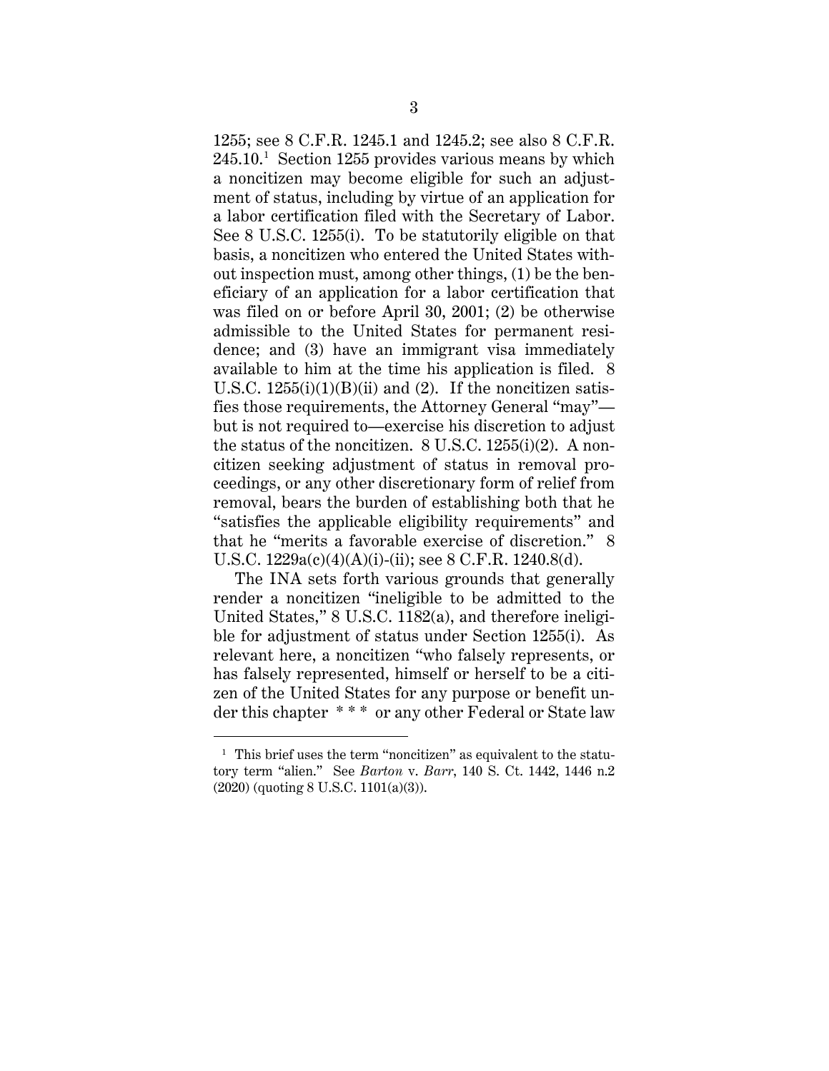1255; see 8 C.F.R. 1245.1 and 1245.2; see also 8 C.F.R. 245.10.[1] Section 1255 provides various means by which a noncitizen may become eligible for such an adjustment of status, including by virtue of an application for a labor certification filed with the Secretary of Labor. See 8 U.S.C. 1255(i). To be statutorily eligible on that basis, a noncitizen who entered the United States without inspection must, among other things, (1) be the beneficiary of an application for a labor certification that was filed on or before April 30, 2001; (2) be otherwise admissible to the United States for permanent residence; and (3) have an immigrant visa immediately available to him at the time his application is filed. 8 U.S.C. 1255(i)(1)(B)(ii) and (2). If the noncitizen satisfies those requirements, the Attorney General "may"—but is not required to—exercise his discretion to adjust the status of the noncitizen. 8 U.S.C. 1255(i)(2). A noncitizen seeking adjustment of status in removal proceedings, or any other discretionary form of relief from removal, bears the burden of establishing both that he "satisfies the applicable eligibility requirements" and that he "merits a favorable exercise of discretion." 8 U.S.C. 1229a(c)(4)(A)(i)-(ii); see 8 C.F.R. 1240.8(d).

The INA sets forth various grounds that generally render a noncitizen "ineligible to be admitted to the United States," 8 U.S.C. 1182(a), and therefore ineligible for adjustment of status under Section 1255(i). As relevant here, a noncitizen "who falsely represents, or has falsely represented, himself or herself to be a citizen of the United States for any purpose or benefit under this chapter * * * or any other Federal or State law

[1] This brief uses the term "noncitizen" as equivalent to the statutory term "alien." See *Barton* v. *Barr*, 140 S. Ct. 1442, 1446 n.2 (2020) (quoting 8 U.S.C. 1101(a)(3)).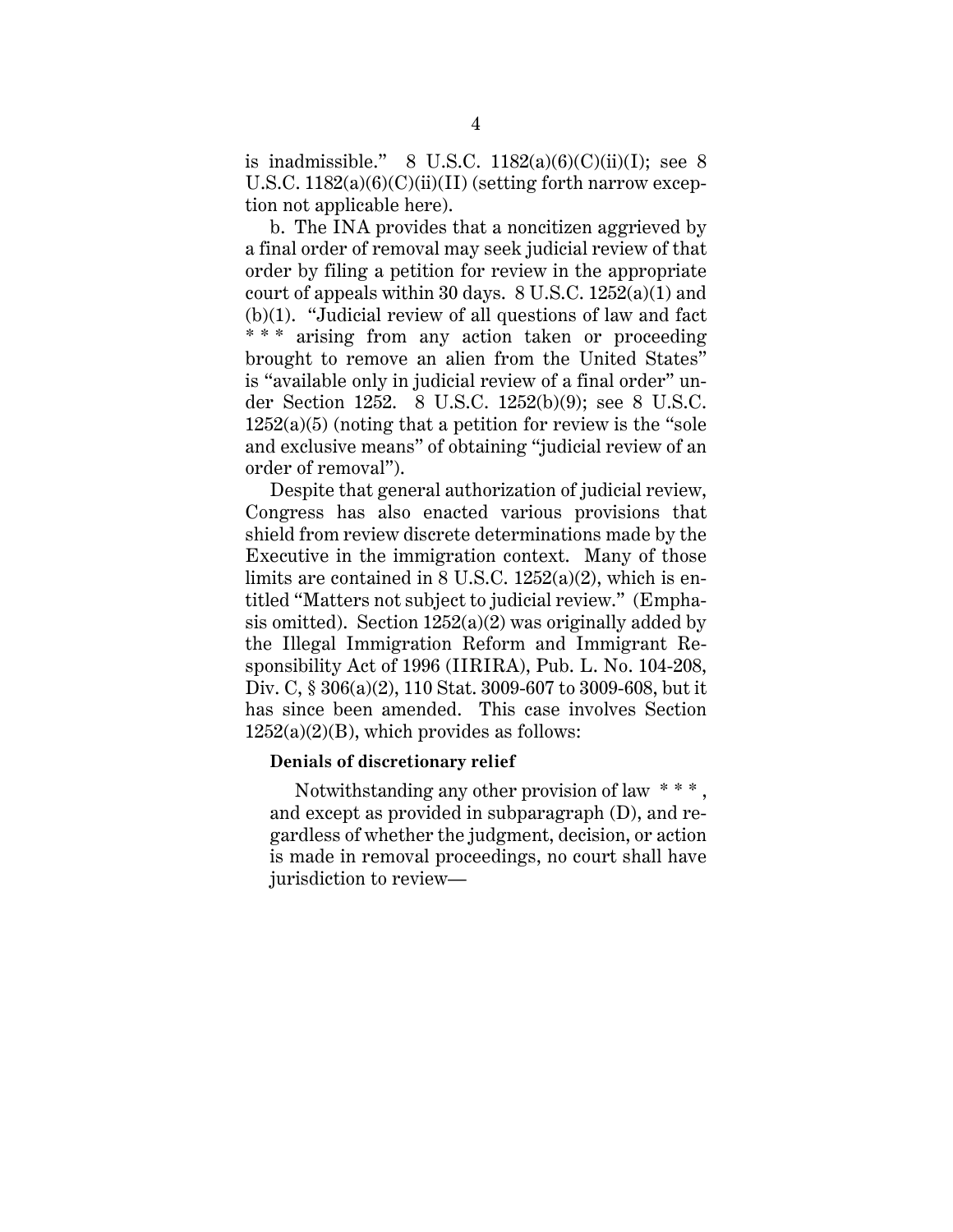is inadmissible." 8 U.S.C. 1182(a)(6)(C)(ii)(I); see 8 U.S.C. 1182(a)(6)(C)(ii)(II) (setting forth narrow exception not applicable here).

b. The INA provides that a noncitizen aggrieved by a final order of removal may seek judicial review of that order by filing a petition for review in the appropriate court of appeals within 30 days. 8 U.S.C. 1252(a)(1) and (b)(1). "Judicial review of all questions of law and fact * * * arising from any action taken or proceeding brought to remove an alien from the United States" is "available only in judicial review of a final order" under Section 1252. 8 U.S.C. 1252(b)(9); see 8 U.S.C. 1252(a)(5) (noting that a petition for review is the "sole and exclusive means" of obtaining "judicial review of an order of removal").

Despite that general authorization of judicial review, Congress has also enacted various provisions that shield from review discrete determinations made by the Executive in the immigration context. Many of those limits are contained in 8 U.S.C. 1252(a)(2), which is entitled "Matters not subject to judicial review." (Emphasis omitted). Section 1252(a)(2) was originally added by the Illegal Immigration Reform and Immigrant Responsibility Act of 1996 (IIRIRA), Pub. L. No. 104-208, Div. C, § 306(a)(2), 110 Stat. 3009-607 to 3009-608, but it has since been amended. This case involves Section 1252(a)(2)(B), which provides as follows:

> **Denials of discretionary relief**
>
> Notwithstanding any other provision of law * * * , and except as provided in subparagraph (D), and regardless of whether the judgment, decision, or action is made in removal proceedings, no court shall have jurisdiction to review—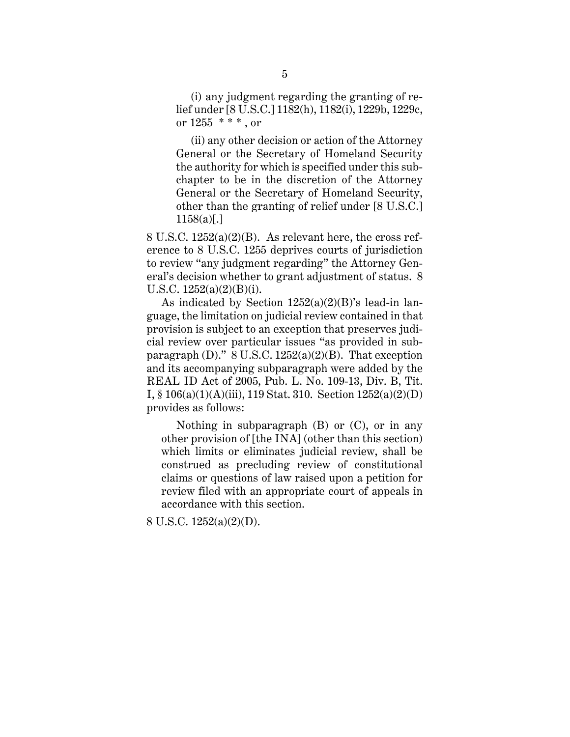> (i) any judgment regarding the granting of relief under [8 U.S.C.] 1182(h), 1182(i), 1229b, 1229c, or 1255 * * * , or
>
> (ii) any other decision or action of the Attorney General or the Secretary of Homeland Security the authority for which is specified under this subchapter to be in the discretion of the Attorney General or the Secretary of Homeland Security, other than the granting of relief under [8 U.S.C.] 1158(a)[.]

8 U.S.C. 1252(a)(2)(B). As relevant here, the cross reference to 8 U.S.C. 1255 deprives courts of jurisdiction to review "any judgment regarding" the Attorney General's decision whether to grant adjustment of status. 8 U.S.C. 1252(a)(2)(B)(i).

As indicated by Section 1252(a)(2)(B)'s lead-in language, the limitation on judicial review contained in that provision is subject to an exception that preserves judicial review over particular issues "as provided in subparagraph (D)." 8 U.S.C. 1252(a)(2)(B). That exception and its accompanying subparagraph were added by the REAL ID Act of 2005, Pub. L. No. 109-13, Div. B, Tit. I, § 106(a)(1)(A)(iii), 119 Stat. 310. Section 1252(a)(2)(D) provides as follows:

> Nothing in subparagraph (B) or (C), or in any other provision of [the INA] (other than this section) which limits or eliminates judicial review, shall be construed as precluding review of constitutional claims or questions of law raised upon a petition for review filed with an appropriate court of appeals in accordance with this section.

8 U.S.C. 1252(a)(2)(D).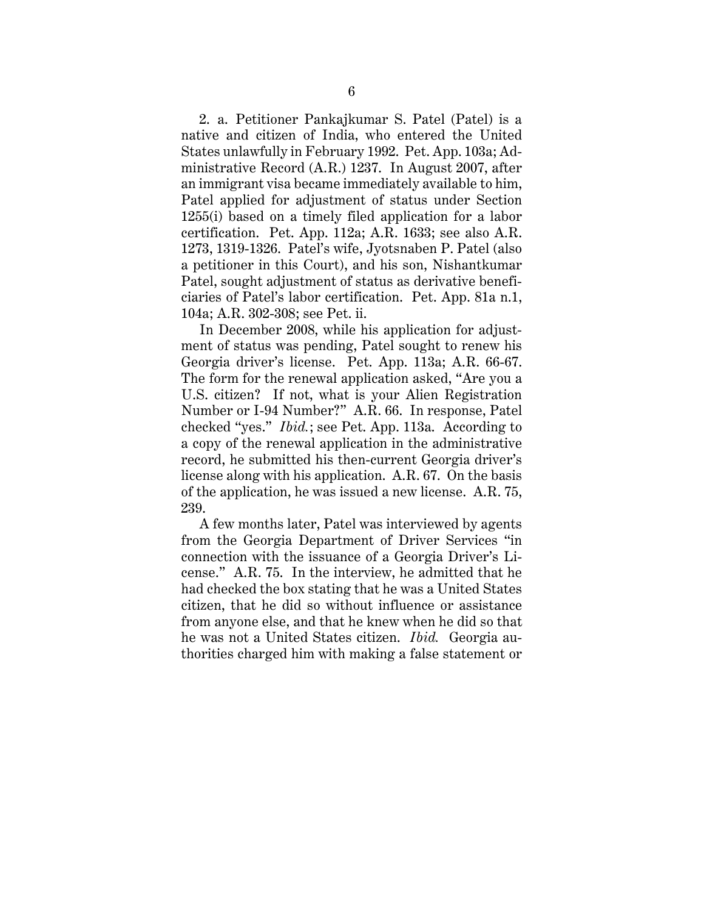2. a. Petitioner Pankajkumar S. Patel (Patel) is a native and citizen of India, who entered the United States unlawfully in February 1992. Pet. App. 103a; Administrative Record (A.R.) 1237. In August 2007, after an immigrant visa became immediately available to him, Patel applied for adjustment of status under Section 1255(i) based on a timely filed application for a labor certification. Pet. App. 112a; A.R. 1633; see also A.R. 1273, 1319-1326. Patel's wife, Jyotsnaben P. Patel (also a petitioner in this Court), and his son, Nishantkumar Patel, sought adjustment of status as derivative beneficiaries of Patel's labor certification. Pet. App. 81a n.1, 104a; A.R. 302-308; see Pet. ii.

In December 2008, while his application for adjustment of status was pending, Patel sought to renew his Georgia driver's license. Pet. App. 113a; A.R. 66-67. The form for the renewal application asked, "Are you a U.S. citizen? If not, what is your Alien Registration Number or I-94 Number?" A.R. 66. In response, Patel checked "yes." *Ibid.*; see Pet. App. 113a. According to a copy of the renewal application in the administrative record, he submitted his then-current Georgia driver's license along with his application. A.R. 67. On the basis of the application, he was issued a new license. A.R. 75, 239.

A few months later, Patel was interviewed by agents from the Georgia Department of Driver Services "in connection with the issuance of a Georgia Driver's License." A.R. 75. In the interview, he admitted that he had checked the box stating that he was a United States citizen, that he did so without influence or assistance from anyone else, and that he knew when he did so that he was not a United States citizen. *Ibid.* Georgia authorities charged him with making a false statement or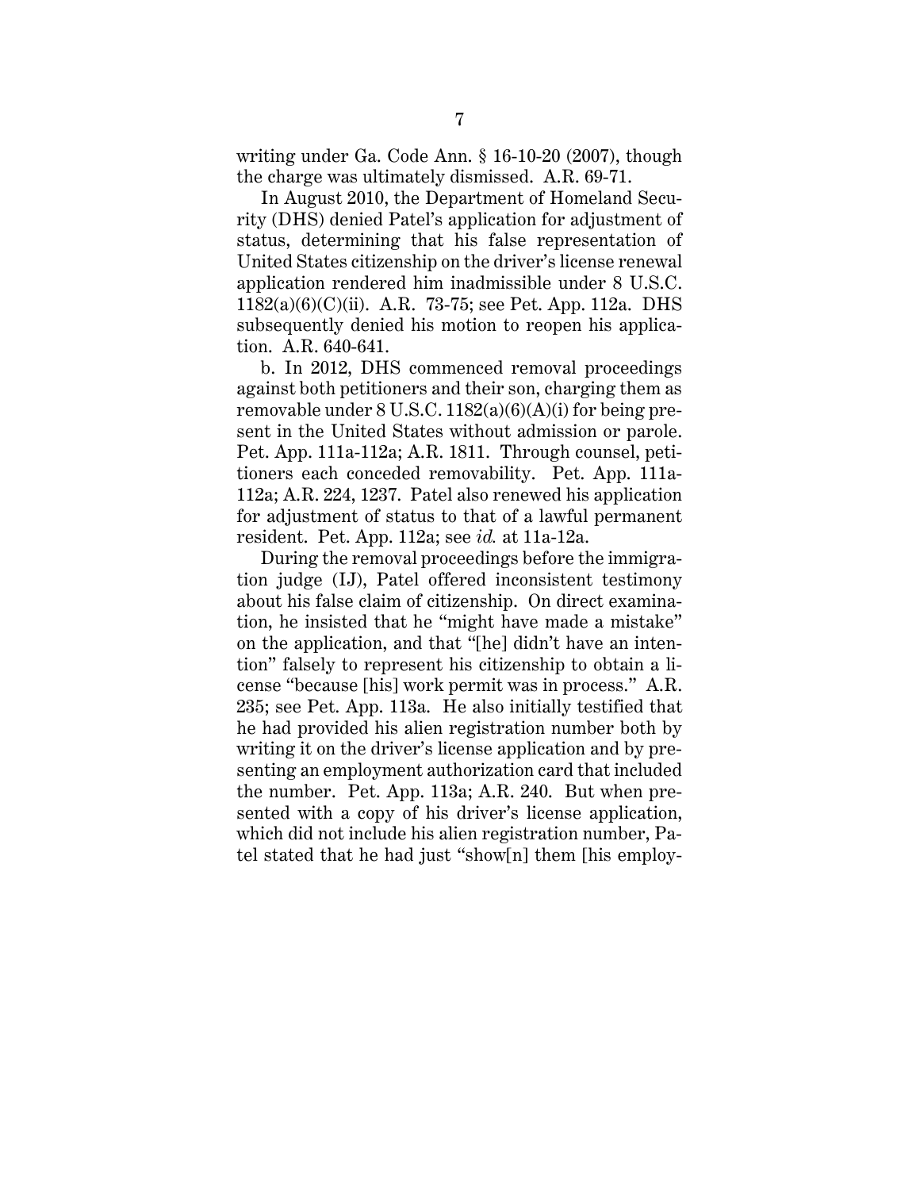writing under Ga. Code Ann. § 16-10-20 (2007), though the charge was ultimately dismissed. A.R. 69-71.

In August 2010, the Department of Homeland Security (DHS) denied Patel's application for adjustment of status, determining that his false representation of United States citizenship on the driver's license renewal application rendered him inadmissible under 8 U.S.C. 1182(a)(6)(C)(ii). A.R. 73-75; see Pet. App. 112a. DHS subsequently denied his motion to reopen his application. A.R. 640-641.

b. In 2012, DHS commenced removal proceedings against both petitioners and their son, charging them as removable under 8 U.S.C. 1182(a)(6)(A)(i) for being present in the United States without admission or parole. Pet. App. 111a-112a; A.R. 1811. Through counsel, petitioners each conceded removability. Pet. App. 111a-112a; A.R. 224, 1237. Patel also renewed his application for adjustment of status to that of a lawful permanent resident. Pet. App. 112a; see *id.* at 11a-12a.

During the removal proceedings before the immigration judge (IJ), Patel offered inconsistent testimony about his false claim of citizenship. On direct examination, he insisted that he "might have made a mistake" on the application, and that "[he] didn't have an intention" falsely to represent his citizenship to obtain a license "because [his] work permit was in process." A.R. 235; see Pet. App. 113a. He also initially testified that he had provided his alien registration number both by writing it on the driver's license application and by presenting an employment authorization card that included the number. Pet. App. 113a; A.R. 240. But when presented with a copy of his driver's license application, which did not include his alien registration number, Patel stated that he had just "show[n] them [his employ-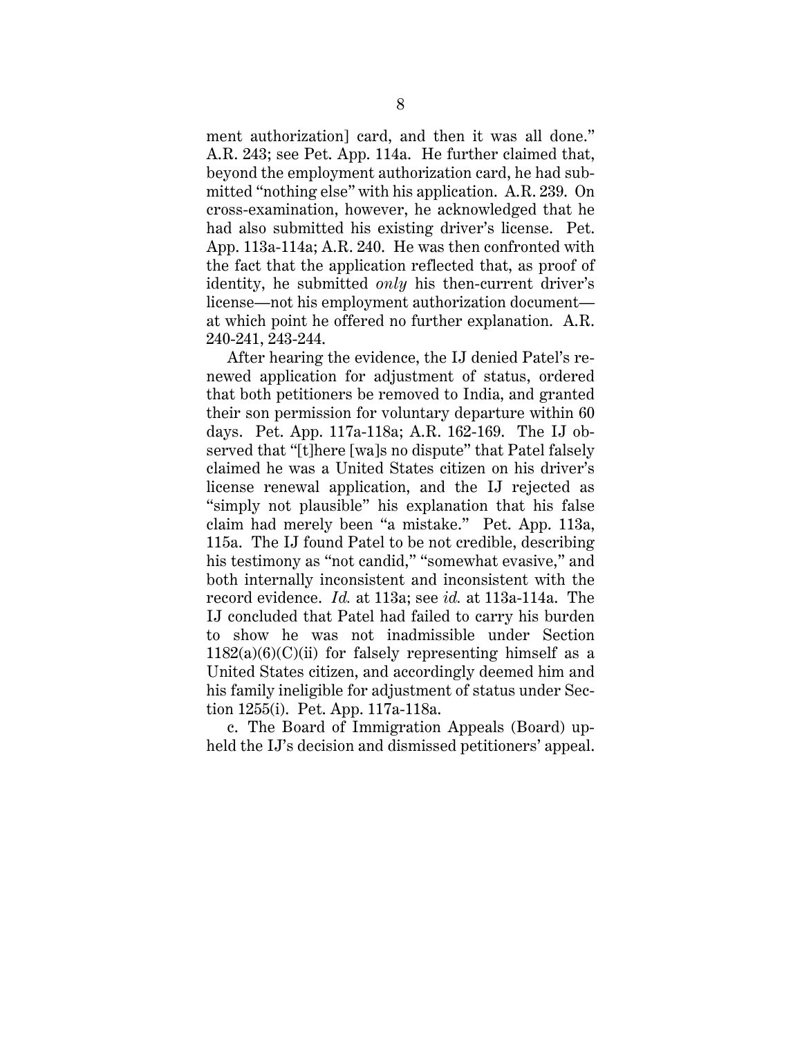ment authorization] card, and then it was all done." A.R. 243; see Pet. App. 114a. He further claimed that, beyond the employment authorization card, he had submitted "nothing else" with his application. A.R. 239. On cross-examination, however, he acknowledged that he had also submitted his existing driver's license. Pet. App. 113a-114a; A.R. 240. He was then confronted with the fact that the application reflected that, as proof of identity, he submitted *only* his then-current driver's license—not his employment authorization document—at which point he offered no further explanation. A.R. 240-241, 243-244.

After hearing the evidence, the IJ denied Patel's renewed application for adjustment of status, ordered that both petitioners be removed to India, and granted their son permission for voluntary departure within 60 days. Pet. App. 117a-118a; A.R. 162-169. The IJ observed that "[t]here [wa]s no dispute" that Patel falsely claimed he was a United States citizen on his driver's license renewal application, and the IJ rejected as "simply not plausible" his explanation that his false claim had merely been "a mistake." Pet. App. 113a, 115a. The IJ found Patel to be not credible, describing his testimony as "not candid," "somewhat evasive," and both internally inconsistent and inconsistent with the record evidence. *Id.* at 113a; see *id.* at 113a-114a. The IJ concluded that Patel had failed to carry his burden to show he was not inadmissible under Section 1182(a)(6)(C)(ii) for falsely representing himself as a United States citizen, and accordingly deemed him and his family ineligible for adjustment of status under Section 1255(i). Pet. App. 117a-118a.

c. The Board of Immigration Appeals (Board) upheld the IJ's decision and dismissed petitioners' appeal.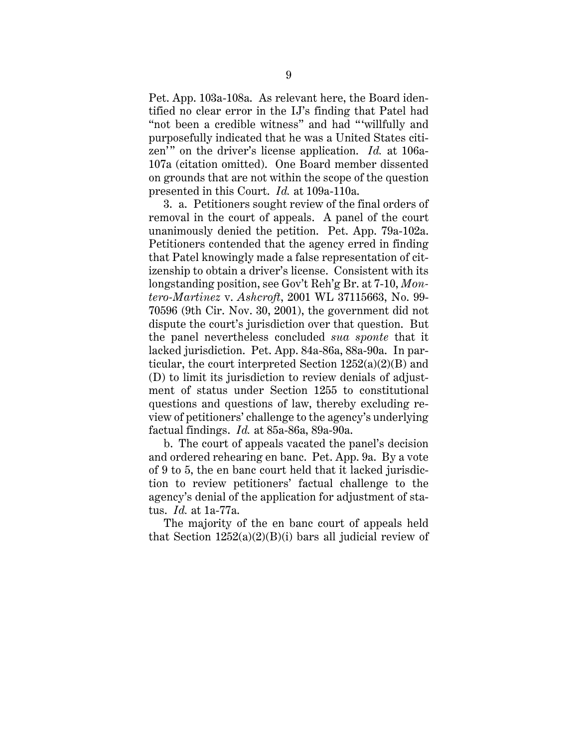Pet. App. 103a-108a. As relevant here, the Board identified no clear error in the IJ's finding that Patel had "not been a credible witness" and had "'willfully and purposefully indicated that he was a United States citizen'" on the driver's license application. *Id.* at 106a-107a (citation omitted). One Board member dissented on grounds that are not within the scope of the question presented in this Court. *Id.* at 109a-110a.

3. a. Petitioners sought review of the final orders of removal in the court of appeals. A panel of the court unanimously denied the petition. Pet. App. 79a-102a. Petitioners contended that the agency erred in finding that Patel knowingly made a false representation of citizenship to obtain a driver's license. Consistent with its longstanding position, see Gov't Reh'g Br. at 7-10, *Montero-Martinez* v. *Ashcroft*, 2001 WL 37115663, No. 99-70596 (9th Cir. Nov. 30, 2001), the government did not dispute the court's jurisdiction over that question. But the panel nevertheless concluded *sua sponte* that it lacked jurisdiction. Pet. App. 84a-86a, 88a-90a. In particular, the court interpreted Section 1252(a)(2)(B) and (D) to limit its jurisdiction to review denials of adjustment of status under Section 1255 to constitutional questions and questions of law, thereby excluding review of petitioners' challenge to the agency's underlying factual findings. *Id.* at 85a-86a, 89a-90a.

b. The court of appeals vacated the panel's decision and ordered rehearing en banc. Pet. App. 9a. By a vote of 9 to 5, the en banc court held that it lacked jurisdiction to review petitioners' factual challenge to the agency's denial of the application for adjustment of status. *Id.* at 1a-77a.

The majority of the en banc court of appeals held that Section 1252(a)(2)(B)(i) bars all judicial review of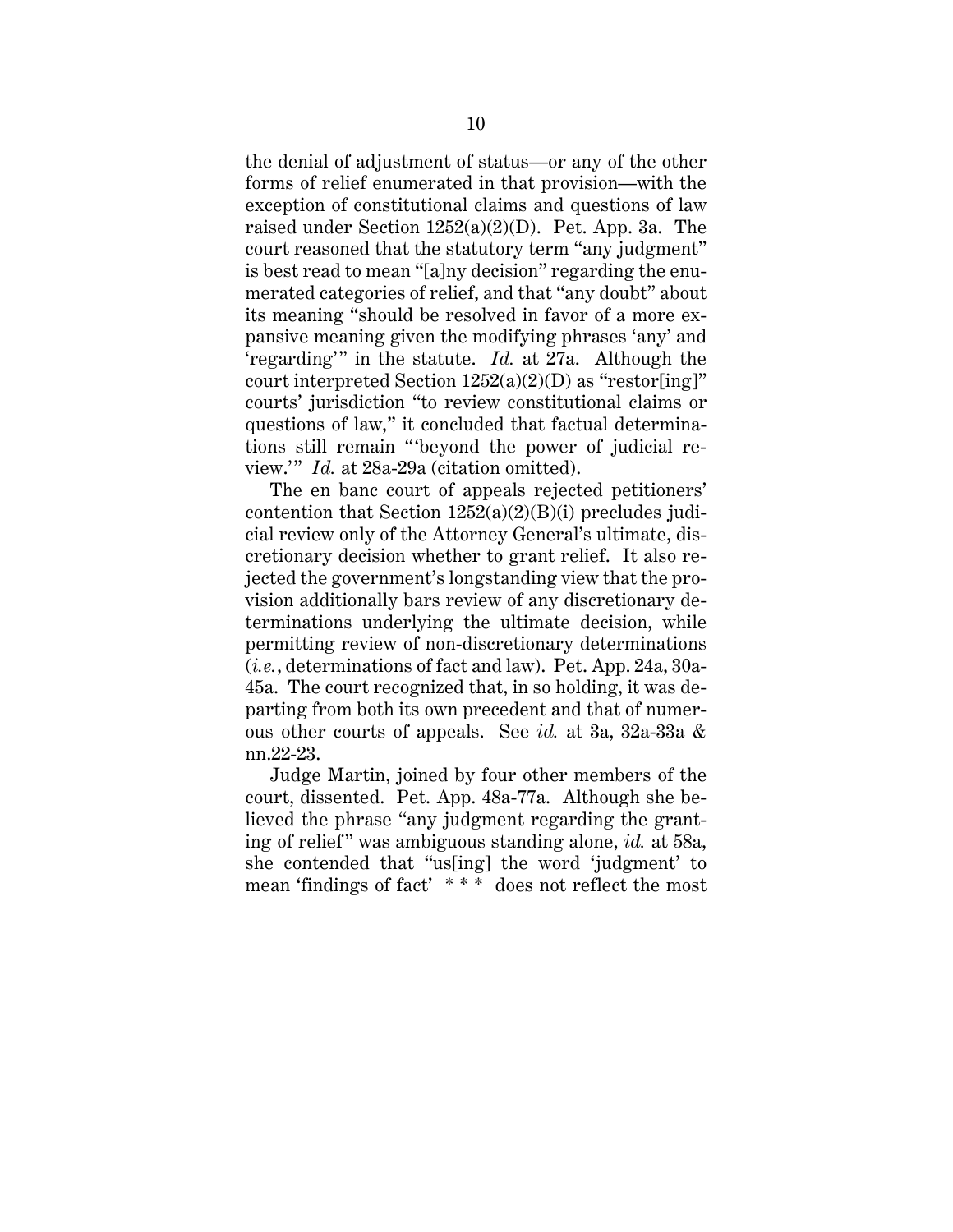the denial of adjustment of status—or any of the other forms of relief enumerated in that provision—with the exception of constitutional claims and questions of law raised under Section 1252(a)(2)(D). Pet. App. 3a. The court reasoned that the statutory term "any judgment" is best read to mean "[a]ny decision" regarding the enumerated categories of relief, and that "any doubt" about its meaning "should be resolved in favor of a more expansive meaning given the modifying phrases 'any' and 'regarding'" in the statute. *Id.* at 27a. Although the court interpreted Section 1252(a)(2)(D) as "restor[ing]" courts' jurisdiction "to review constitutional claims or questions of law," it concluded that factual determinations still remain "'beyond the power of judicial review.'" *Id.* at 28a-29a (citation omitted).

The en banc court of appeals rejected petitioners' contention that Section 1252(a)(2)(B)(i) precludes judicial review only of the Attorney General's ultimate, discretionary decision whether to grant relief. It also rejected the government's longstanding view that the provision additionally bars review of any discretionary determinations underlying the ultimate decision, while permitting review of non-discretionary determinations (*i.e.*, determinations of fact and law). Pet. App. 24a, 30a-45a. The court recognized that, in so holding, it was departing from both its own precedent and that of numerous other courts of appeals. See *id.* at 3a, 32a-33a & nn.22-23.

Judge Martin, joined by four other members of the court, dissented. Pet. App. 48a-77a. Although she believed the phrase "any judgment regarding the granting of relief" was ambiguous standing alone, *id.* at 58a, she contended that "us[ing] the word 'judgment' to mean 'findings of fact' * * * does not reflect the most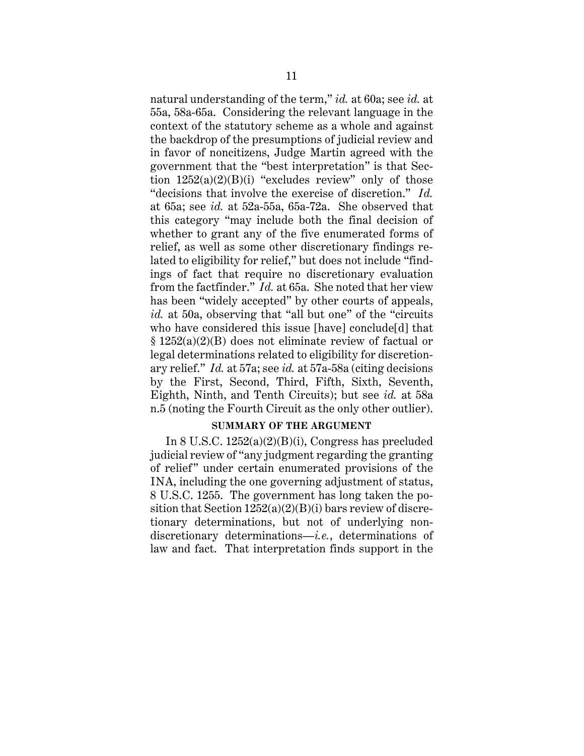natural understanding of the term," *id.* at 60a; see *id.* at 55a, 58a-65a. Considering the relevant language in the context of the statutory scheme as a whole and against the backdrop of the presumptions of judicial review and in favor of noncitizens, Judge Martin agreed with the government that the "best interpretation" is that Section 1252(a)(2)(B)(i) "excludes review" only of those "decisions that involve the exercise of discretion." *Id.* at 65a; see *id.* at 52a-55a, 65a-72a. She observed that this category "may include both the final decision of whether to grant any of the five enumerated forms of relief, as well as some other discretionary findings related to eligibility for relief," but does not include "findings of fact that require no discretionary evaluation from the factfinder." *Id.* at 65a. She noted that her view has been "widely accepted" by other courts of appeals, *id.* at 50a, observing that "all but one" of the "circuits who have considered this issue [have] conclude[d] that § 1252(a)(2)(B) does not eliminate review of factual or legal determinations related to eligibility for discretionary relief." *Id.* at 57a; see *id.* at 57a-58a (citing decisions by the First, Second, Third, Fifth, Sixth, Seventh, Eighth, Ninth, and Tenth Circuits); but see *id.* at 58a n.5 (noting the Fourth Circuit as the only other outlier).

## SUMMARY OF THE ARGUMENT

In 8 U.S.C. 1252(a)(2)(B)(i), Congress has precluded judicial review of "any judgment regarding the granting of relief" under certain enumerated provisions of the INA, including the one governing adjustment of status, 8 U.S.C. 1255. The government has long taken the position that Section 1252(a)(2)(B)(i) bars review of discretionary determinations, but not of underlying non-discretionary determinations—*i.e.*, determinations of law and fact. That interpretation finds support in the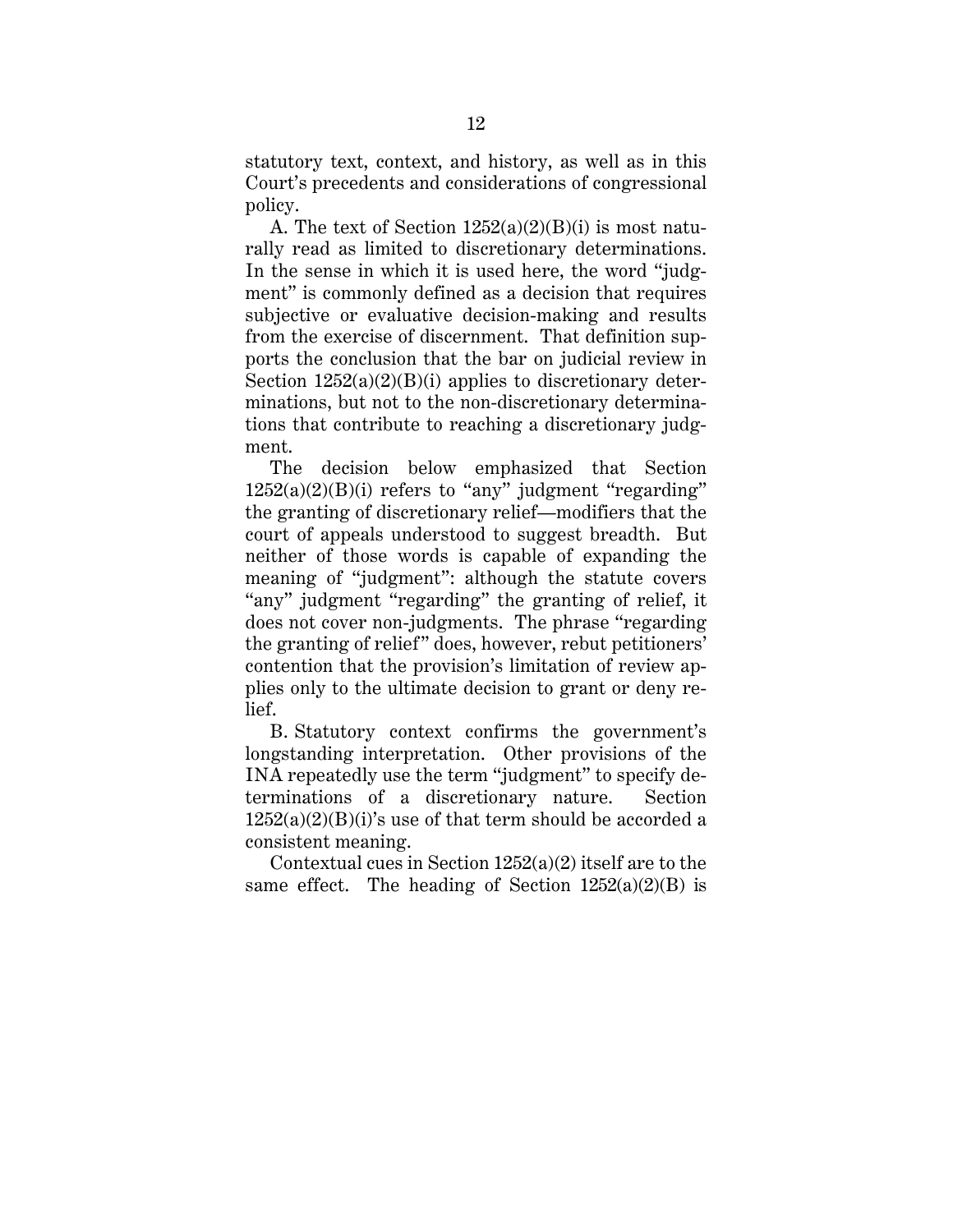statutory text, context, and history, as well as in this Court's precedents and considerations of congressional policy.

A. The text of Section 1252(a)(2)(B)(i) is most naturally read as limited to discretionary determinations. In the sense in which it is used here, the word "judgment" is commonly defined as a decision that requires subjective or evaluative decision-making and results from the exercise of discernment. That definition supports the conclusion that the bar on judicial review in Section 1252(a)(2)(B)(i) applies to discretionary determinations, but not to the non-discretionary determinations that contribute to reaching a discretionary judgment.

The decision below emphasized that Section 1252(a)(2)(B)(i) refers to "any" judgment "regarding" the granting of discretionary relief—modifiers that the court of appeals understood to suggest breadth. But neither of those words is capable of expanding the meaning of "judgment": although the statute covers "any" judgment "regarding" the granting of relief, it does not cover non-judgments. The phrase "regarding the granting of relief" does, however, rebut petitioners' contention that the provision's limitation of review applies only to the ultimate decision to grant or deny relief.

B. Statutory context confirms the government's longstanding interpretation. Other provisions of the INA repeatedly use the term "judgment" to specify determinations of a discretionary nature. Section 1252(a)(2)(B)(i)'s use of that term should be accorded a consistent meaning.

Contextual cues in Section 1252(a)(2) itself are to the same effect. The heading of Section 1252(a)(2)(B) is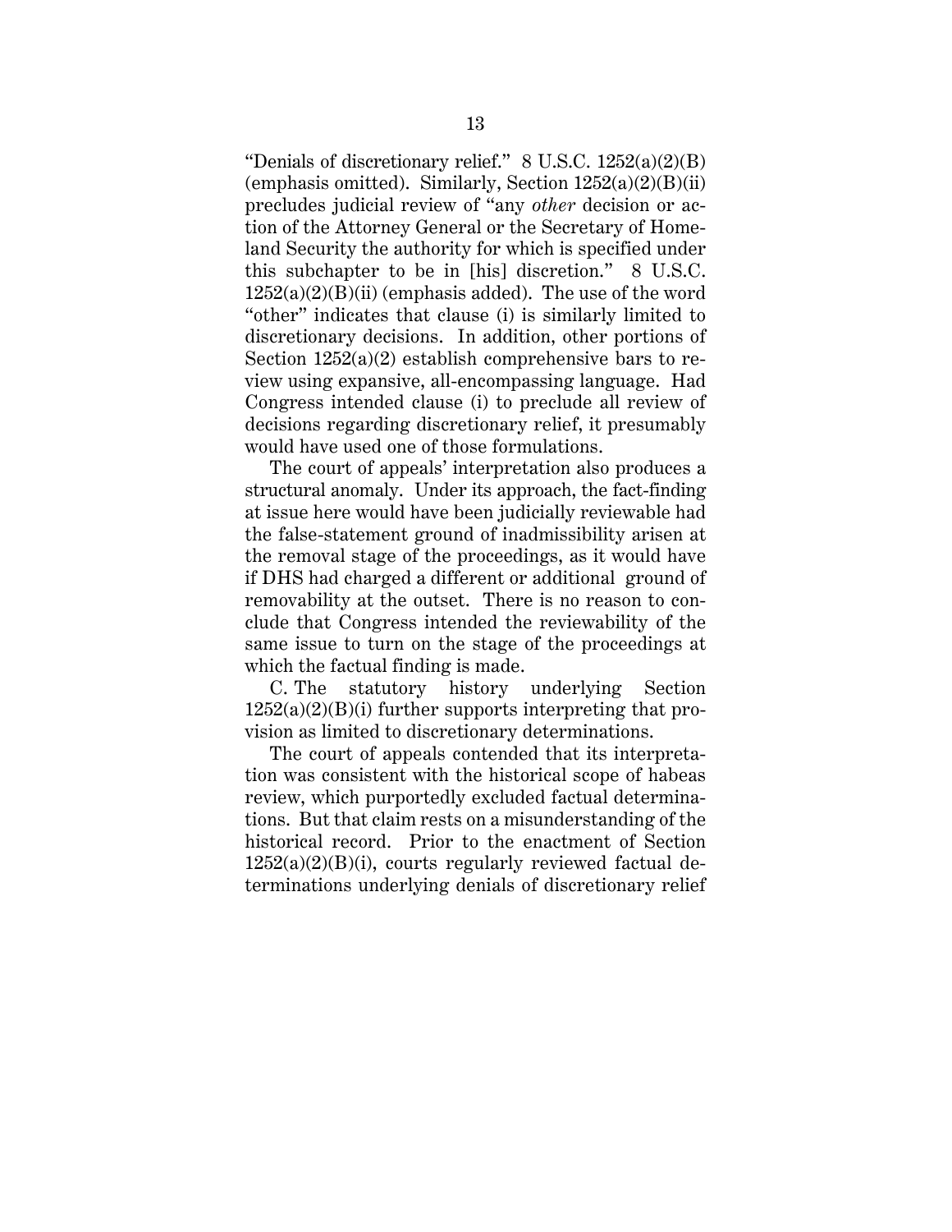"Denials of discretionary relief." 8 U.S.C. 1252(a)(2)(B) (emphasis omitted). Similarly, Section 1252(a)(2)(B)(ii) precludes judicial review of "any *other* decision or action of the Attorney General or the Secretary of Homeland Security the authority for which is specified under this subchapter to be in [his] discretion." 8 U.S.C. 1252(a)(2)(B)(ii) (emphasis added). The use of the word "other" indicates that clause (i) is similarly limited to discretionary decisions. In addition, other portions of Section 1252(a)(2) establish comprehensive bars to review using expansive, all-encompassing language. Had Congress intended clause (i) to preclude all review of decisions regarding discretionary relief, it presumably would have used one of those formulations.

The court of appeals' interpretation also produces a structural anomaly. Under its approach, the fact-finding at issue here would have been judicially reviewable had the false-statement ground of inadmissibility arisen at the removal stage of the proceedings, as it would have if DHS had charged a different or additional ground of removability at the outset. There is no reason to conclude that Congress intended the reviewability of the same issue to turn on the stage of the proceedings at which the factual finding is made.

C. The statutory history underlying Section 1252(a)(2)(B)(i) further supports interpreting that provision as limited to discretionary determinations.

The court of appeals contended that its interpretation was consistent with the historical scope of habeas review, which purportedly excluded factual determinations. But that claim rests on a misunderstanding of the historical record. Prior to the enactment of Section 1252(a)(2)(B)(i), courts regularly reviewed factual determinations underlying denials of discretionary relief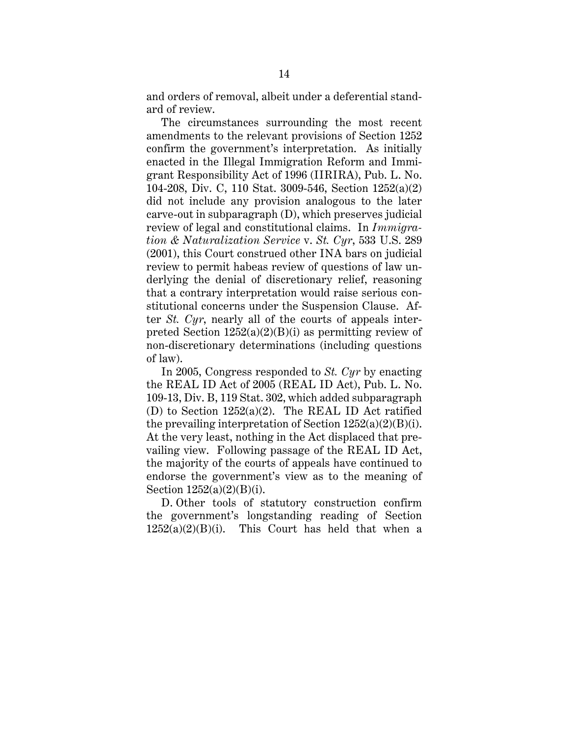and orders of removal, albeit under a deferential standard of review.

The circumstances surrounding the most recent amendments to the relevant provisions of Section 1252 confirm the government's interpretation. As initially enacted in the Illegal Immigration Reform and Immigrant Responsibility Act of 1996 (IIRIRA), Pub. L. No. 104-208, Div. C, 110 Stat. 3009-546, Section 1252(a)(2) did not include any provision analogous to the later carve-out in subparagraph (D), which preserves judicial review of legal and constitutional claims. In *Immigration & Naturalization Service* v. *St. Cyr*, 533 U.S. 289 (2001), this Court construed other INA bars on judicial review to permit habeas review of questions of law underlying the denial of discretionary relief, reasoning that a contrary interpretation would raise serious constitutional concerns under the Suspension Clause. After *St. Cyr*, nearly all of the courts of appeals interpreted Section 1252(a)(2)(B)(i) as permitting review of non-discretionary determinations (including questions of law).

In 2005, Congress responded to *St. Cyr* by enacting the REAL ID Act of 2005 (REAL ID Act), Pub. L. No. 109-13, Div. B, 119 Stat. 302, which added subparagraph (D) to Section 1252(a)(2). The REAL ID Act ratified the prevailing interpretation of Section 1252(a)(2)(B)(i). At the very least, nothing in the Act displaced that prevailing view. Following passage of the REAL ID Act, the majority of the courts of appeals have continued to endorse the government's view as to the meaning of Section 1252(a)(2)(B)(i).

D. Other tools of statutory construction confirm the government's longstanding reading of Section 1252(a)(2)(B)(i). This Court has held that when a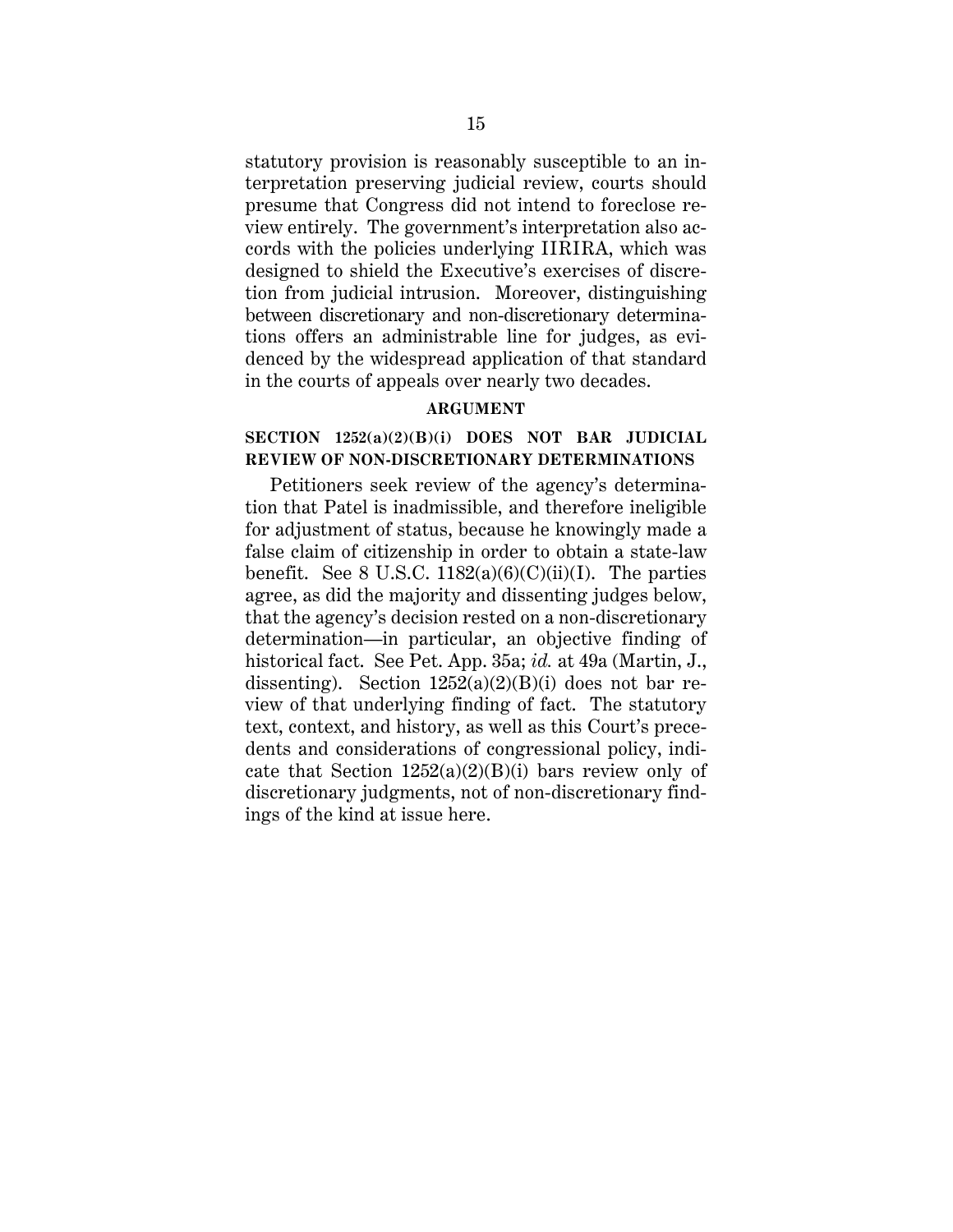statutory provision is reasonably susceptible to an interpretation preserving judicial review, courts should presume that Congress did not intend to foreclose review entirely. The government's interpretation also accords with the policies underlying IIRIRA, which was designed to shield the Executive's exercises of discretion from judicial intrusion. Moreover, distinguishing between discretionary and non-discretionary determinations offers an administrable line for judges, as evidenced by the widespread application of that standard in the courts of appeals over nearly two decades.

## ARGUMENT

### SECTION 1252(a)(2)(B)(i) DOES NOT BAR JUDICIAL REVIEW OF NON-DISCRETIONARY DETERMINATIONS

Petitioners seek review of the agency's determination that Patel is inadmissible, and therefore ineligible for adjustment of status, because he knowingly made a false claim of citizenship in order to obtain a state-law benefit. See 8 U.S.C. 1182(a)(6)(C)(ii)(I). The parties agree, as did the majority and dissenting judges below, that the agency's decision rested on a non-discretionary determination—in particular, an objective finding of historical fact. See Pet. App. 35a; *id.* at 49a (Martin, J., dissenting). Section 1252(a)(2)(B)(i) does not bar review of that underlying finding of fact. The statutory text, context, and history, as well as this Court's precedents and considerations of congressional policy, indicate that Section 1252(a)(2)(B)(i) bars review only of discretionary judgments, not of non-discretionary findings of the kind at issue here.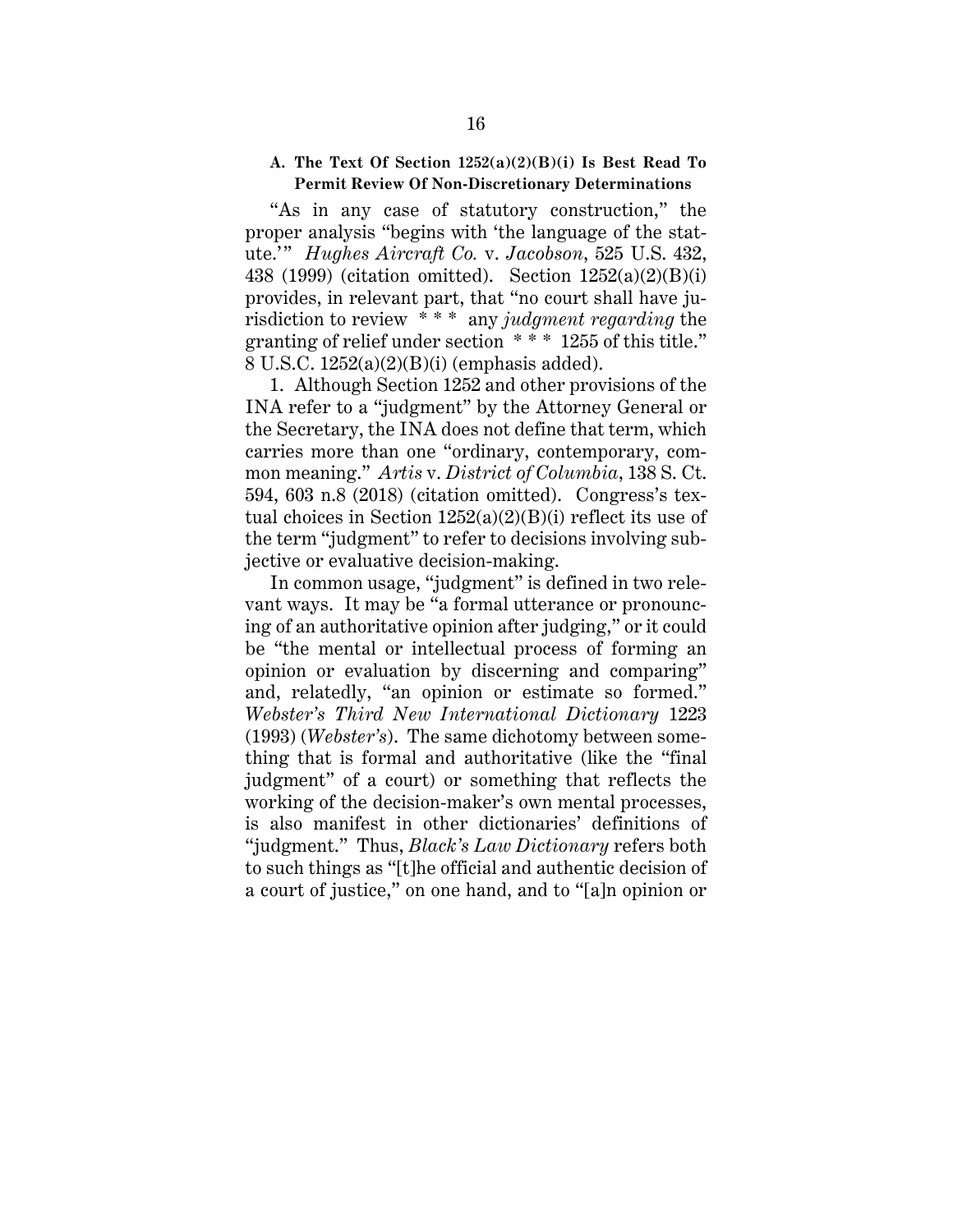### A. The Text Of Section 1252(a)(2)(B)(i) Is Best Read To Permit Review Of Non-Discretionary Determinations

"As in any case of statutory construction," the proper analysis "begins with 'the language of the statute.'" *Hughes Aircraft Co.* v. *Jacobson*, 525 U.S. 432, 438 (1999) (citation omitted). Section 1252(a)(2)(B)(i) provides, in relevant part, that "no court shall have jurisdiction to review * * * any *judgment regarding* the granting of relief under section * * * 1255 of this title." 8 U.S.C. 1252(a)(2)(B)(i) (emphasis added).

1. Although Section 1252 and other provisions of the INA refer to a "judgment" by the Attorney General or the Secretary, the INA does not define that term, which carries more than one "ordinary, contemporary, common meaning." *Artis* v. *District of Columbia*, 138 S. Ct. 594, 603 n.8 (2018) (citation omitted). Congress's textual choices in Section 1252(a)(2)(B)(i) reflect its use of the term "judgment" to refer to decisions involving subjective or evaluative decision-making.

In common usage, "judgment" is defined in two relevant ways. It may be "a formal utterance or pronouncing of an authoritative opinion after judging," or it could be "the mental or intellectual process of forming an opinion or evaluation by discerning and comparing" and, relatedly, "an opinion or estimate so formed." *Webster's Third New International Dictionary* 1223 (1993) (*Webster's*). The same dichotomy between something that is formal and authoritative (like the "final judgment" of a court) or something that reflects the working of the decision-maker's own mental processes, is also manifest in other dictionaries' definitions of "judgment." Thus, *Black's Law Dictionary* refers both to such things as "[t]he official and authentic decision of a court of justice," on one hand, and to "[a]n opinion or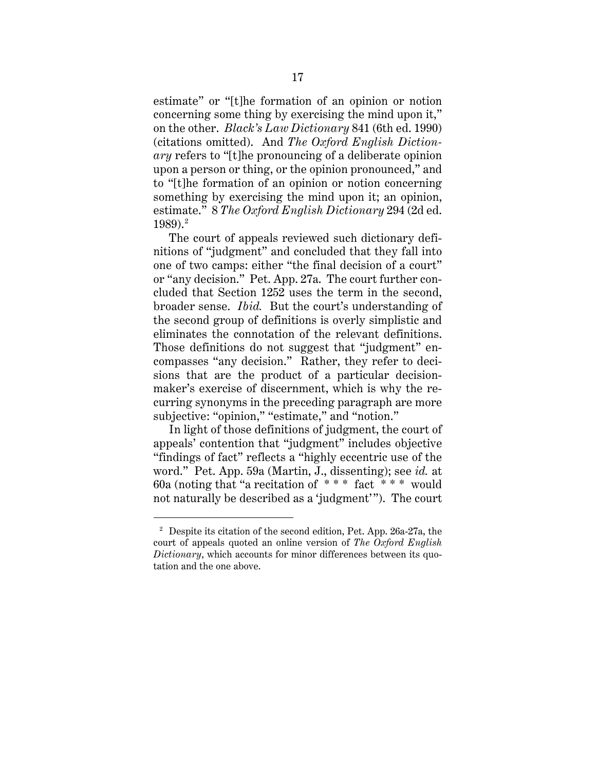estimate" or "[t]he formation of an opinion or notion concerning some thing by exercising the mind upon it," on the other. *Black's Law Dictionary* 841 (6th ed. 1990) (citations omitted). And *The Oxford English Dictionary* refers to "[t]he pronouncing of a deliberate opinion upon a person or thing, or the opinion pronounced," and to "[t]he formation of an opinion or notion concerning something by exercising the mind upon it; an opinion, estimate." 8 *The Oxford English Dictionary* 294 (2d ed. 1989).[2]

The court of appeals reviewed such dictionary definitions of "judgment" and concluded that they fall into one of two camps: either "the final decision of a court" or "any decision." Pet. App. 27a. The court further concluded that Section 1252 uses the term in the second, broader sense. *Ibid.* But the court's understanding of the second group of definitions is overly simplistic and eliminates the connotation of the relevant definitions. Those definitions do not suggest that "judgment" encompasses "any decision." Rather, they refer to decisions that are the product of a particular decisionmaker's exercise of discernment, which is why the recurring synonyms in the preceding paragraph are more subjective: "opinion," "estimate," and "notion."

In light of those definitions of judgment, the court of appeals' contention that "judgment" includes objective "findings of fact" reflects a "highly eccentric use of the word." Pet. App. 59a (Martin, J., dissenting); see *id.* at 60a (noting that "a recitation of * * * fact * * * would not naturally be described as a 'judgment'"). The court

[2] Despite its citation of the second edition, Pet. App. 26a-27a, the court of appeals quoted an online version of *The Oxford English Dictionary*, which accounts for minor differences between its quotation and the one above.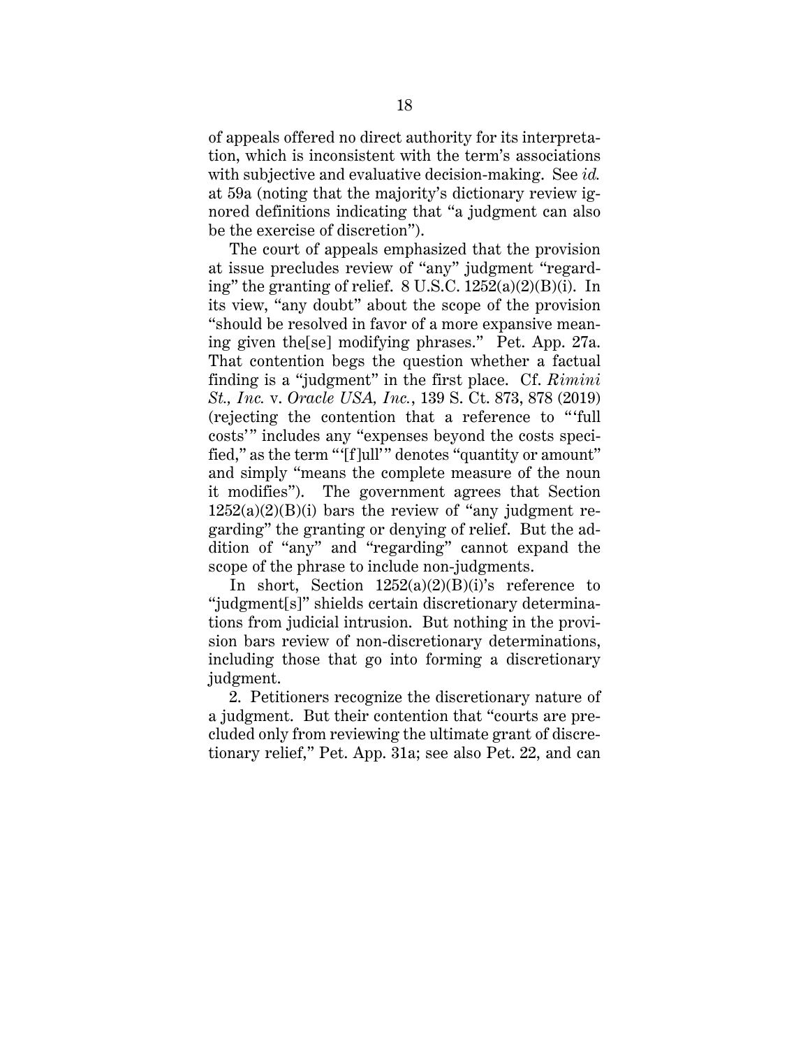of appeals offered no direct authority for its interpretation, which is inconsistent with the term's associations with subjective and evaluative decision-making. See *id.* at 59a (noting that the majority's dictionary review ignored definitions indicating that "a judgment can also be the exercise of discretion").

The court of appeals emphasized that the provision at issue precludes review of "any" judgment "regarding" the granting of relief. 8 U.S.C. 1252(a)(2)(B)(i). In its view, "any doubt" about the scope of the provision "should be resolved in favor of a more expansive meaning given the[se] modifying phrases." Pet. App. 27a. That contention begs the question whether a factual finding is a "judgment" in the first place. Cf. *Rimini St., Inc.* v. *Oracle USA, Inc.*, 139 S. Ct. 873, 878 (2019) (rejecting the contention that a reference to "'full costs'" includes any "expenses beyond the costs specified," as the term "'[f]ull'" denotes "quantity or amount" and simply "means the complete measure of the noun it modifies"). The government agrees that Section 1252(a)(2)(B)(i) bars the review of "any judgment regarding" the granting or denying of relief. But the addition of "any" and "regarding" cannot expand the scope of the phrase to include non-judgments.

In short, Section 1252(a)(2)(B)(i)'s reference to "judgment[s]" shields certain discretionary determinations from judicial intrusion. But nothing in the provision bars review of non-discretionary determinations, including those that go into forming a discretionary judgment.

2. Petitioners recognize the discretionary nature of a judgment. But their contention that "courts are precluded only from reviewing the ultimate grant of discretionary relief," Pet. App. 31a; see also Pet. 22, and can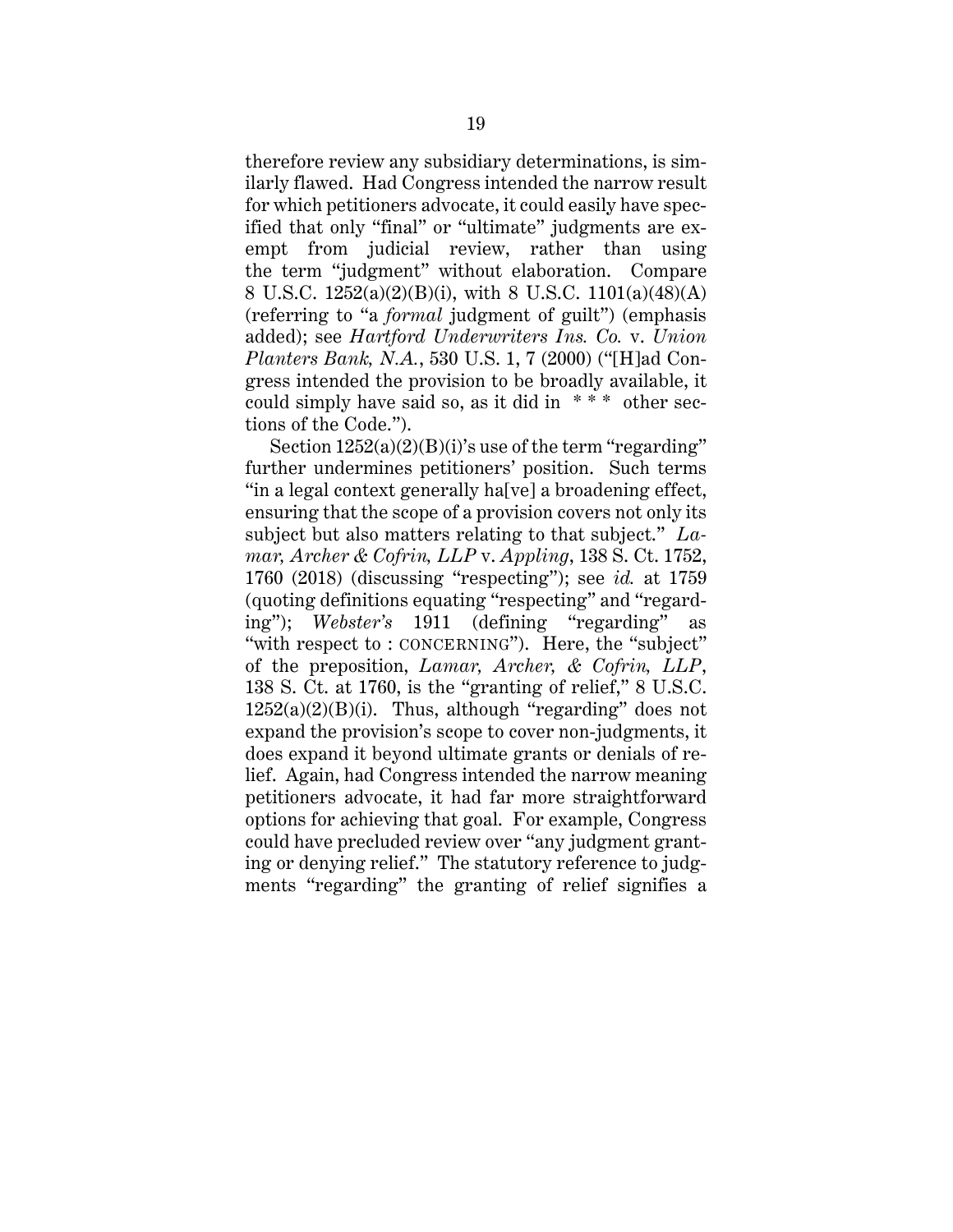therefore review any subsidiary determinations, is similarly flawed. Had Congress intended the narrow result for which petitioners advocate, it could easily have specified that only "final" or "ultimate" judgments are exempt from judicial review, rather than using the term "judgment" without elaboration. Compare 8 U.S.C. 1252(a)(2)(B)(i), with 8 U.S.C. 1101(a)(48)(A) (referring to "a *formal* judgment of guilt") (emphasis added); see *Hartford Underwriters Ins. Co.* v. *Union Planters Bank, N.A.*, 530 U.S. 1, 7 (2000) ("[H]ad Congress intended the provision to be broadly available, it could simply have said so, as it did in * * * other sections of the Code.").

Section 1252(a)(2)(B)(i)'s use of the term "regarding" further undermines petitioners' position. Such terms "in a legal context generally ha[ve] a broadening effect, ensuring that the scope of a provision covers not only its subject but also matters relating to that subject." *Lamar, Archer & Cofrin, LLP* v. *Appling*, 138 S. Ct. 1752, 1760 (2018) (discussing "respecting"); see *id.* at 1759 (quoting definitions equating "respecting" and "regarding"); *Webster's* 1911 (defining "regarding" as "with respect to : CONCERNING"). Here, the "subject" of the preposition, *Lamar, Archer, & Cofrin, LLP*, 138 S. Ct. at 1760, is the "granting of relief," 8 U.S.C. 1252(a)(2)(B)(i). Thus, although "regarding" does not expand the provision's scope to cover non-judgments, it does expand it beyond ultimate grants or denials of relief. Again, had Congress intended the narrow meaning petitioners advocate, it had far more straightforward options for achieving that goal. For example, Congress could have precluded review over "any judgment granting or denying relief." The statutory reference to judgments "regarding" the granting of relief signifies a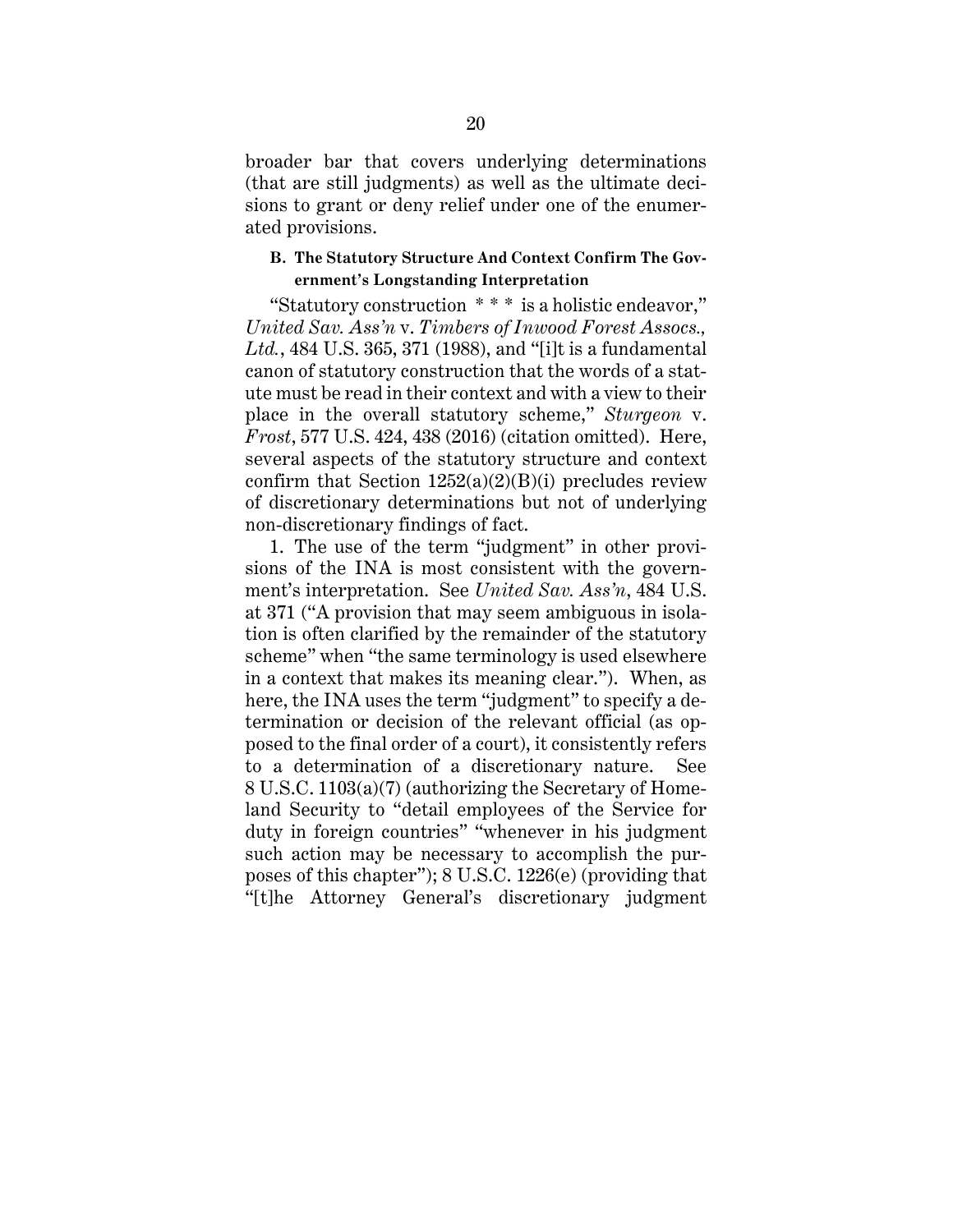broader bar that covers underlying determinations (that are still judgments) as well as the ultimate decisions to grant or deny relief under one of the enumerated provisions.

### B. The Statutory Structure And Context Confirm The Government's Longstanding Interpretation

"Statutory construction * * * is a holistic endeavor," *United Sav. Ass'n* v. *Timbers of Inwood Forest Assocs., Ltd.*, 484 U.S. 365, 371 (1988), and "[i]t is a fundamental canon of statutory construction that the words of a statute must be read in their context and with a view to their place in the overall statutory scheme," *Sturgeon* v. *Frost*, 577 U.S. 424, 438 (2016) (citation omitted). Here, several aspects of the statutory structure and context confirm that Section 1252(a)(2)(B)(i) precludes review of discretionary determinations but not of underlying non-discretionary findings of fact.

1. The use of the term "judgment" in other provisions of the INA is most consistent with the government's interpretation. See *United Sav. Ass'n*, 484 U.S. at 371 ("A provision that may seem ambiguous in isolation is often clarified by the remainder of the statutory scheme" when "the same terminology is used elsewhere in a context that makes its meaning clear."). When, as here, the INA uses the term "judgment" to specify a determination or decision of the relevant official (as opposed to the final order of a court), it consistently refers to a determination of a discretionary nature. See 8 U.S.C. 1103(a)(7) (authorizing the Secretary of Homeland Security to "detail employees of the Service for duty in foreign countries" "whenever in his judgment such action may be necessary to accomplish the purposes of this chapter"); 8 U.S.C. 1226(e) (providing that "[t]he Attorney General's discretionary judgment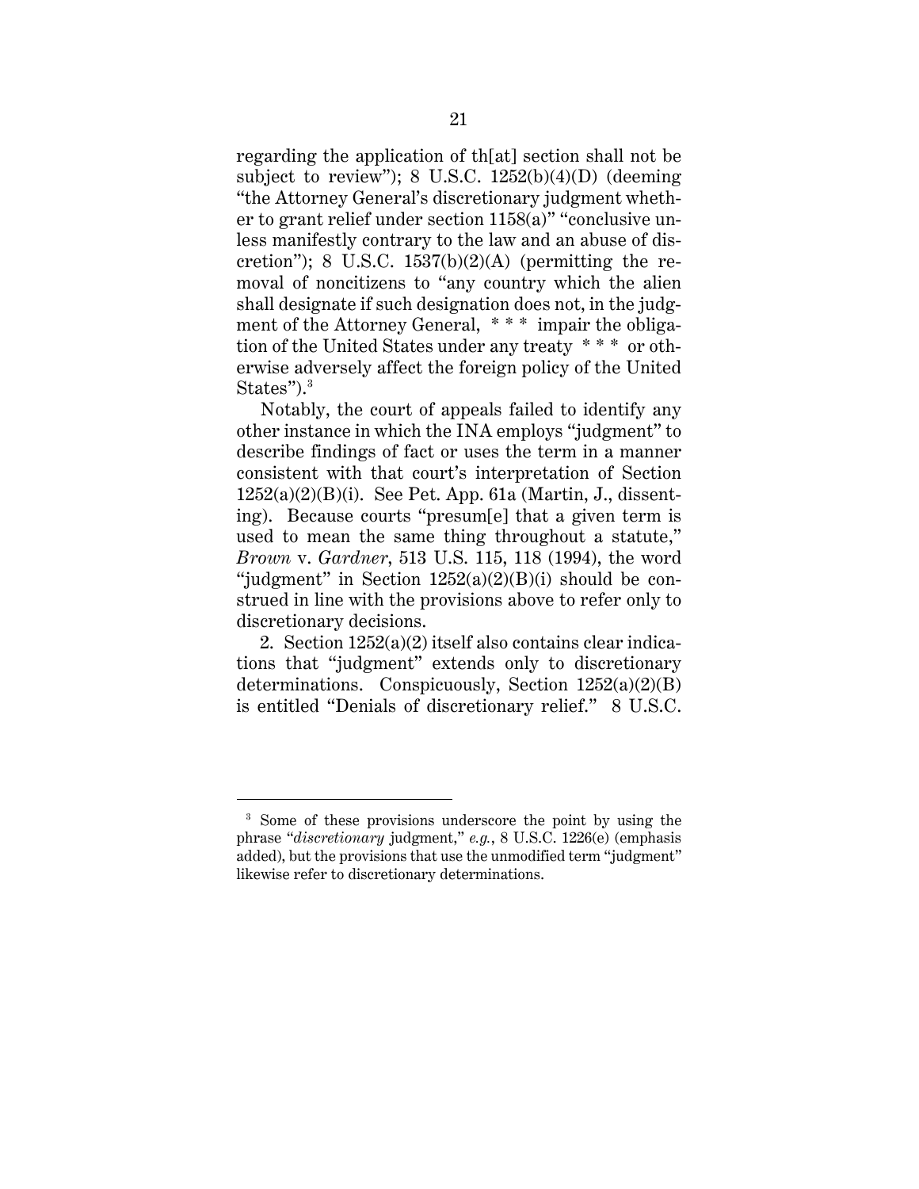regarding the application of th[at] section shall not be subject to review"); 8 U.S.C. 1252(b)(4)(D) (deeming "the Attorney General's discretionary judgment whether to grant relief under section 1158(a)" "conclusive unless manifestly contrary to the law and an abuse of discretion"); 8 U.S.C. 1537(b)(2)(A) (permitting the removal of noncitizens to "any country which the alien shall designate if such designation does not, in the judgment of the Attorney General, \* \* \* impair the obligation of the United States under any treaty \* \* \* or otherwise adversely affect the foreign policy of the United States").[3]

Notably, the court of appeals failed to identify any other instance in which the INA employs "judgment" to describe findings of fact or uses the term in a manner consistent with that court's interpretation of Section 1252(a)(2)(B)(i). See Pet. App. 61a (Martin, J., dissenting). Because courts "presum[e] that a given term is used to mean the same thing throughout a statute," *Brown* v. *Gardner*, 513 U.S. 115, 118 (1994), the word "judgment" in Section 1252(a)(2)(B)(i) should be construed in line with the provisions above to refer only to discretionary decisions.

2. Section 1252(a)(2) itself also contains clear indications that "judgment" extends only to discretionary determinations. Conspicuously, Section 1252(a)(2)(B) is entitled "Denials of discretionary relief." 8 U.S.C.

---

[3] Some of these provisions underscore the point by using the phrase "*discretionary* judgment," *e.g.*, 8 U.S.C. 1226(e) (emphasis added), but the provisions that use the unmodified term "judgment" likewise refer to discretionary determinations.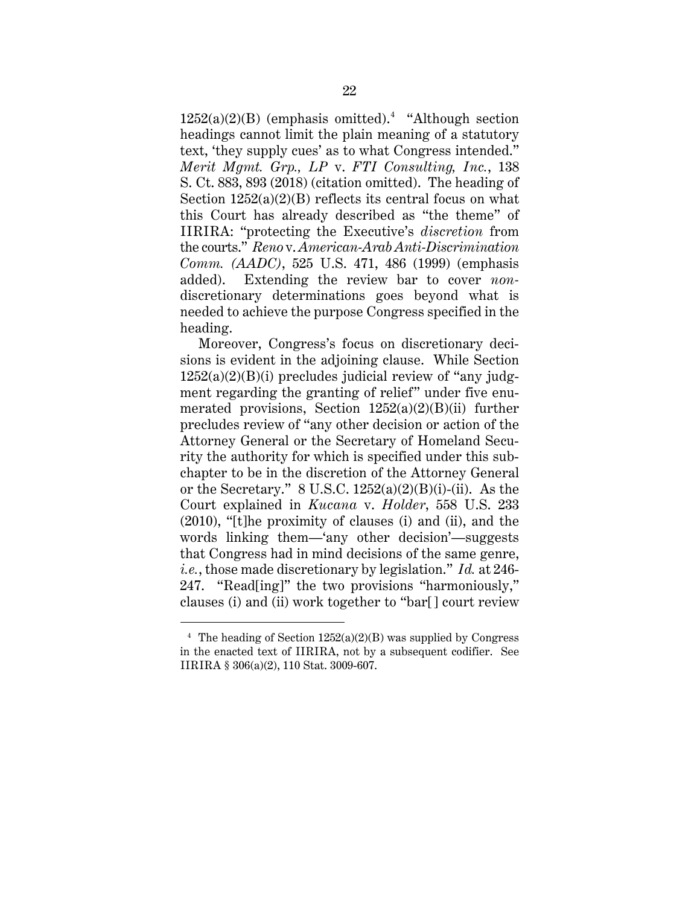1252(a)(2)(B) (emphasis omitted).[4] "Although section headings cannot limit the plain meaning of a statutory text, 'they supply cues' as to what Congress intended." *Merit Mgmt. Grp., LP* v. *FTI Consulting, Inc.*, 138 S. Ct. 883, 893 (2018) (citation omitted). The heading of Section 1252(a)(2)(B) reflects its central focus on what this Court has already described as "the theme" of IIRIRA: "protecting the Executive's *discretion* from the courts." *Reno* v. *American-Arab Anti-Discrimination Comm. (AADC)*, 525 U.S. 471, 486 (1999) (emphasis added). Extending the review bar to cover *non*-discretionary determinations goes beyond what is needed to achieve the purpose Congress specified in the heading.

Moreover, Congress's focus on discretionary decisions is evident in the adjoining clause. While Section 1252(a)(2)(B)(i) precludes judicial review of "any judgment regarding the granting of relief" under five enumerated provisions, Section 1252(a)(2)(B)(ii) further precludes review of "any other decision or action of the Attorney General or the Secretary of Homeland Security the authority for which is specified under this subchapter to be in the discretion of the Attorney General or the Secretary." 8 U.S.C. 1252(a)(2)(B)(i)-(ii). As the Court explained in *Kucana* v. *Holder*, 558 U.S. 233 (2010), "[t]he proximity of clauses (i) and (ii), and the words linking them—'any other decision'—suggests that Congress had in mind decisions of the same genre, *i.e.*, those made discretionary by legislation." *Id.* at 246-247. "Read[ing]" the two provisions "harmoniously," clauses (i) and (ii) work together to "bar[ ] court review

---

[4] The heading of Section 1252(a)(2)(B) was supplied by Congress in the enacted text of IIRIRA, not by a subsequent codifier. See IIRIRA § 306(a)(2), 110 Stat. 3009-607.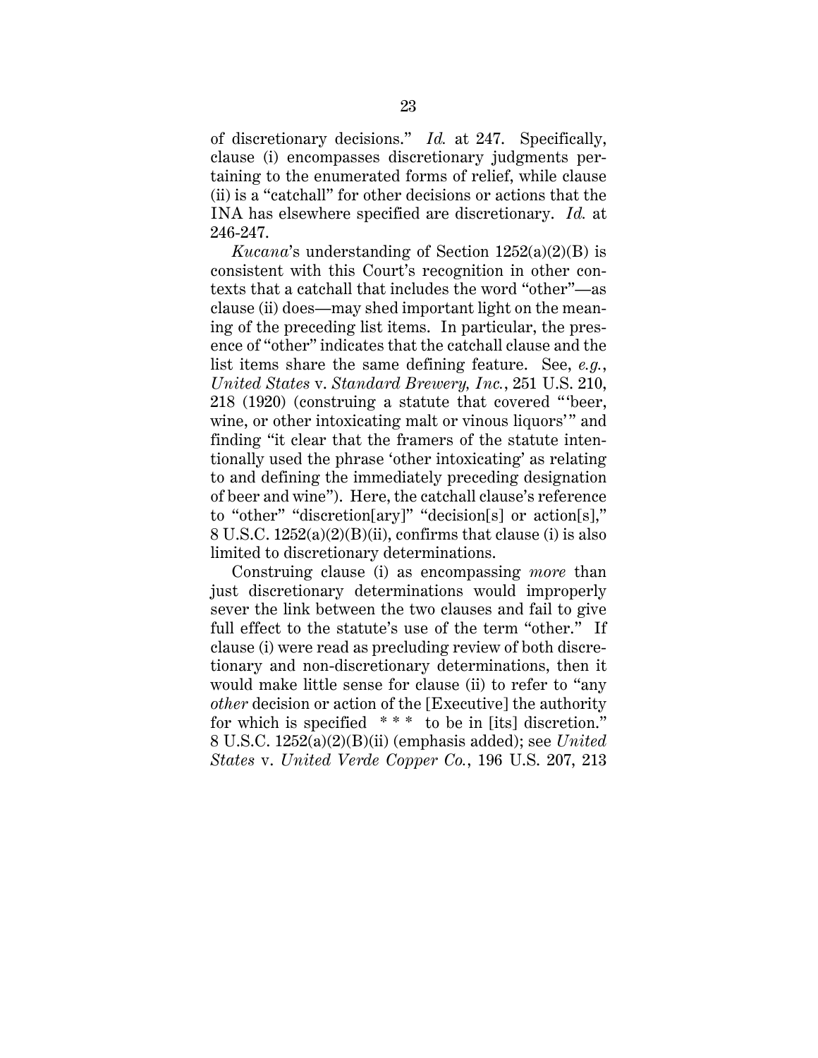of discretionary decisions." *Id.* at 247. Specifically, clause (i) encompasses discretionary judgments pertaining to the enumerated forms of relief, while clause (ii) is a "catchall" for other decisions or actions that the INA has elsewhere specified are discretionary. *Id.* at 246-247.

*Kucana*'s understanding of Section 1252(a)(2)(B) is consistent with this Court's recognition in other contexts that a catchall that includes the word "other"—as clause (ii) does—may shed important light on the meaning of the preceding list items. In particular, the presence of "other" indicates that the catchall clause and the list items share the same defining feature. See, *e.g.*, *United States* v. *Standard Brewery, Inc.*, 251 U.S. 210, 218 (1920) (construing a statute that covered "'beer, wine, or other intoxicating malt or vinous liquors'" and finding "it clear that the framers of the statute intentionally used the phrase 'other intoxicating' as relating to and defining the immediately preceding designation of beer and wine"). Here, the catchall clause's reference to "other" "discretion[ary]" "decision[s] or action[s]," 8 U.S.C. 1252(a)(2)(B)(ii), confirms that clause (i) is also limited to discretionary determinations.

Construing clause (i) as encompassing *more* than just discretionary determinations would improperly sever the link between the two clauses and fail to give full effect to the statute's use of the term "other." If clause (i) were read as precluding review of both discretionary and non-discretionary determinations, then it would make little sense for clause (ii) to refer to "any *other* decision or action of the [Executive] the authority for which is specified * * * to be in [its] discretion." 8 U.S.C. 1252(a)(2)(B)(ii) (emphasis added); see *United States* v. *United Verde Copper Co.*, 196 U.S. 207, 213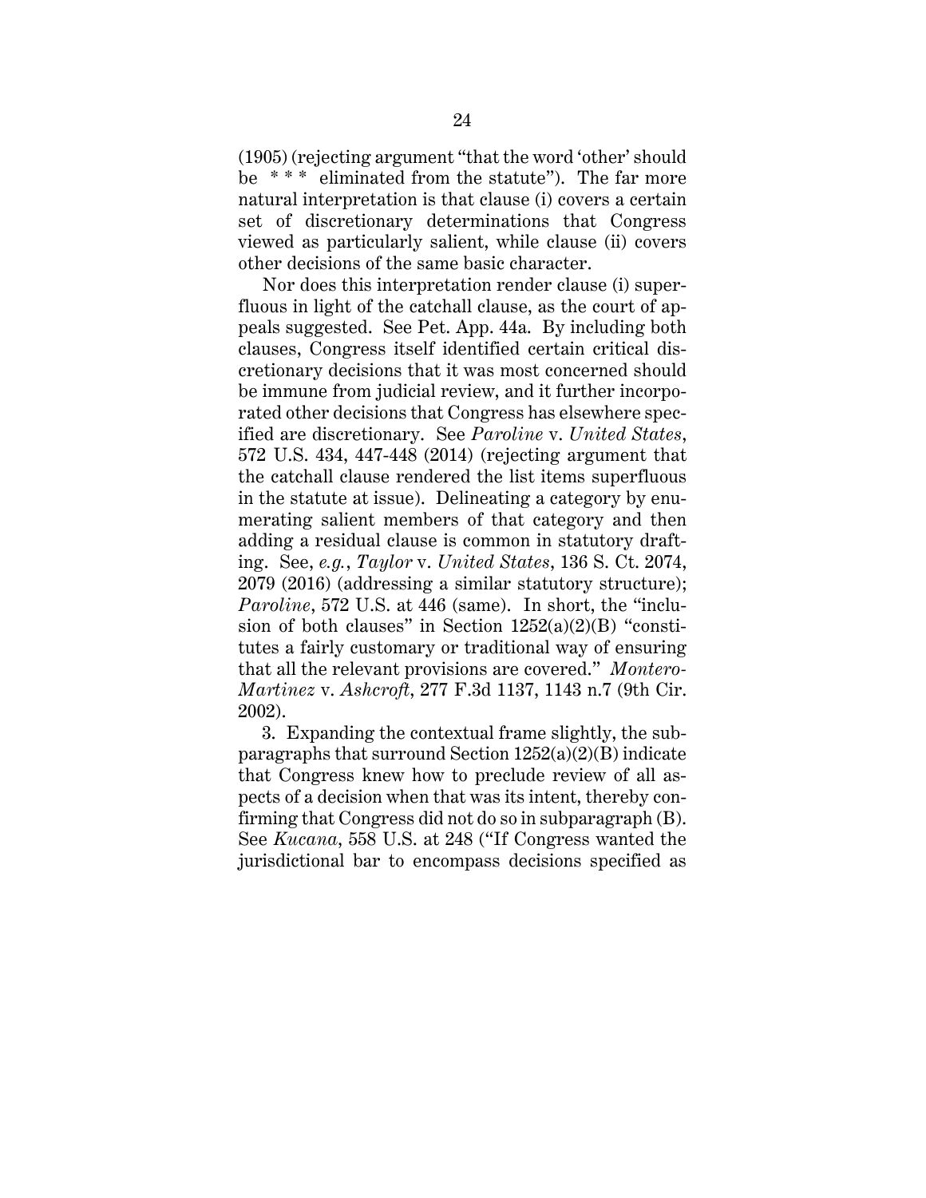(1905) (rejecting argument "that the word 'other' should be * * * eliminated from the statute"). The far more natural interpretation is that clause (i) covers a certain set of discretionary determinations that Congress viewed as particularly salient, while clause (ii) covers other decisions of the same basic character.

Nor does this interpretation render clause (i) superfluous in light of the catchall clause, as the court of appeals suggested. See Pet. App. 44a. By including both clauses, Congress itself identified certain critical discretionary decisions that it was most concerned should be immune from judicial review, and it further incorporated other decisions that Congress has elsewhere specified are discretionary. See *Paroline* v. *United States*, 572 U.S. 434, 447-448 (2014) (rejecting argument that the catchall clause rendered the list items superfluous in the statute at issue). Delineating a category by enumerating salient members of that category and then adding a residual clause is common in statutory drafting. See, *e.g.*, *Taylor* v. *United States*, 136 S. Ct. 2074, 2079 (2016) (addressing a similar statutory structure); *Paroline*, 572 U.S. at 446 (same). In short, the "inclusion of both clauses" in Section 1252(a)(2)(B) "constitutes a fairly customary or traditional way of ensuring that all the relevant provisions are covered." *Montero-Martinez* v. *Ashcroft*, 277 F.3d 1137, 1143 n.7 (9th Cir. 2002).

3. Expanding the contextual frame slightly, the subparagraphs that surround Section 1252(a)(2)(B) indicate that Congress knew how to preclude review of all aspects of a decision when that was its intent, thereby confirming that Congress did not do so in subparagraph (B). See *Kucana*, 558 U.S. at 248 ("If Congress wanted the jurisdictional bar to encompass decisions specified as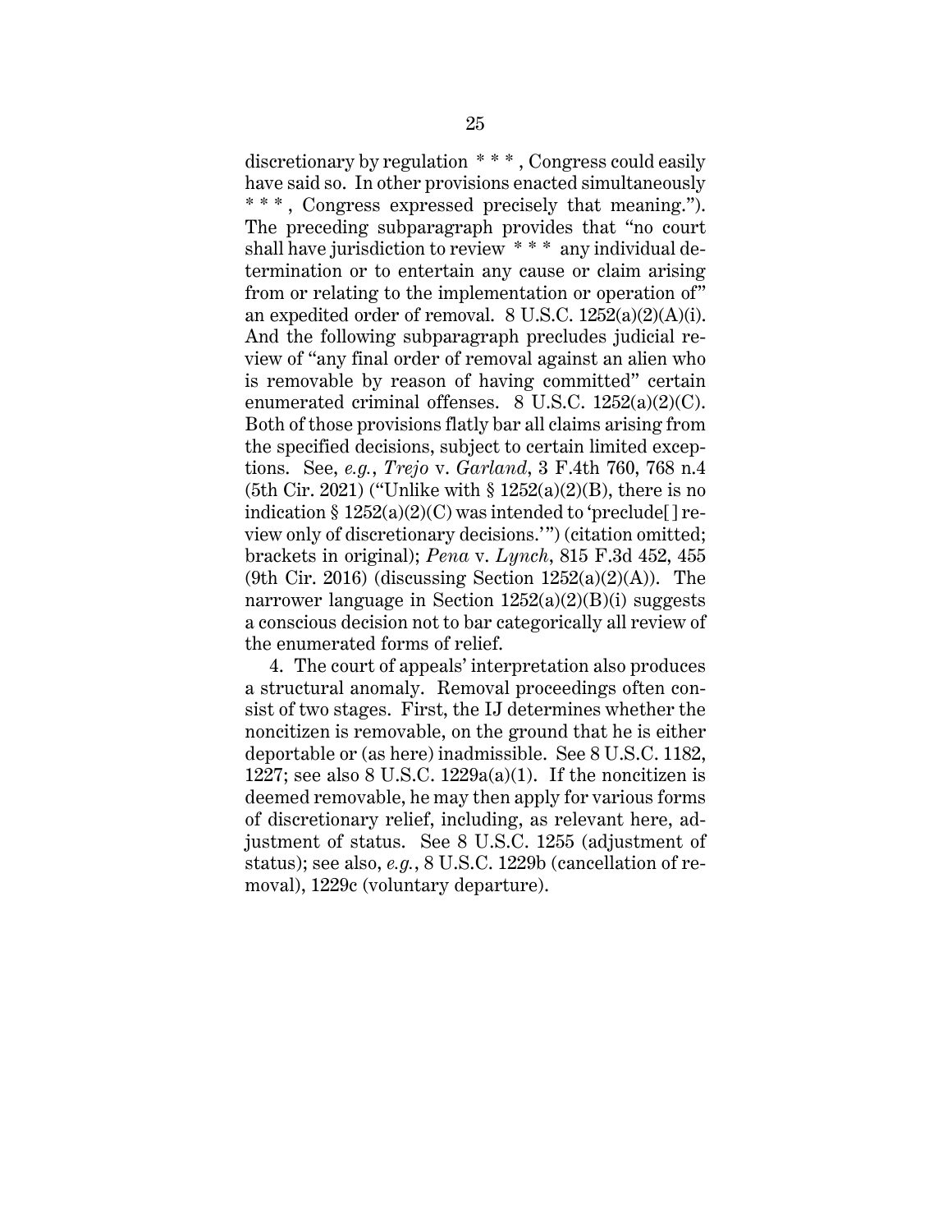discretionary by regulation * * * , Congress could easily have said so. In other provisions enacted simultaneously * * * , Congress expressed precisely that meaning."). The preceding subparagraph provides that "no court shall have jurisdiction to review * * * any individual determination or to entertain any cause or claim arising from or relating to the implementation or operation of" an expedited order of removal. 8 U.S.C. 1252(a)(2)(A)(i). And the following subparagraph precludes judicial review of "any final order of removal against an alien who is removable by reason of having committed" certain enumerated criminal offenses. 8 U.S.C. 1252(a)(2)(C). Both of those provisions flatly bar all claims arising from the specified decisions, subject to certain limited exceptions. See, *e.g.*, *Trejo* v. *Garland*, 3 F.4th 760, 768 n.4 (5th Cir. 2021) ("Unlike with § 1252(a)(2)(B), there is no indication § 1252(a)(2)(C) was intended to 'preclude[ ] review only of discretionary decisions.'") (citation omitted; brackets in original); *Pena* v. *Lynch*, 815 F.3d 452, 455 (9th Cir. 2016) (discussing Section 1252(a)(2)(A)). The narrower language in Section 1252(a)(2)(B)(i) suggests a conscious decision not to bar categorically all review of the enumerated forms of relief.

4. The court of appeals' interpretation also produces a structural anomaly. Removal proceedings often consist of two stages. First, the IJ determines whether the noncitizen is removable, on the ground that he is either deportable or (as here) inadmissible. See 8 U.S.C. 1182, 1227; see also 8 U.S.C. 1229a(a)(1). If the noncitizen is deemed removable, he may then apply for various forms of discretionary relief, including, as relevant here, adjustment of status. See 8 U.S.C. 1255 (adjustment of status); see also, *e.g.*, 8 U.S.C. 1229b (cancellation of removal), 1229c (voluntary departure).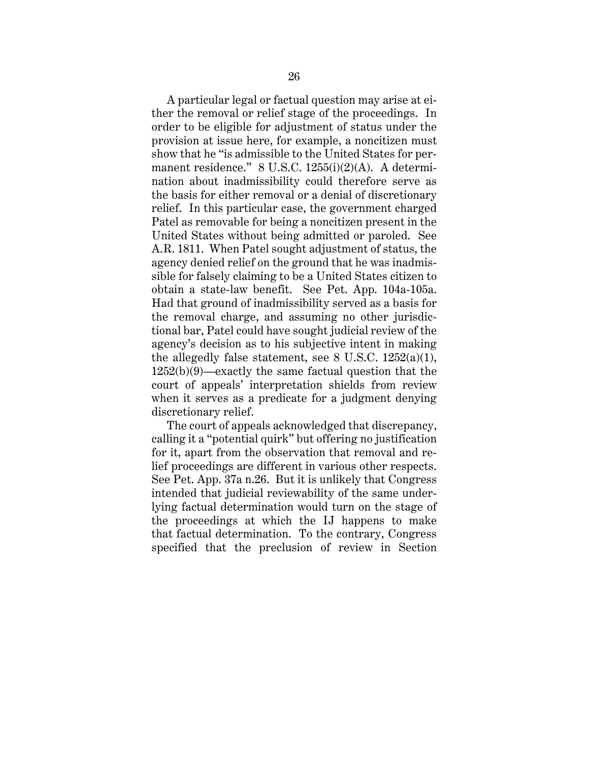A particular legal or factual question may arise at either the removal or relief stage of the proceedings. In order to be eligible for adjustment of status under the provision at issue here, for example, a noncitizen must show that he "is admissible to the United States for permanent residence." 8 U.S.C. 1255(i)(2)(A). A determination about inadmissibility could therefore serve as the basis for either removal or a denial of discretionary relief. In this particular case, the government charged Patel as removable for being a noncitizen present in the United States without being admitted or paroled. See A.R. 1811. When Patel sought adjustment of status, the agency denied relief on the ground that he was inadmissible for falsely claiming to be a United States citizen to obtain a state-law benefit. See Pet. App. 104a-105a. Had that ground of inadmissibility served as a basis for the removal charge, and assuming no other jurisdictional bar, Patel could have sought judicial review of the agency's decision as to his subjective intent in making the allegedly false statement, see 8 U.S.C. 1252(a)(1), 1252(b)(9)—exactly the same factual question that the court of appeals' interpretation shields from review when it serves as a predicate for a judgment denying discretionary relief.

The court of appeals acknowledged that discrepancy, calling it a "potential quirk" but offering no justification for it, apart from the observation that removal and relief proceedings are different in various other respects. See Pet. App. 37a n.26. But it is unlikely that Congress intended that judicial reviewability of the same underlying factual determination would turn on the stage of the proceedings at which the IJ happens to make that factual determination. To the contrary, Congress specified that the preclusion of review in Section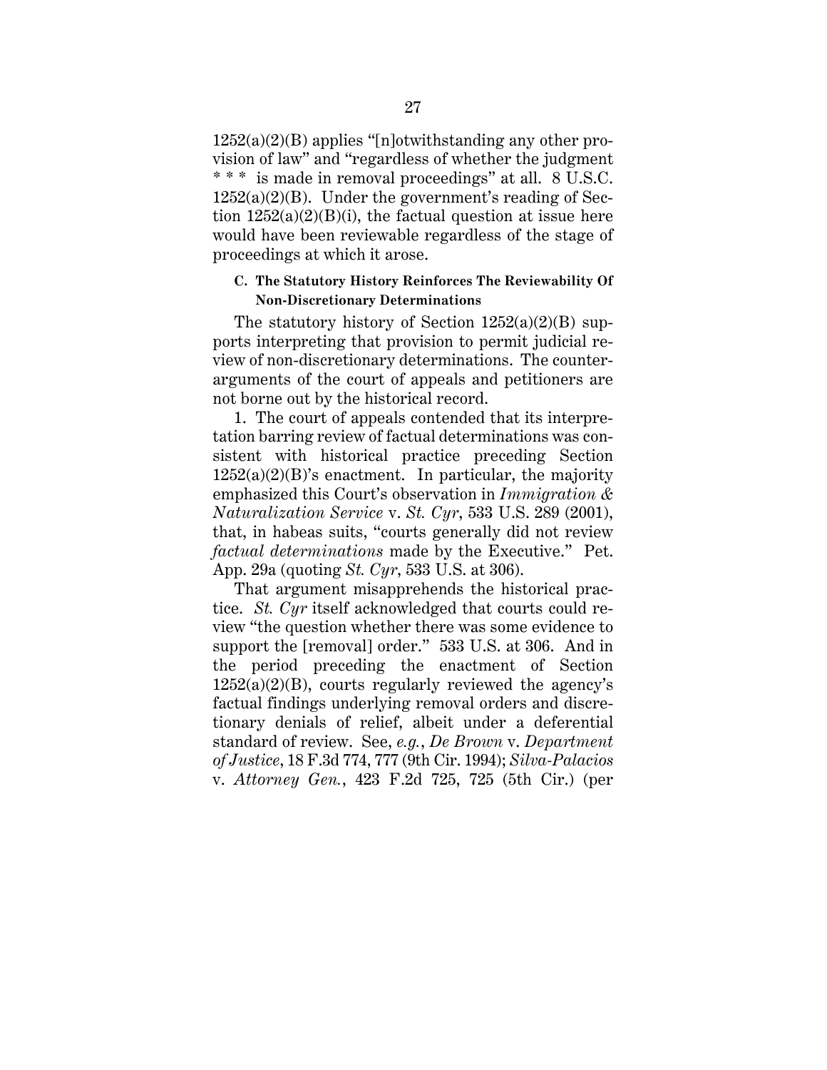1252(a)(2)(B) applies "[n]otwithstanding any other provision of law" and "regardless of whether the judgment * * * is made in removal proceedings" at all. 8 U.S.C. 1252(a)(2)(B). Under the government's reading of Section 1252(a)(2)(B)(i), the factual question at issue here would have been reviewable regardless of the stage of proceedings at which it arose.

### C. The Statutory History Reinforces The Reviewability Of Non-Discretionary Determinations

The statutory history of Section 1252(a)(2)(B) supports interpreting that provision to permit judicial review of non-discretionary determinations. The counterarguments of the court of appeals and petitioners are not borne out by the historical record.

1. The court of appeals contended that its interpretation barring review of factual determinations was consistent with historical practice preceding Section 1252(a)(2)(B)'s enactment. In particular, the majority emphasized this Court's observation in *Immigration & Naturalization Service* v. *St. Cyr*, 533 U.S. 289 (2001), that, in habeas suits, "courts generally did not review *factual determinations* made by the Executive." Pet. App. 29a (quoting *St. Cyr*, 533 U.S. at 306).

That argument misapprehends the historical practice. *St. Cyr* itself acknowledged that courts could review "the question whether there was some evidence to support the [removal] order." 533 U.S. at 306. And in the period preceding the enactment of Section 1252(a)(2)(B), courts regularly reviewed the agency's factual findings underlying removal orders and discretionary denials of relief, albeit under a deferential standard of review. See, *e.g.*, *De Brown* v. *Department of Justice*, 18 F.3d 774, 777 (9th Cir. 1994); *Silva-Palacios* v. *Attorney Gen.*, 423 F.2d 725, 725 (5th Cir.) (per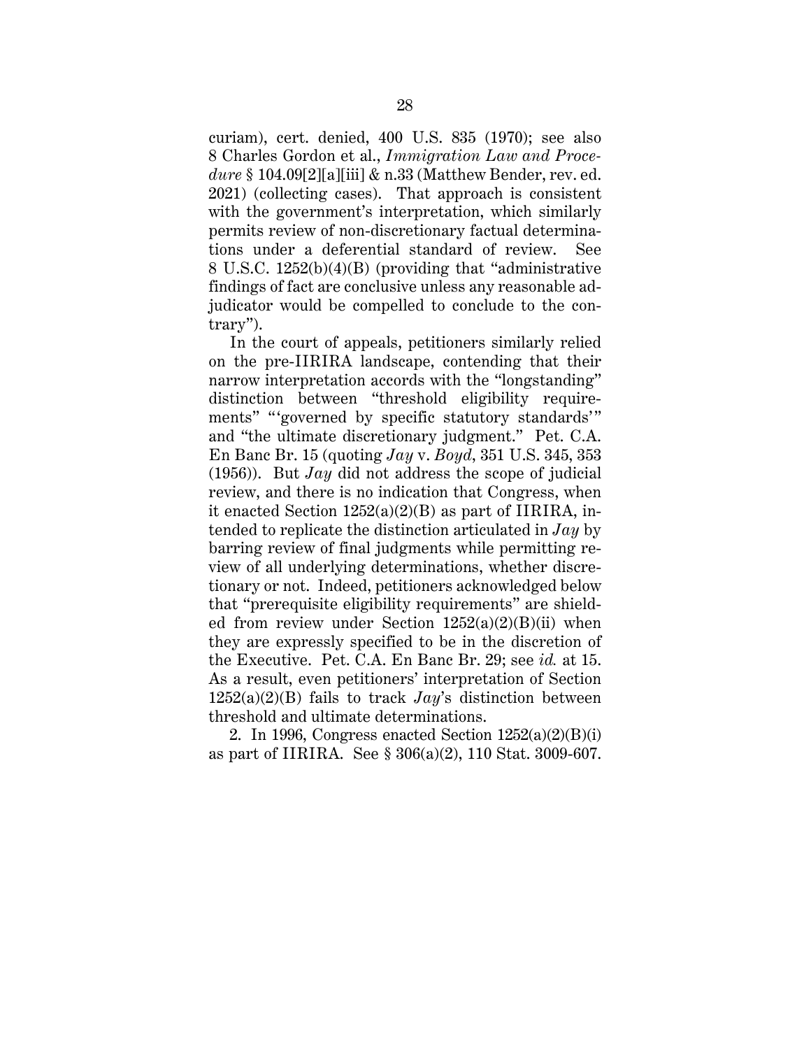curiam), cert. denied, 400 U.S. 835 (1970); see also 8 Charles Gordon et al., *Immigration Law and Procedure* § 104.09[2][a][iii] & n.33 (Matthew Bender, rev. ed. 2021) (collecting cases). That approach is consistent with the government's interpretation, which similarly permits review of non-discretionary factual determinations under a deferential standard of review. See 8 U.S.C. 1252(b)(4)(B) (providing that "administrative findings of fact are conclusive unless any reasonable adjudicator would be compelled to conclude to the contrary").

In the court of appeals, petitioners similarly relied on the pre-IIRIRA landscape, contending that their narrow interpretation accords with the "longstanding" distinction between "threshold eligibility requirements" "'governed by specific statutory standards'" and "the ultimate discretionary judgment." Pet. C.A. En Banc Br. 15 (quoting *Jay* v. *Boyd*, 351 U.S. 345, 353 (1956)). But *Jay* did not address the scope of judicial review, and there is no indication that Congress, when it enacted Section 1252(a)(2)(B) as part of IIRIRA, intended to replicate the distinction articulated in *Jay* by barring review of final judgments while permitting review of all underlying determinations, whether discretionary or not. Indeed, petitioners acknowledged below that "prerequisite eligibility requirements" are shielded from review under Section 1252(a)(2)(B)(ii) when they are expressly specified to be in the discretion of the Executive. Pet. C.A. En Banc Br. 29; see *id.* at 15. As a result, even petitioners' interpretation of Section 1252(a)(2)(B) fails to track *Jay*'s distinction between threshold and ultimate determinations.

2. In 1996, Congress enacted Section 1252(a)(2)(B)(i) as part of IIRIRA. See § 306(a)(2), 110 Stat. 3009-607.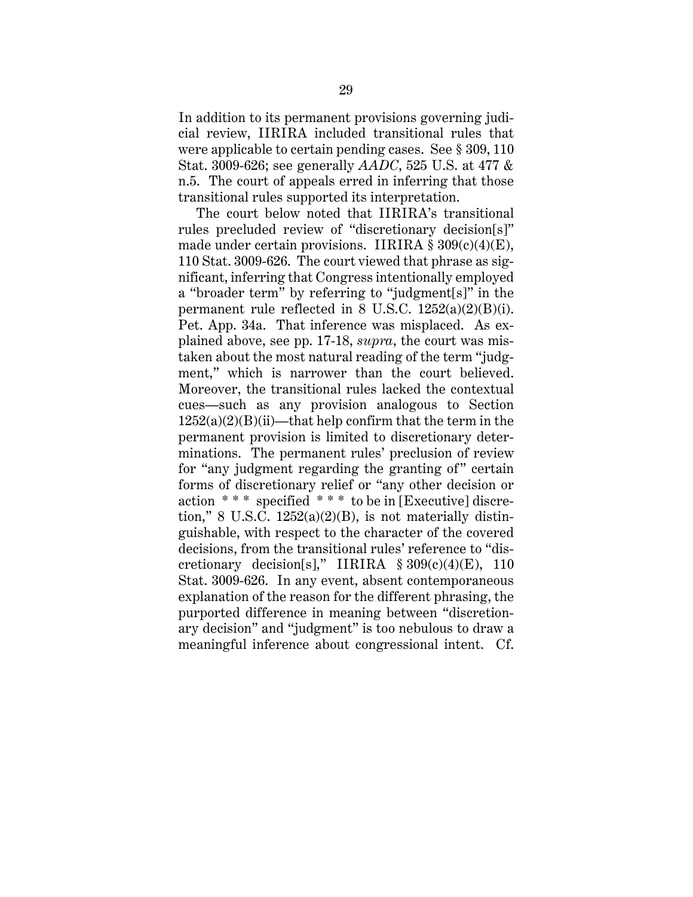In addition to its permanent provisions governing judicial review, IIRIRA included transitional rules that were applicable to certain pending cases. See § 309, 110 Stat. 3009-626; see generally *AADC*, 525 U.S. at 477 & n.5. The court of appeals erred in inferring that those transitional rules supported its interpretation.

The court below noted that IIRIRA's transitional rules precluded review of "discretionary decision[s]" made under certain provisions. IIRIRA § 309(c)(4)(E), 110 Stat. 3009-626. The court viewed that phrase as significant, inferring that Congress intentionally employed a "broader term" by referring to "judgment[s]" in the permanent rule reflected in 8 U.S.C. 1252(a)(2)(B)(i). Pet. App. 34a. That inference was misplaced. As explained above, see pp. 17-18, *supra*, the court was mistaken about the most natural reading of the term "judgment," which is narrower than the court believed. Moreover, the transitional rules lacked the contextual cues—such as any provision analogous to Section 1252(a)(2)(B)(ii)—that help confirm that the term in the permanent provision is limited to discretionary determinations. The permanent rules' preclusion of review for "any judgment regarding the granting of" certain forms of discretionary relief or "any other decision or action * * * specified * * * to be in [Executive] discretion," 8 U.S.C. 1252(a)(2)(B), is not materially distinguishable, with respect to the character of the covered decisions, from the transitional rules' reference to "discretionary decision[s]," IIRIRA § 309(c)(4)(E), 110 Stat. 3009-626. In any event, absent contemporaneous explanation of the reason for the different phrasing, the purported difference in meaning between "discretionary decision" and "judgment" is too nebulous to draw a meaningful inference about congressional intent. Cf.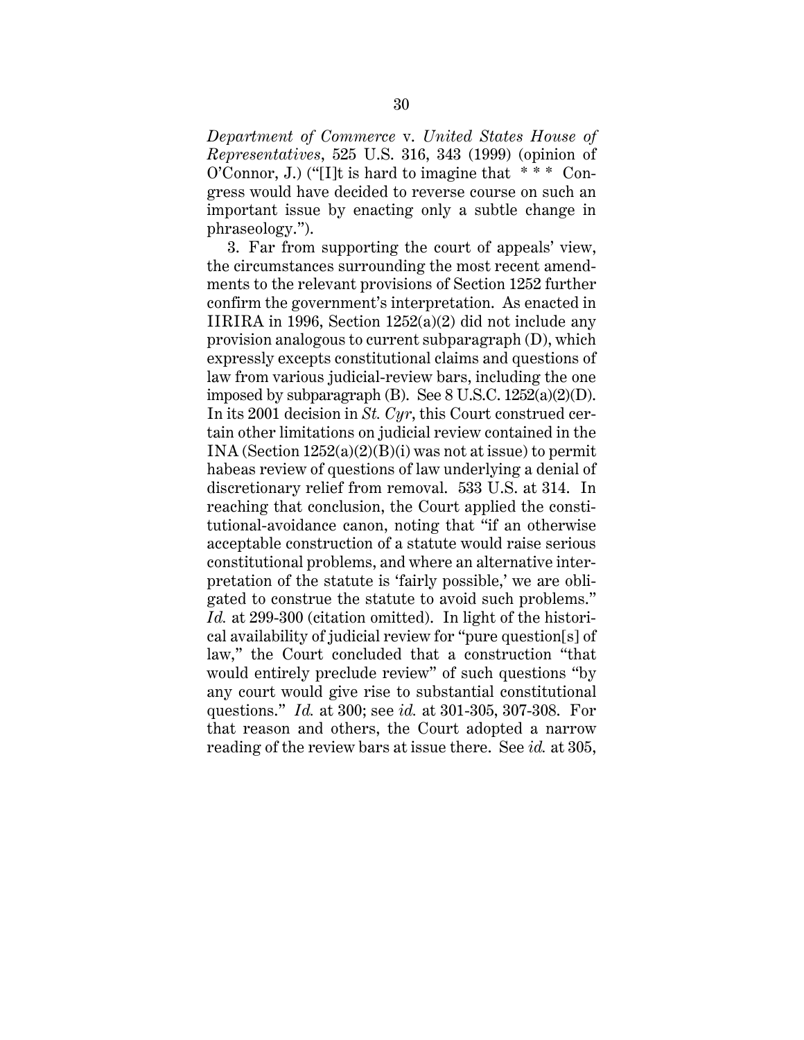*Department of Commerce* v. *United States House of Representatives*, 525 U.S. 316, 343 (1999) (opinion of O'Connor, J.) ("[I]t is hard to imagine that * * * Congress would have decided to reverse course on such an important issue by enacting only a subtle change in phraseology.").

3. Far from supporting the court of appeals' view, the circumstances surrounding the most recent amendments to the relevant provisions of Section 1252 further confirm the government's interpretation. As enacted in IIRIRA in 1996, Section 1252(a)(2) did not include any provision analogous to current subparagraph (D), which expressly excepts constitutional claims and questions of law from various judicial-review bars, including the one imposed by subparagraph (B). See 8 U.S.C. 1252(a)(2)(D). In its 2001 decision in *St. Cyr*, this Court construed certain other limitations on judicial review contained in the INA (Section 1252(a)(2)(B)(i) was not at issue) to permit habeas review of questions of law underlying a denial of discretionary relief from removal. 533 U.S. at 314. In reaching that conclusion, the Court applied the constitutional-avoidance canon, noting that "if an otherwise acceptable construction of a statute would raise serious constitutional problems, and where an alternative interpretation of the statute is 'fairly possible,' we are obligated to construe the statute to avoid such problems." *Id.* at 299-300 (citation omitted). In light of the historical availability of judicial review for "pure question[s] of law," the Court concluded that a construction "that would entirely preclude review" of such questions "by any court would give rise to substantial constitutional questions." *Id.* at 300; see *id.* at 301-305, 307-308. For that reason and others, the Court adopted a narrow reading of the review bars at issue there. See *id.* at 305,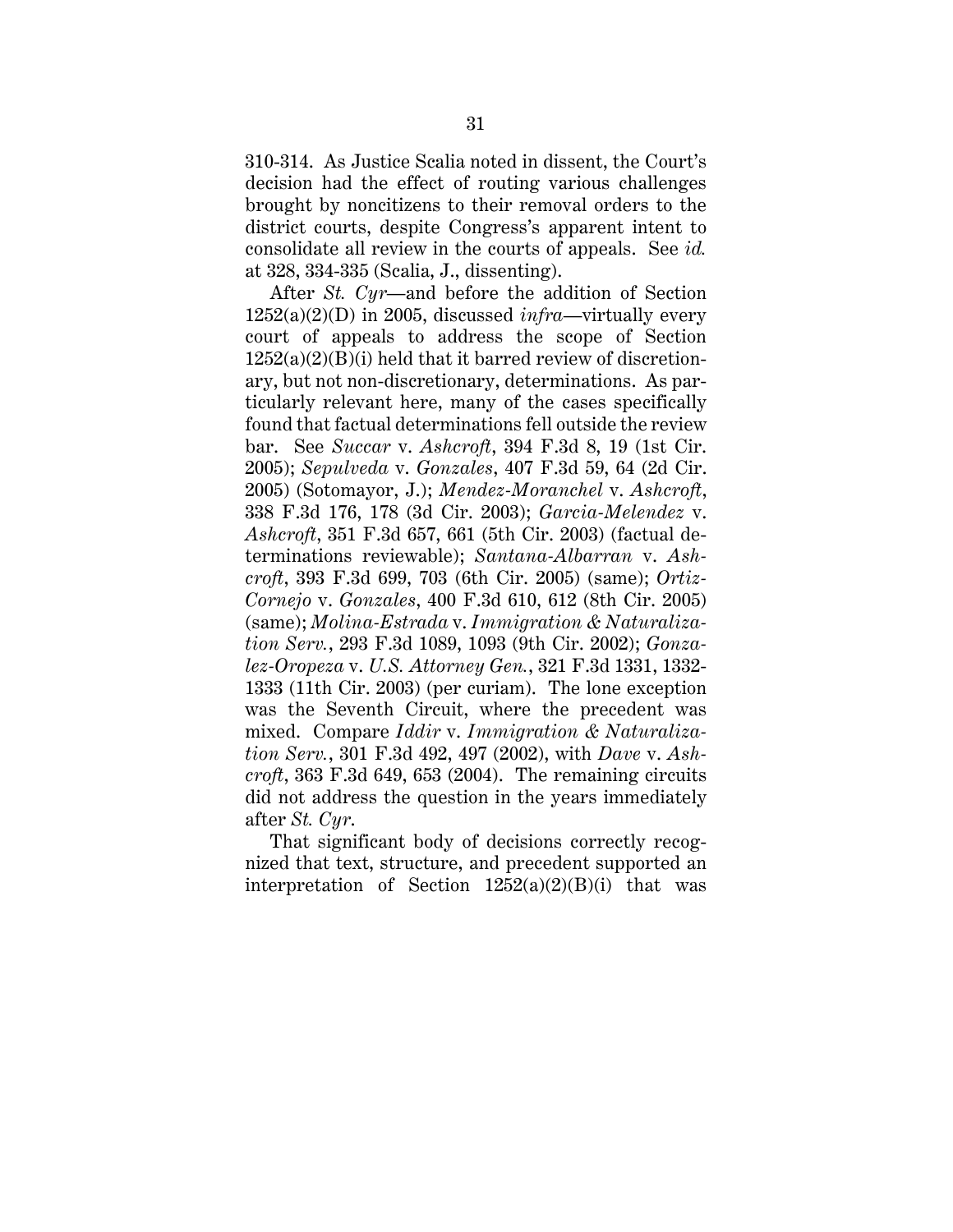310-314. As Justice Scalia noted in dissent, the Court's decision had the effect of routing various challenges brought by noncitizens to their removal orders to the district courts, despite Congress's apparent intent to consolidate all review in the courts of appeals. See *id.* at 328, 334-335 (Scalia, J., dissenting).

After *St. Cyr*—and before the addition of Section 1252(a)(2)(D) in 2005, discussed *infra*—virtually every court of appeals to address the scope of Section 1252(a)(2)(B)(i) held that it barred review of discretionary, but not non-discretionary, determinations. As particularly relevant here, many of the cases specifically found that factual determinations fell outside the review bar. See *Succar* v. *Ashcroft*, 394 F.3d 8, 19 (1st Cir. 2005); *Sepulveda* v. *Gonzales*, 407 F.3d 59, 64 (2d Cir. 2005) (Sotomayor, J.); *Mendez-Moranchel* v. *Ashcroft*, 338 F.3d 176, 178 (3d Cir. 2003); *Garcia-Melendez* v. *Ashcroft*, 351 F.3d 657, 661 (5th Cir. 2003) (factual determinations reviewable); *Santana-Albarran* v. *Ashcroft*, 393 F.3d 699, 703 (6th Cir. 2005) (same); *Ortiz-Cornejo* v. *Gonzales*, 400 F.3d 610, 612 (8th Cir. 2005) (same); *Molina-Estrada* v. *Immigration & Naturalization Serv.*, 293 F.3d 1089, 1093 (9th Cir. 2002); *Gonzalez-Oropeza* v. *U.S. Attorney Gen.*, 321 F.3d 1331, 1332-1333 (11th Cir. 2003) (per curiam). The lone exception was the Seventh Circuit, where the precedent was mixed. Compare *Iddir* v. *Immigration & Naturalization Serv.*, 301 F.3d 492, 497 (2002), with *Dave* v. *Ashcroft*, 363 F.3d 649, 653 (2004). The remaining circuits did not address the question in the years immediately after *St. Cyr*.

That significant body of decisions correctly recognized that text, structure, and precedent supported an interpretation of Section 1252(a)(2)(B)(i) that was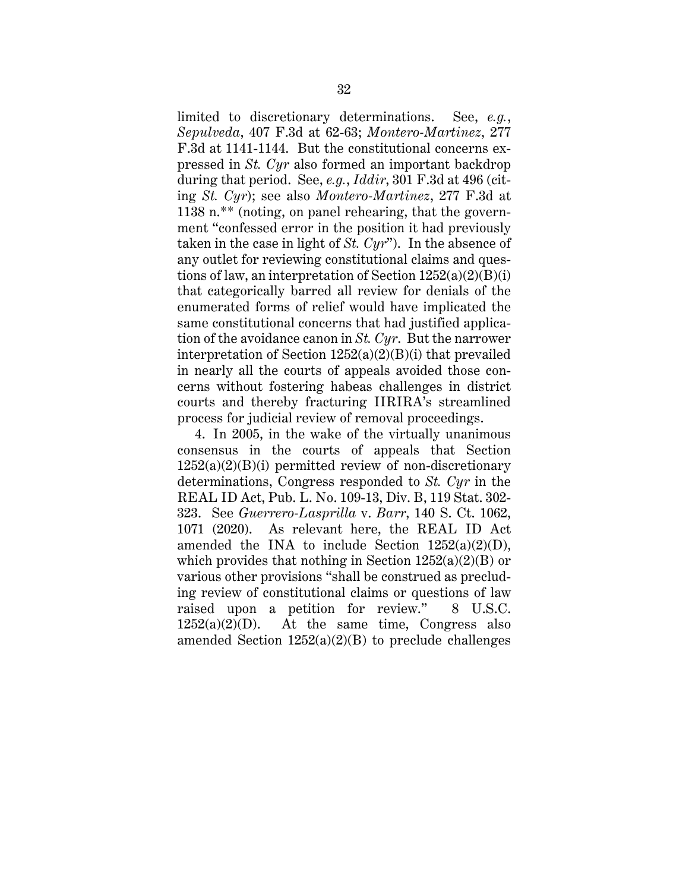limited to discretionary determinations. See, *e.g.*, *Sepulveda*, 407 F.3d at 62-63; *Montero-Martinez*, 277 F.3d at 1141-1144. But the constitutional concerns expressed in *St. Cyr* also formed an important backdrop during that period. See, *e.g.*, *Iddir*, 301 F.3d at 496 (citing *St. Cyr*); see also *Montero-Martinez*, 277 F.3d at 1138 n.** (noting, on panel rehearing, that the government "confessed error in the position it had previously taken in the case in light of *St. Cyr*"). In the absence of any outlet for reviewing constitutional claims and questions of law, an interpretation of Section 1252(a)(2)(B)(i) that categorically barred all review for denials of the enumerated forms of relief would have implicated the same constitutional concerns that had justified application of the avoidance canon in *St. Cyr*. But the narrower interpretation of Section 1252(a)(2)(B)(i) that prevailed in nearly all the courts of appeals avoided those concerns without fostering habeas challenges in district courts and thereby fracturing IIRIRA's streamlined process for judicial review of removal proceedings.

4. In 2005, in the wake of the virtually unanimous consensus in the courts of appeals that Section 1252(a)(2)(B)(i) permitted review of non-discretionary determinations, Congress responded to *St. Cyr* in the REAL ID Act, Pub. L. No. 109-13, Div. B, 119 Stat. 302-323. See *Guerrero-Lasprilla* v. *Barr*, 140 S. Ct. 1062, 1071 (2020). As relevant here, the REAL ID Act amended the INA to include Section 1252(a)(2)(D), which provides that nothing in Section 1252(a)(2)(B) or various other provisions "shall be construed as precluding review of constitutional claims or questions of law raised upon a petition for review." 8 U.S.C. 1252(a)(2)(D). At the same time, Congress also amended Section 1252(a)(2)(B) to preclude challenges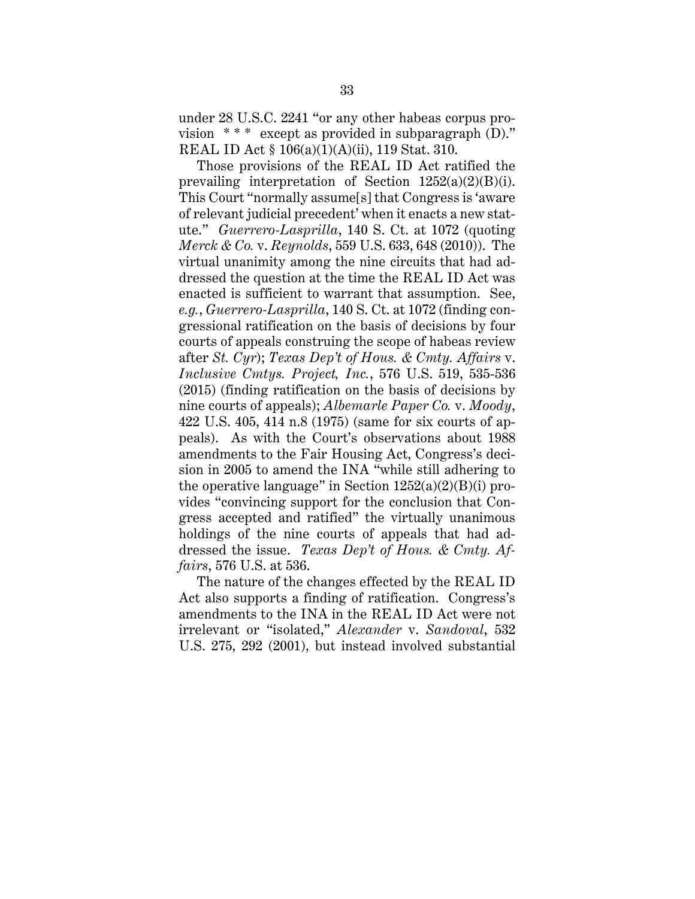under 28 U.S.C. 2241 "or any other habeas corpus provision * * * except as provided in subparagraph (D)." REAL ID Act § 106(a)(1)(A)(ii), 119 Stat. 310.

Those provisions of the REAL ID Act ratified the prevailing interpretation of Section 1252(a)(2)(B)(i). This Court "normally assume[s] that Congress is 'aware of relevant judicial precedent' when it enacts a new statute." *Guerrero-Lasprilla*, 140 S. Ct. at 1072 (quoting *Merck & Co.* v. *Reynolds*, 559 U.S. 633, 648 (2010)). The virtual unanimity among the nine circuits that had addressed the question at the time the REAL ID Act was enacted is sufficient to warrant that assumption. See, *e.g.*, *Guerrero-Lasprilla*, 140 S. Ct. at 1072 (finding congressional ratification on the basis of decisions by four courts of appeals construing the scope of habeas review after *St. Cyr*); *Texas Dep't of Hous. & Cmty. Affairs* v. *Inclusive Cmtys. Project, Inc.*, 576 U.S. 519, 535-536 (2015) (finding ratification on the basis of decisions by nine courts of appeals); *Albemarle Paper Co.* v. *Moody*, 422 U.S. 405, 414 n.8 (1975) (same for six courts of appeals). As with the Court's observations about 1988 amendments to the Fair Housing Act, Congress's decision in 2005 to amend the INA "while still adhering to the operative language" in Section 1252(a)(2)(B)(i) provides "convincing support for the conclusion that Congress accepted and ratified" the virtually unanimous holdings of the nine courts of appeals that had addressed the issue. *Texas Dep't of Hous. & Cmty. Affairs*, 576 U.S. at 536.

The nature of the changes effected by the REAL ID Act also supports a finding of ratification. Congress's amendments to the INA in the REAL ID Act were not irrelevant or "isolated," *Alexander* v. *Sandoval*, 532 U.S. 275, 292 (2001), but instead involved substantial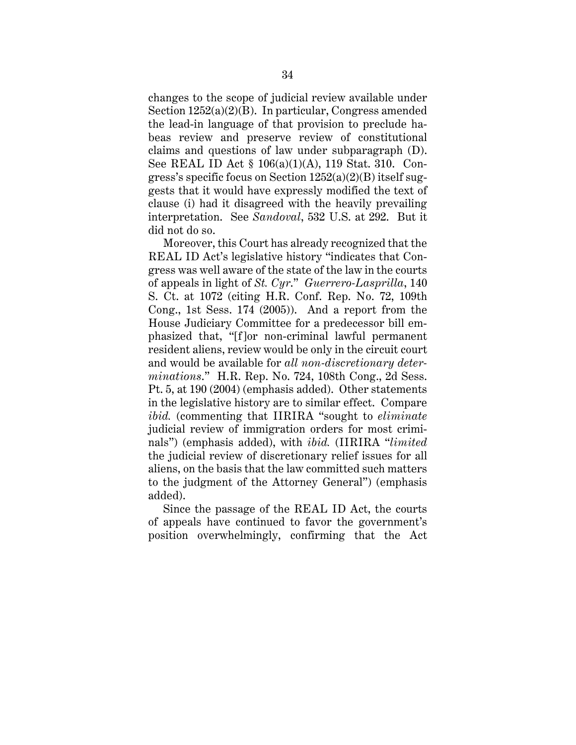changes to the scope of judicial review available under Section 1252(a)(2)(B). In particular, Congress amended the lead-in language of that provision to preclude habeas review and preserve review of constitutional claims and questions of law under subparagraph (D). See REAL ID Act § 106(a)(1)(A), 119 Stat. 310. Congress's specific focus on Section 1252(a)(2)(B) itself suggests that it would have expressly modified the text of clause (i) had it disagreed with the heavily prevailing interpretation. See *Sandoval*, 532 U.S. at 292. But it did not do so.

Moreover, this Court has already recognized that the REAL ID Act's legislative history "indicates that Congress was well aware of the state of the law in the courts of appeals in light of *St. Cyr*." *Guerrero-Lasprilla*, 140 S. Ct. at 1072 (citing H.R. Conf. Rep. No. 72, 109th Cong., 1st Sess. 174 (2005)). And a report from the House Judiciary Committee for a predecessor bill emphasized that, "[f]or non-criminal lawful permanent resident aliens, review would be only in the circuit court and would be available for *all non-discretionary determinations*." H.R. Rep. No. 724, 108th Cong., 2d Sess. Pt. 5, at 190 (2004) (emphasis added). Other statements in the legislative history are to similar effect. Compare *ibid.* (commenting that IIRIRA "sought to *eliminate* judicial review of immigration orders for most criminals") (emphasis added), with *ibid.* (IIRIRA "*limited* the judicial review of discretionary relief issues for all aliens, on the basis that the law committed such matters to the judgment of the Attorney General") (emphasis added).

Since the passage of the REAL ID Act, the courts of appeals have continued to favor the government's position overwhelmingly, confirming that the Act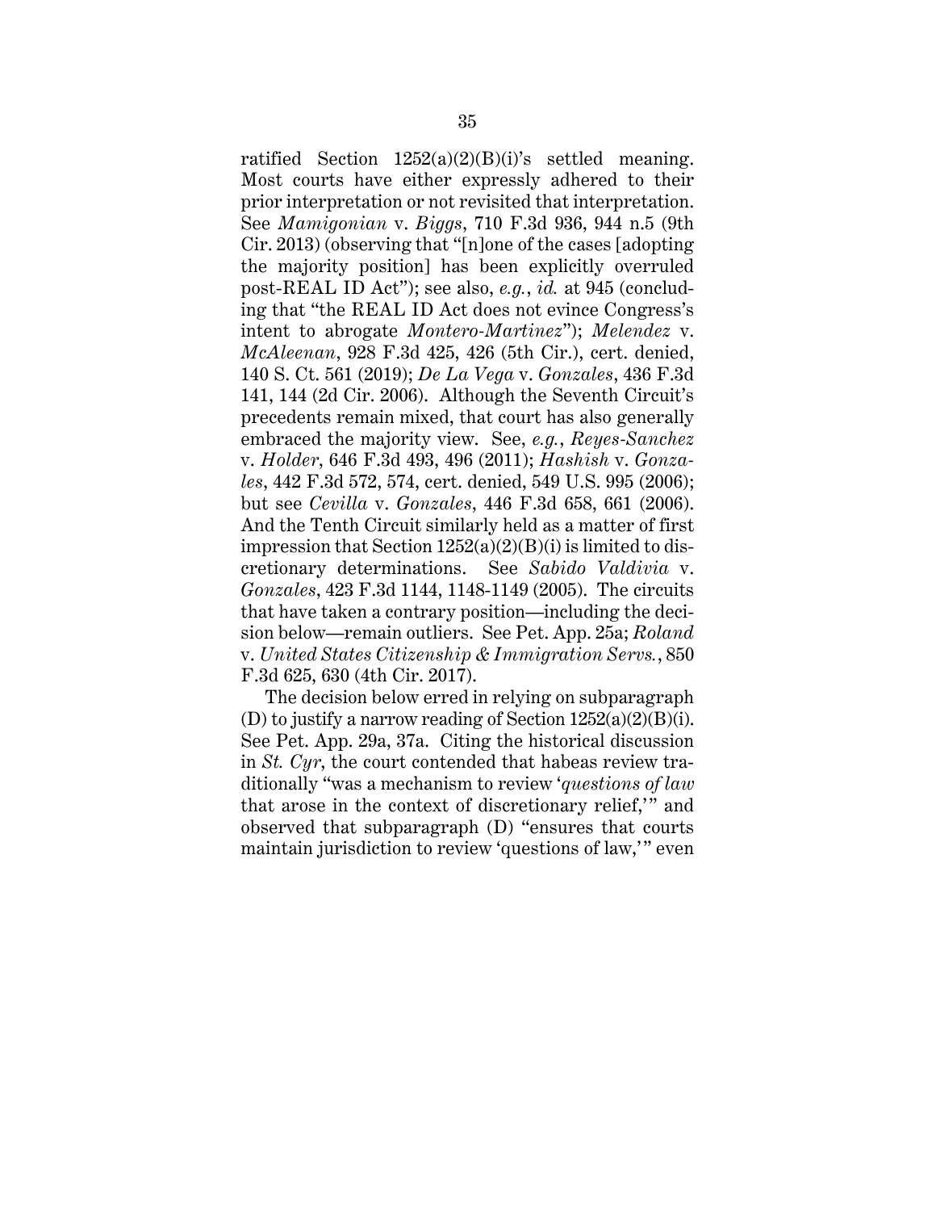ratified Section 1252(a)(2)(B)(i)'s settled meaning. Most courts have either expressly adhered to their prior interpretation or not revisited that interpretation. See *Mamigonian* v. *Biggs*, 710 F.3d 936, 944 n.5 (9th Cir. 2013) (observing that "[n]one of the cases [adopting the majority position] has been explicitly overruled post-REAL ID Act"); see also, *e.g.*, *id.* at 945 (concluding that "the REAL ID Act does not evince Congress's intent to abrogate *Montero-Martinez*"); *Melendez* v. *McAleenan*, 928 F.3d 425, 426 (5th Cir.), cert. denied, 140 S. Ct. 561 (2019); *De La Vega* v. *Gonzales*, 436 F.3d 141, 144 (2d Cir. 2006). Although the Seventh Circuit's precedents remain mixed, that court has also generally embraced the majority view. See, *e.g.*, *Reyes-Sanchez* v. *Holder*, 646 F.3d 493, 496 (2011); *Hashish* v. *Gonzales*, 442 F.3d 572, 574, cert. denied, 549 U.S. 995 (2006); but see *Cevilla* v. *Gonzales*, 446 F.3d 658, 661 (2006). And the Tenth Circuit similarly held as a matter of first impression that Section 1252(a)(2)(B)(i) is limited to discretionary determinations. See *Sabido Valdivia* v. *Gonzales*, 423 F.3d 1144, 1148-1149 (2005). The circuits that have taken a contrary position—including the decision below—remain outliers. See Pet. App. 25a; *Roland* v. *United States Citizenship & Immigration Servs.*, 850 F.3d 625, 630 (4th Cir. 2017).

The decision below erred in relying on subparagraph (D) to justify a narrow reading of Section 1252(a)(2)(B)(i). See Pet. App. 29a, 37a. Citing the historical discussion in *St. Cyr*, the court contended that habeas review traditionally "was a mechanism to review '*questions of law* that arose in the context of discretionary relief,'" and observed that subparagraph (D) "ensures that courts maintain jurisdiction to review 'questions of law,'" even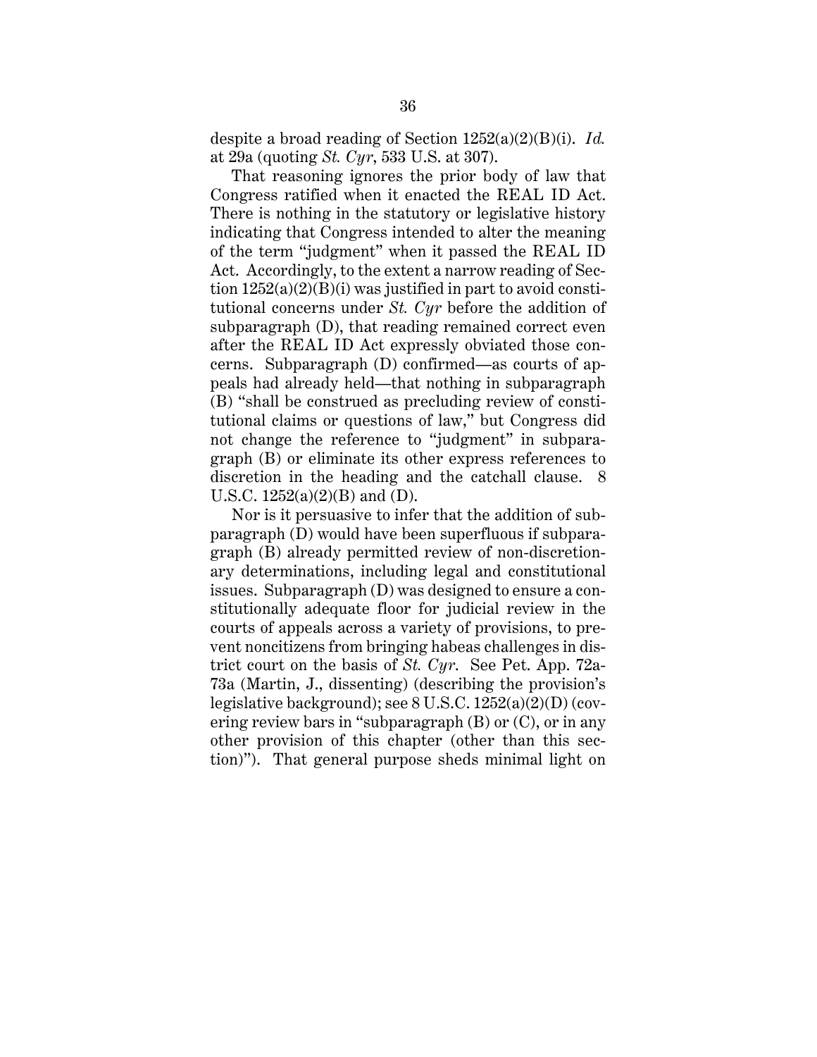despite a broad reading of Section 1252(a)(2)(B)(i). *Id.* at 29a (quoting *St. Cyr*, 533 U.S. at 307).

That reasoning ignores the prior body of law that Congress ratified when it enacted the REAL ID Act. There is nothing in the statutory or legislative history indicating that Congress intended to alter the meaning of the term "judgment" when it passed the REAL ID Act. Accordingly, to the extent a narrow reading of Section 1252(a)(2)(B)(i) was justified in part to avoid constitutional concerns under *St. Cyr* before the addition of subparagraph (D), that reading remained correct even after the REAL ID Act expressly obviated those concerns. Subparagraph (D) confirmed—as courts of appeals had already held—that nothing in subparagraph (B) "shall be construed as precluding review of constitutional claims or questions of law," but Congress did not change the reference to "judgment" in subparagraph (B) or eliminate its other express references to discretion in the heading and the catchall clause. 8 U.S.C. 1252(a)(2)(B) and (D).

Nor is it persuasive to infer that the addition of subparagraph (D) would have been superfluous if subparagraph (B) already permitted review of non-discretionary determinations, including legal and constitutional issues. Subparagraph (D) was designed to ensure a constitutionally adequate floor for judicial review in the courts of appeals across a variety of provisions, to prevent noncitizens from bringing habeas challenges in district court on the basis of *St. Cyr*. See Pet. App. 72a-73a (Martin, J., dissenting) (describing the provision's legislative background); see 8 U.S.C. 1252(a)(2)(D) (covering review bars in "subparagraph (B) or (C), or in any other provision of this chapter (other than this section)"). That general purpose sheds minimal light on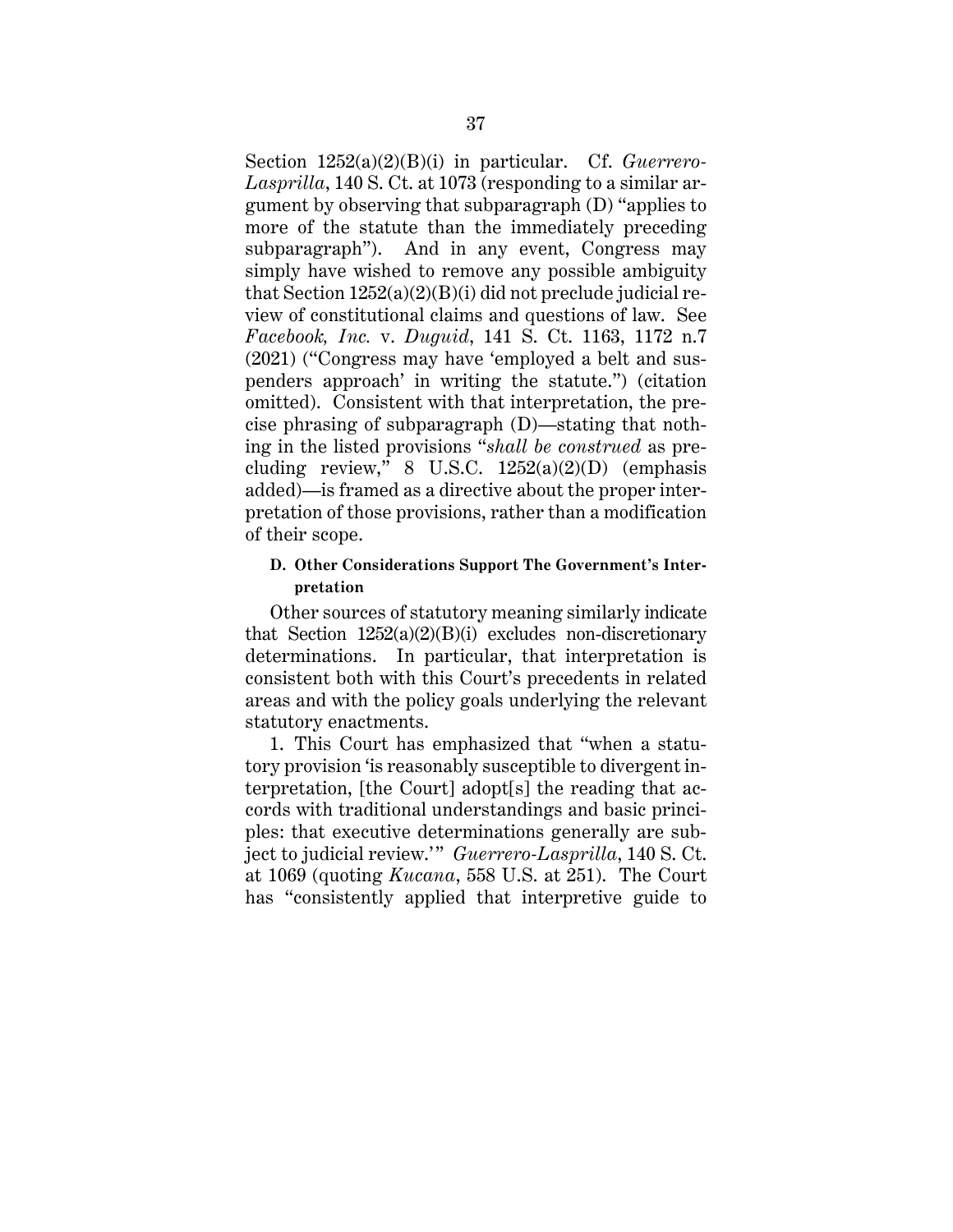Section 1252(a)(2)(B)(i) in particular. Cf. *Guerrero-Lasprilla*, 140 S. Ct. at 1073 (responding to a similar argument by observing that subparagraph (D) "applies to more of the statute than the immediately preceding subparagraph"). And in any event, Congress may simply have wished to remove any possible ambiguity that Section 1252(a)(2)(B)(i) did not preclude judicial review of constitutional claims and questions of law. See *Facebook, Inc.* v. *Duguid*, 141 S. Ct. 1163, 1172 n.7 (2021) ("Congress may have 'employed a belt and suspenders approach' in writing the statute.") (citation omitted). Consistent with that interpretation, the precise phrasing of subparagraph (D)—stating that nothing in the listed provisions "*shall be construed* as precluding review," 8 U.S.C. 1252(a)(2)(D) (emphasis added)—is framed as a directive about the proper interpretation of those provisions, rather than a modification of their scope.

#### D. Other Considerations Support The Government's Interpretation

Other sources of statutory meaning similarly indicate that Section 1252(a)(2)(B)(i) excludes non-discretionary determinations. In particular, that interpretation is consistent both with this Court's precedents in related areas and with the policy goals underlying the relevant statutory enactments.

1. This Court has emphasized that "when a statutory provision 'is reasonably susceptible to divergent interpretation, [the Court] adopt[s] the reading that accords with traditional understandings and basic principles: that executive determinations generally are subject to judicial review.'" *Guerrero-Lasprilla*, 140 S. Ct. at 1069 (quoting *Kucana*, 558 U.S. at 251). The Court has "consistently applied that interpretive guide to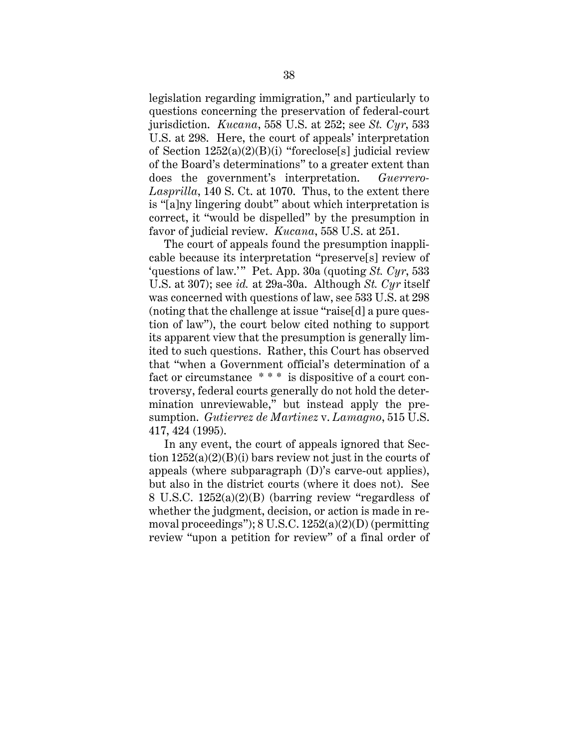legislation regarding immigration," and particularly to questions concerning the preservation of federal-court jurisdiction. *Kucana*, 558 U.S. at 252; see *St. Cyr*, 533 U.S. at 298. Here, the court of appeals' interpretation of Section 1252(a)(2)(B)(i) "foreclose[s] judicial review of the Board's determinations" to a greater extent than does the government's interpretation. *Guerrero-Lasprilla*, 140 S. Ct. at 1070. Thus, to the extent there is "[a]ny lingering doubt" about which interpretation is correct, it "would be dispelled" by the presumption in favor of judicial review. *Kucana*, 558 U.S. at 251.

The court of appeals found the presumption inapplicable because its interpretation "preserve[s] review of 'questions of law.'" Pet. App. 30a (quoting *St. Cyr*, 533 U.S. at 307); see *id.* at 29a-30a. Although *St. Cyr* itself was concerned with questions of law, see 533 U.S. at 298 (noting that the challenge at issue "raise[d] a pure question of law"), the court below cited nothing to support its apparent view that the presumption is generally limited to such questions. Rather, this Court has observed that "when a Government official's determination of a fact or circumstance \* \* \* is dispositive of a court controversy, federal courts generally do not hold the determination unreviewable," but instead apply the presumption. *Gutierrez de Martinez* v. *Lamagno*, 515 U.S. 417, 424 (1995).

In any event, the court of appeals ignored that Section 1252(a)(2)(B)(i) bars review not just in the courts of appeals (where subparagraph (D)'s carve-out applies), but also in the district courts (where it does not). See 8 U.S.C. 1252(a)(2)(B) (barring review "regardless of whether the judgment, decision, or action is made in removal proceedings"); 8 U.S.C. 1252(a)(2)(D) (permitting review "upon a petition for review" of a final order of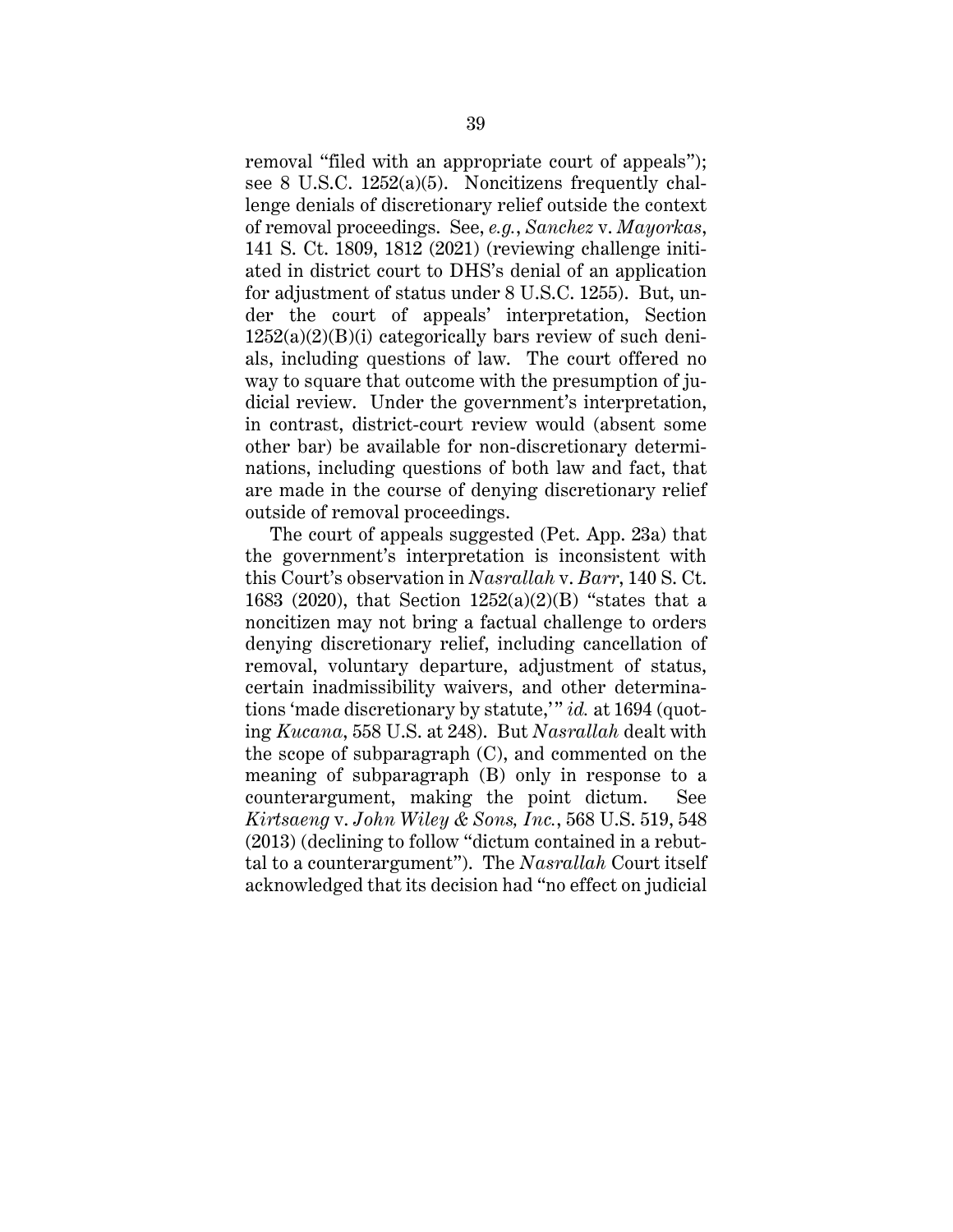removal "filed with an appropriate court of appeals"); see 8 U.S.C. 1252(a)(5). Noncitizens frequently challenge denials of discretionary relief outside the context of removal proceedings. See, *e.g.*, *Sanchez* v. *Mayorkas*, 141 S. Ct. 1809, 1812 (2021) (reviewing challenge initiated in district court to DHS's denial of an application for adjustment of status under 8 U.S.C. 1255). But, under the court of appeals' interpretation, Section 1252(a)(2)(B)(i) categorically bars review of such denials, including questions of law. The court offered no way to square that outcome with the presumption of judicial review. Under the government's interpretation, in contrast, district-court review would (absent some other bar) be available for non-discretionary determinations, including questions of both law and fact, that are made in the course of denying discretionary relief outside of removal proceedings.

The court of appeals suggested (Pet. App. 23a) that the government's interpretation is inconsistent with this Court's observation in *Nasrallah* v. *Barr*, 140 S. Ct. 1683 (2020), that Section 1252(a)(2)(B) "states that a noncitizen may not bring a factual challenge to orders denying discretionary relief, including cancellation of removal, voluntary departure, adjustment of status, certain inadmissibility waivers, and other determinations 'made discretionary by statute,'" *id.* at 1694 (quoting *Kucana*, 558 U.S. at 248). But *Nasrallah* dealt with the scope of subparagraph (C), and commented on the meaning of subparagraph (B) only in response to a counterargument, making the point dictum. See *Kirtsaeng* v. *John Wiley & Sons, Inc.*, 568 U.S. 519, 548 (2013) (declining to follow "dictum contained in a rebuttal to a counterargument"). The *Nasrallah* Court itself acknowledged that its decision had "no effect on judicial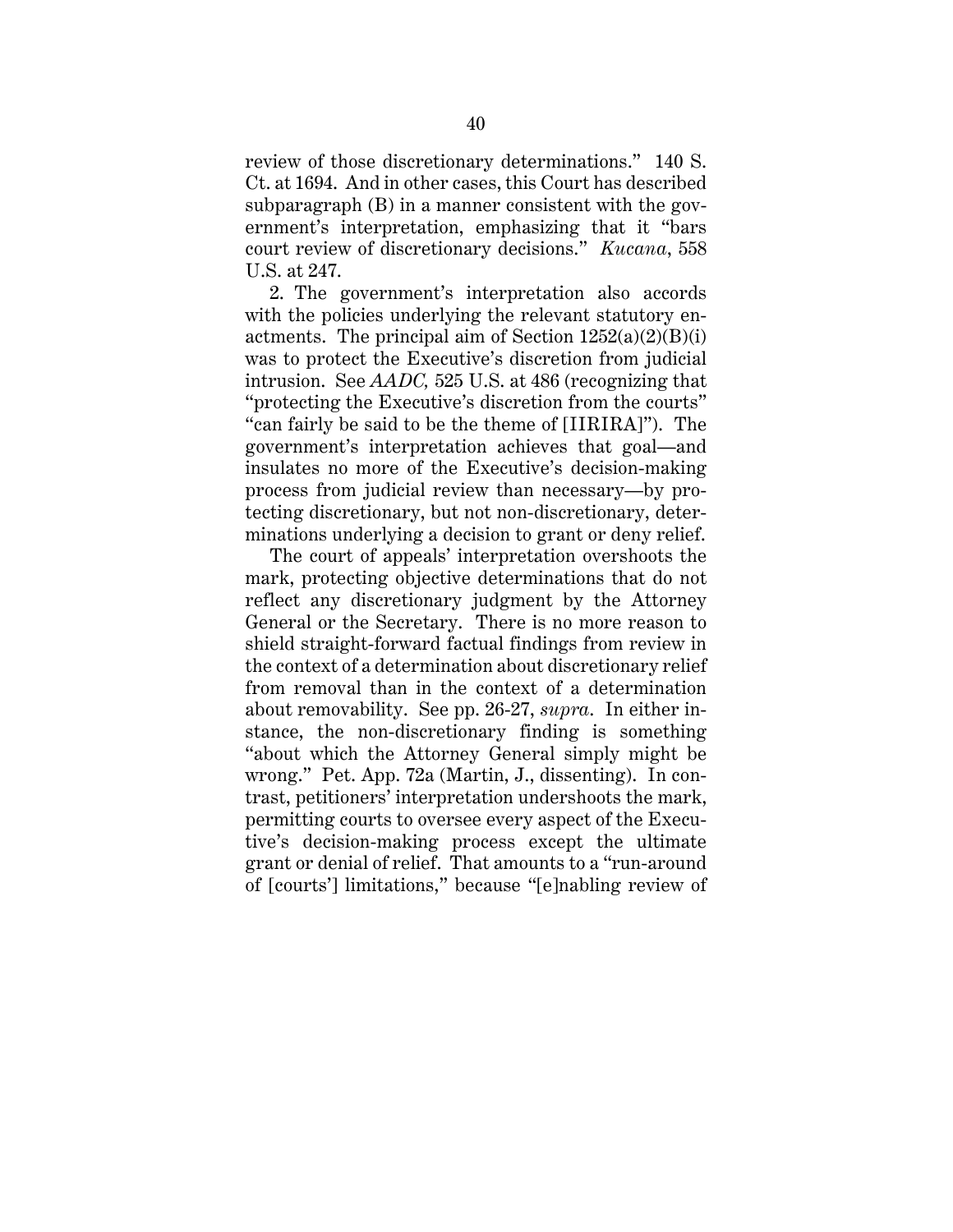review of those discretionary determinations." 140 S. Ct. at 1694. And in other cases, this Court has described subparagraph (B) in a manner consistent with the government's interpretation, emphasizing that it "bars court review of discretionary decisions." *Kucana*, 558 U.S. at 247.

2. The government's interpretation also accords with the policies underlying the relevant statutory enactments. The principal aim of Section 1252(a)(2)(B)(i) was to protect the Executive's discretion from judicial intrusion. See *AADC,* 525 U.S. at 486 (recognizing that "protecting the Executive's discretion from the courts" "can fairly be said to be the theme of [IIRIRA]"). The government's interpretation achieves that goal—and insulates no more of the Executive's decision-making process from judicial review than necessary—by protecting discretionary, but not non-discretionary, determinations underlying a decision to grant or deny relief.

The court of appeals' interpretation overshoots the mark, protecting objective determinations that do not reflect any discretionary judgment by the Attorney General or the Secretary. There is no more reason to shield straight-forward factual findings from review in the context of a determination about discretionary relief from removal than in the context of a determination about removability. See pp. 26-27, *supra*. In either instance, the non-discretionary finding is something "about which the Attorney General simply might be wrong." Pet. App. 72a (Martin, J., dissenting). In contrast, petitioners' interpretation undershoots the mark, permitting courts to oversee every aspect of the Executive's decision-making process except the ultimate grant or denial of relief. That amounts to a "run-around of [courts'] limitations," because "[e]nabling review of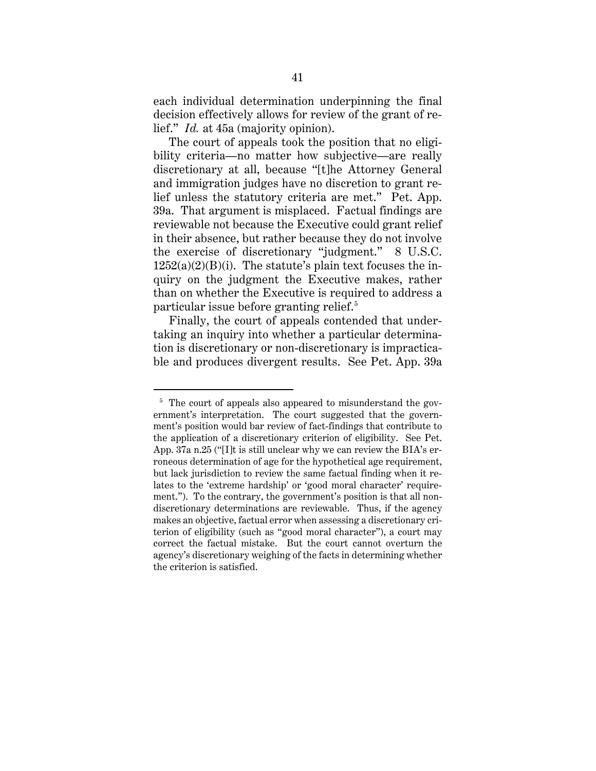each individual determination underpinning the final decision effectively allows for review of the grant of relief." *Id.* at 45a (majority opinion).

The court of appeals took the position that no eligibility criteria—no matter how subjective—are really discretionary at all, because "[t]he Attorney General and immigration judges have no discretion to grant relief unless the statutory criteria are met." Pet. App. 39a. That argument is misplaced. Factual findings are reviewable not because the Executive could grant relief in their absence, but rather because they do not involve the exercise of discretionary "judgment." 8 U.S.C. 1252(a)(2)(B)(i). The statute's plain text focuses the inquiry on the judgment the Executive makes, rather than on whether the Executive is required to address a particular issue before granting relief.[5]

Finally, the court of appeals contended that undertaking an inquiry into whether a particular determination is discretionary or non-discretionary is impracticable and produces divergent results. See Pet. App. 39a

---

[5] The court of appeals also appeared to misunderstand the government's interpretation. The court suggested that the government's position would bar review of fact-findings that contribute to the application of a discretionary criterion of eligibility. See Pet. App. 37a n.25 ("[I]t is still unclear why we can review the BIA's erroneous determination of age for the hypothetical age requirement, but lack jurisdiction to review the same factual finding when it relates to the 'extreme hardship' or 'good moral character' requirement."). To the contrary, the government's position is that all non-discretionary determinations are reviewable. Thus, if the agency makes an objective, factual error when assessing a discretionary criterion of eligibility (such as "good moral character"), a court may correct the factual mistake. But the court cannot overturn the agency's discretionary weighing of the facts in determining whether the criterion is satisfied.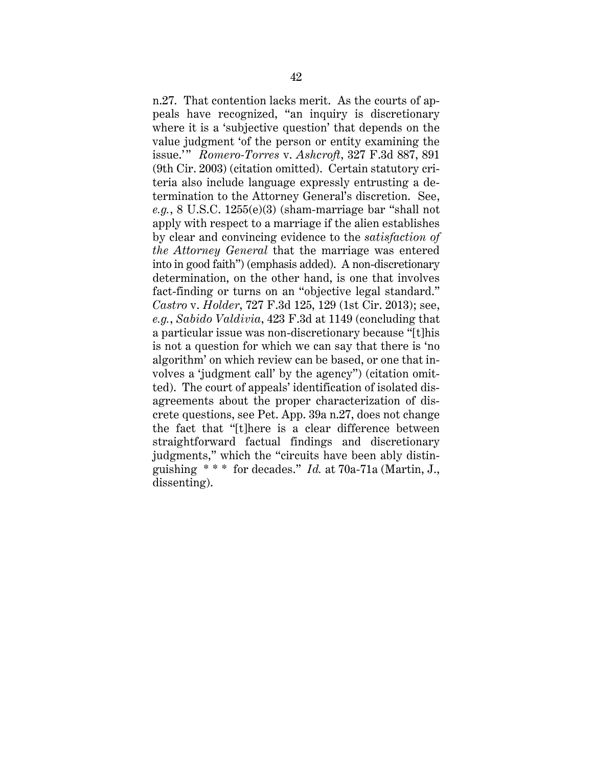n.27. That contention lacks merit. As the courts of appeals have recognized, "an inquiry is discretionary where it is a 'subjective question' that depends on the value judgment 'of the person or entity examining the issue.'" *Romero-Torres* v. *Ashcroft*, 327 F.3d 887, 891 (9th Cir. 2003) (citation omitted). Certain statutory criteria also include language expressly entrusting a determination to the Attorney General's discretion. See, *e.g.*, 8 U.S.C. 1255(e)(3) (sham-marriage bar "shall not apply with respect to a marriage if the alien establishes by clear and convincing evidence to the *satisfaction of the Attorney General* that the marriage was entered into in good faith") (emphasis added). A non-discretionary determination, on the other hand, is one that involves fact-finding or turns on an "objective legal standard." *Castro* v. *Holder*, 727 F.3d 125, 129 (1st Cir. 2013); see, *e.g.*, *Sabido Valdivia*, 423 F.3d at 1149 (concluding that a particular issue was non-discretionary because "[t]his is not a question for which we can say that there is 'no algorithm' on which review can be based, or one that involves a 'judgment call' by the agency") (citation omitted). The court of appeals' identification of isolated disagreements about the proper characterization of discrete questions, see Pet. App. 39a n.27, does not change the fact that "[t]here is a clear difference between straightforward factual findings and discretionary judgments," which the "circuits have been ably distinguishing * * * for decades." *Id.* at 70a-71a (Martin, J., dissenting).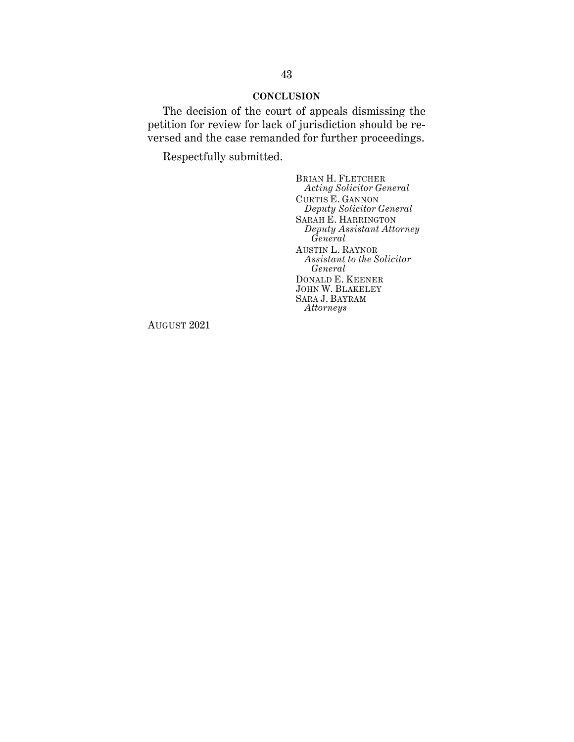## CONCLUSION

The decision of the court of appeals dismissing the petition for review for lack of jurisdiction should be reversed and the case remanded for further proceedings.

Respectfully submitted.

BRIAN H. FLETCHER
*Acting Solicitor General*
CURTIS E. GANNON
*Deputy Solicitor General*
SARAH E. HARRINGTON
*Deputy Assistant Attorney General*
AUSTIN L. RAYNOR
*Assistant to the Solicitor General*
DONALD E. KEENER
JOHN W. BLAKELEY
SARA J. BAYRAM
*Attorneys*

AUGUST 2021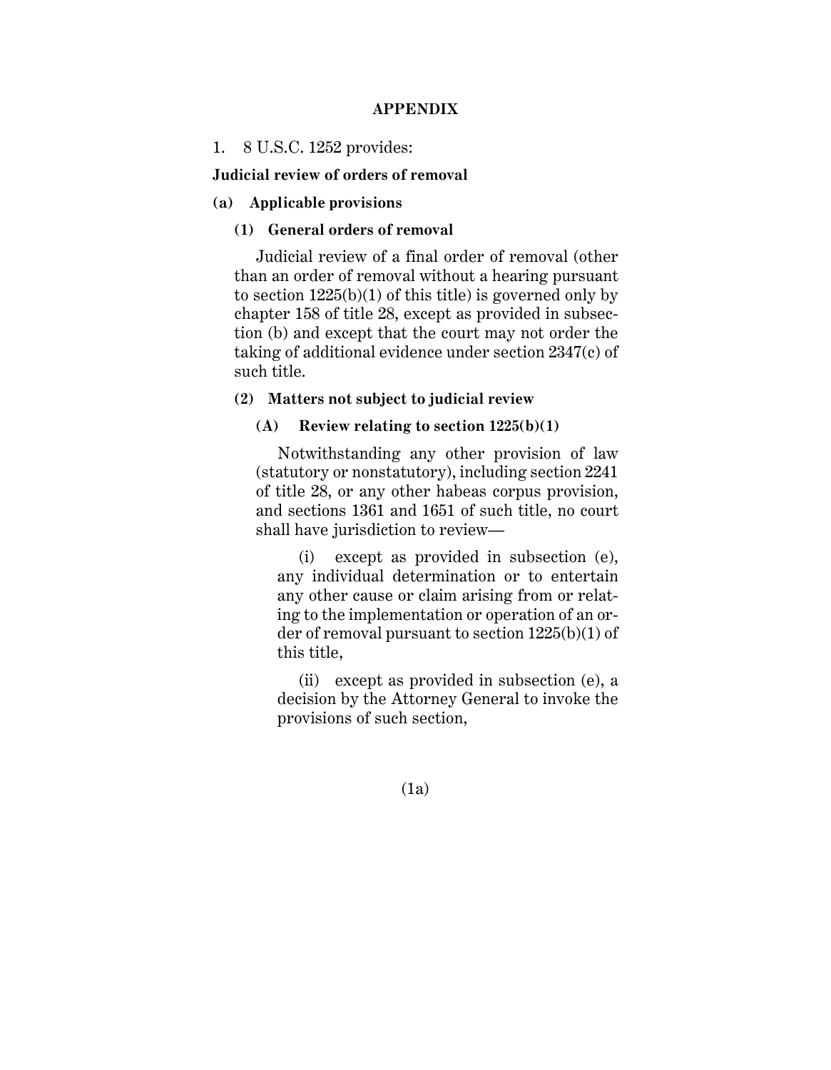## APPENDIX

1. 8 U.S.C. 1252 provides:

**Judicial review of orders of removal**

**(a) Applicable provisions**

**(1) General orders of removal**

Judicial review of a final order of removal (other than an order of removal without a hearing pursuant to section 1225(b)(1) of this title) is governed only by chapter 158 of title 28, except as provided in subsection (b) and except that the court may not order the taking of additional evidence under section 2347(c) of such title.

**(2) Matters not subject to judicial review**

**(A) Review relating to section 1225(b)(1)**

Notwithstanding any other provision of law (statutory or nonstatutory), including section 2241 of title 28, or any other habeas corpus provision, and sections 1361 and 1651 of such title, no court shall have jurisdiction to review—

(i) except as provided in subsection (e), any individual determination or to entertain any other cause or claim arising from or relating to the implementation or operation of an order of removal pursuant to section 1225(b)(1) of this title,

(ii) except as provided in subsection (e), a decision by the Attorney General to invoke the provisions of such section,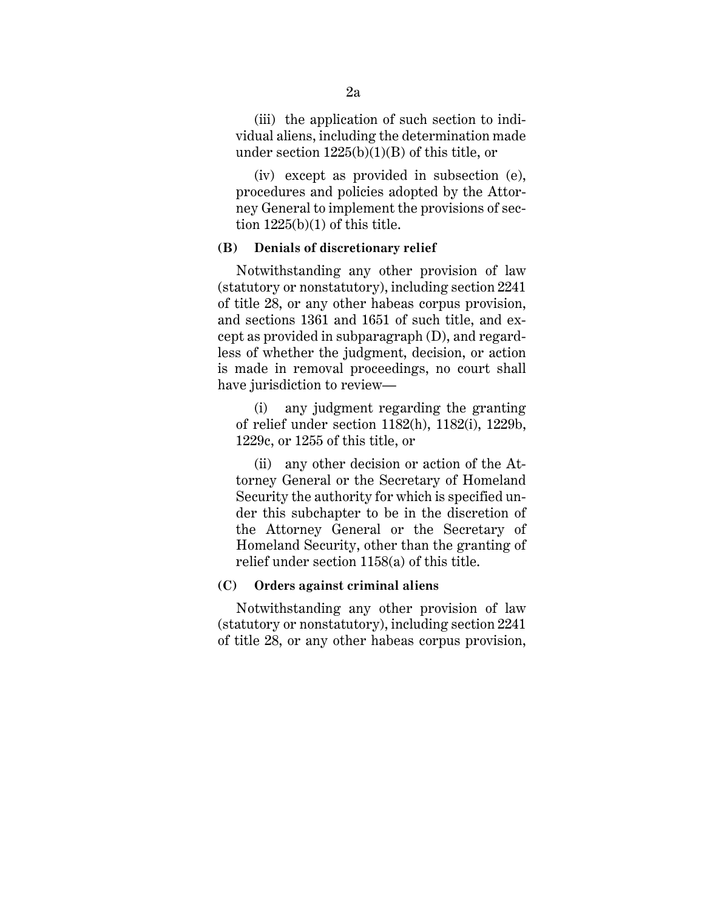(iii) the application of such section to individual aliens, including the determination made under section 1225(b)(1)(B) of this title, or

(iv) except as provided in subsection (e), procedures and policies adopted by the Attorney General to implement the provisions of section 1225(b)(1) of this title.

**(B) Denials of discretionary relief**

Notwithstanding any other provision of law (statutory or nonstatutory), including section 2241 of title 28, or any other habeas corpus provision, and sections 1361 and 1651 of such title, and except as provided in subparagraph (D), and regardless of whether the judgment, decision, or action is made in removal proceedings, no court shall have jurisdiction to review—

(i) any judgment regarding the granting of relief under section 1182(h), 1182(i), 1229b, 1229c, or 1255 of this title, or

(ii) any other decision or action of the Attorney General or the Secretary of Homeland Security the authority for which is specified under this subchapter to be in the discretion of the Attorney General or the Secretary of Homeland Security, other than the granting of relief under section 1158(a) of this title.

**(C) Orders against criminal aliens**

Notwithstanding any other provision of law (statutory or nonstatutory), including section 2241 of title 28, or any other habeas corpus provision,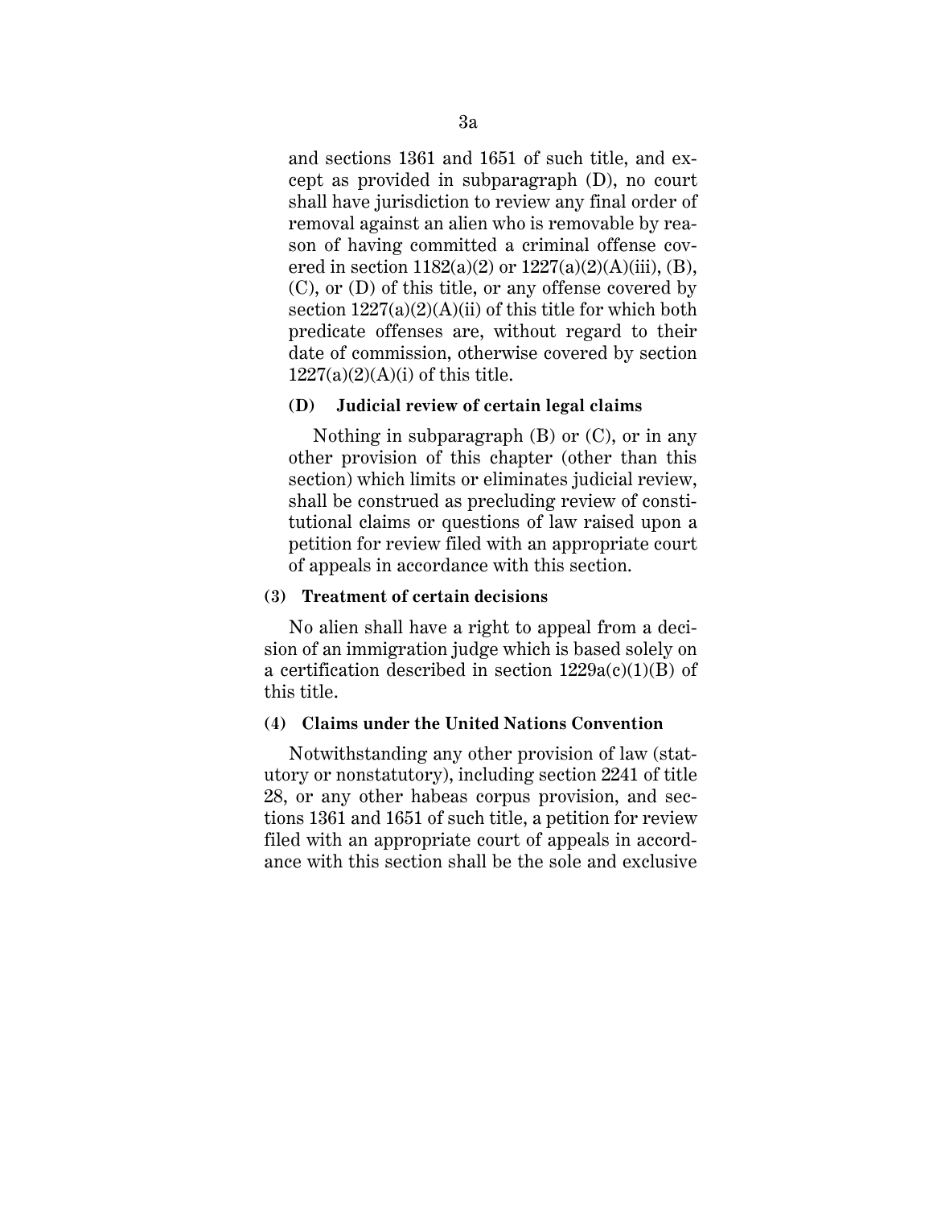and sections 1361 and 1651 of such title, and except as provided in subparagraph (D), no court shall have jurisdiction to review any final order of removal against an alien who is removable by reason of having committed a criminal offense covered in section 1182(a)(2) or 1227(a)(2)(A)(iii), (B), (C), or (D) of this title, or any offense covered by section 1227(a)(2)(A)(ii) of this title for which both predicate offenses are, without regard to their date of commission, otherwise covered by section 1227(a)(2)(A)(i) of this title.

**(D) Judicial review of certain legal claims**

Nothing in subparagraph (B) or (C), or in any other provision of this chapter (other than this section) which limits or eliminates judicial review, shall be construed as precluding review of constitutional claims or questions of law raised upon a petition for review filed with an appropriate court of appeals in accordance with this section.

**(3) Treatment of certain decisions**

No alien shall have a right to appeal from a decision of an immigration judge which is based solely on a certification described in section 1229a(c)(1)(B) of this title.

**(4) Claims under the United Nations Convention**

Notwithstanding any other provision of law (statutory or nonstatutory), including section 2241 of title 28, or any other habeas corpus provision, and sections 1361 and 1651 of such title, a petition for review filed with an appropriate court of appeals in accordance with this section shall be the sole and exclusive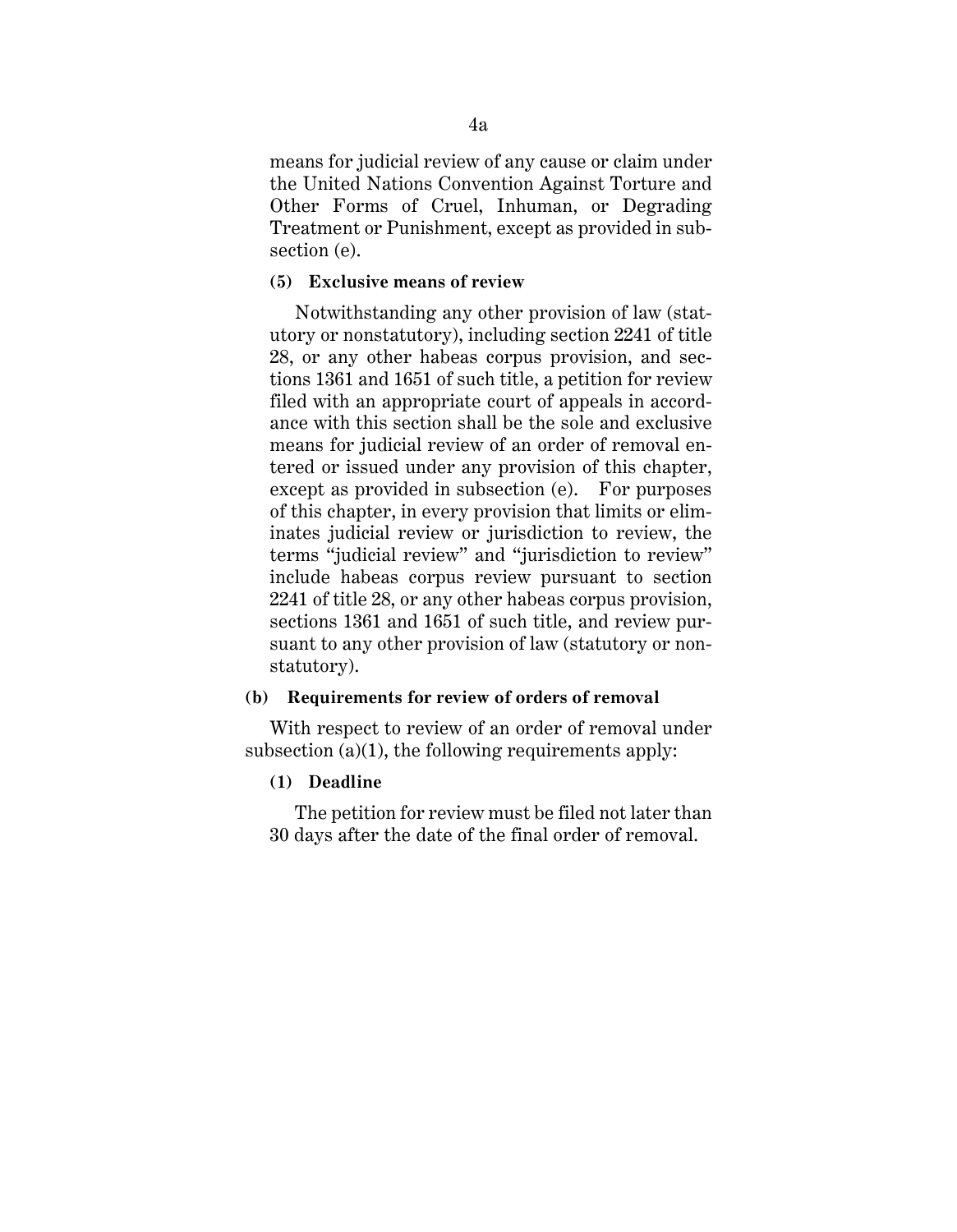means for judicial review of any cause or claim under the United Nations Convention Against Torture and Other Forms of Cruel, Inhuman, or Degrading Treatment or Punishment, except as provided in subsection (e).

**(5) Exclusive means of review**

Notwithstanding any other provision of law (statutory or nonstatutory), including section 2241 of title 28, or any other habeas corpus provision, and sections 1361 and 1651 of such title, a petition for review filed with an appropriate court of appeals in accordance with this section shall be the sole and exclusive means for judicial review of an order of removal entered or issued under any provision of this chapter, except as provided in subsection (e). For purposes of this chapter, in every provision that limits or eliminates judicial review or jurisdiction to review, the terms "judicial review" and "jurisdiction to review" include habeas corpus review pursuant to section 2241 of title 28, or any other habeas corpus provision, sections 1361 and 1651 of such title, and review pursuant to any other provision of law (statutory or nonstatutory).

**(b) Requirements for review of orders of removal**

With respect to review of an order of removal under subsection (a)(1), the following requirements apply:

**(1) Deadline**

The petition for review must be filed not later than 30 days after the date of the final order of removal.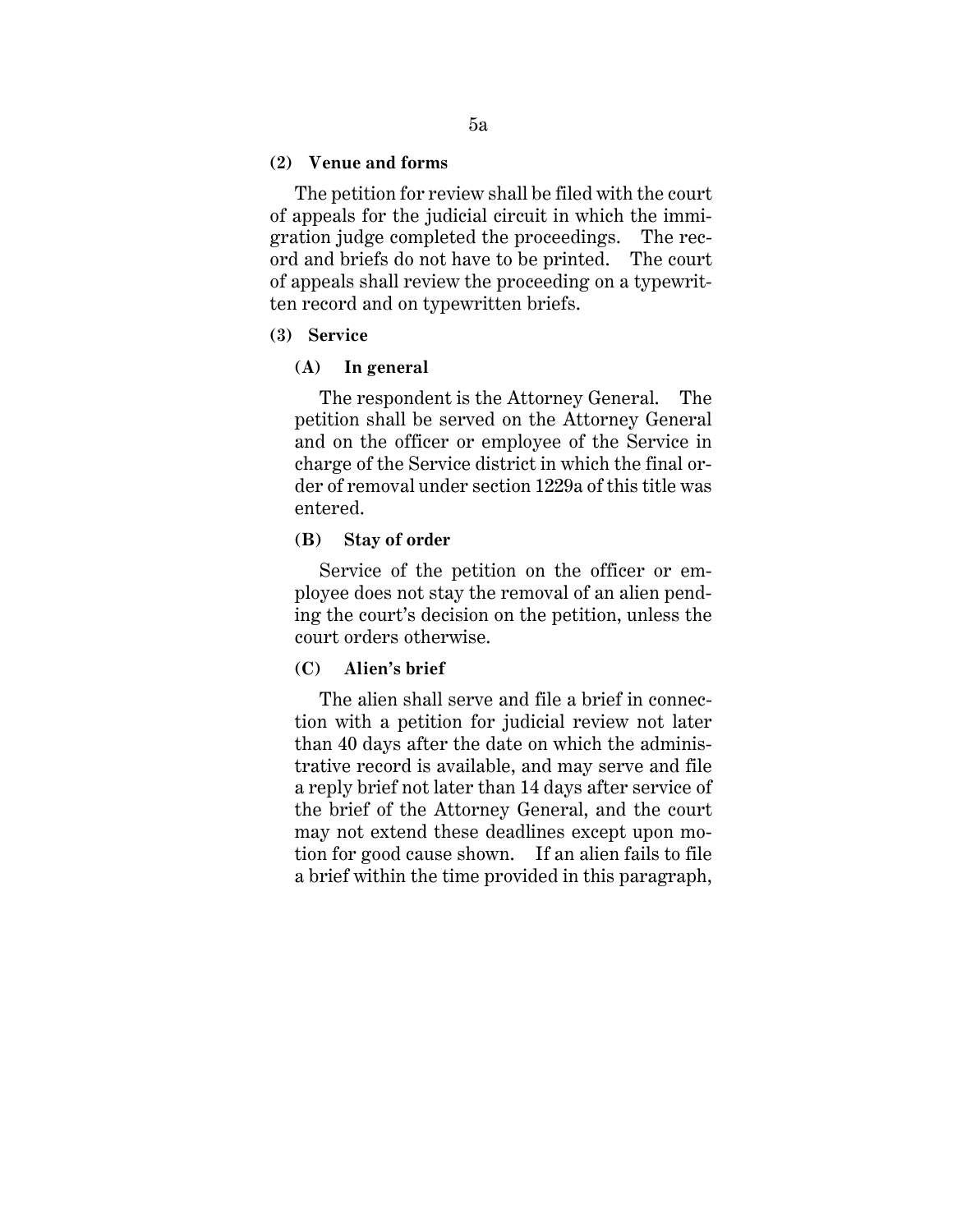**(2) Venue and forms**

The petition for review shall be filed with the court of appeals for the judicial circuit in which the immigration judge completed the proceedings. The record and briefs do not have to be printed. The court of appeals shall review the proceeding on a typewritten record and on typewritten briefs.

**(3) Service**

**(A) In general**

The respondent is the Attorney General. The petition shall be served on the Attorney General and on the officer or employee of the Service in charge of the Service district in which the final order of removal under section 1229a of this title was entered.

**(B) Stay of order**

Service of the petition on the officer or employee does not stay the removal of an alien pending the court's decision on the petition, unless the court orders otherwise.

**(C) Alien's brief**

The alien shall serve and file a brief in connection with a petition for judicial review not later than 40 days after the date on which the administrative record is available, and may serve and file a reply brief not later than 14 days after service of the brief of the Attorney General, and the court may not extend these deadlines except upon motion for good cause shown. If an alien fails to file a brief within the time provided in this paragraph,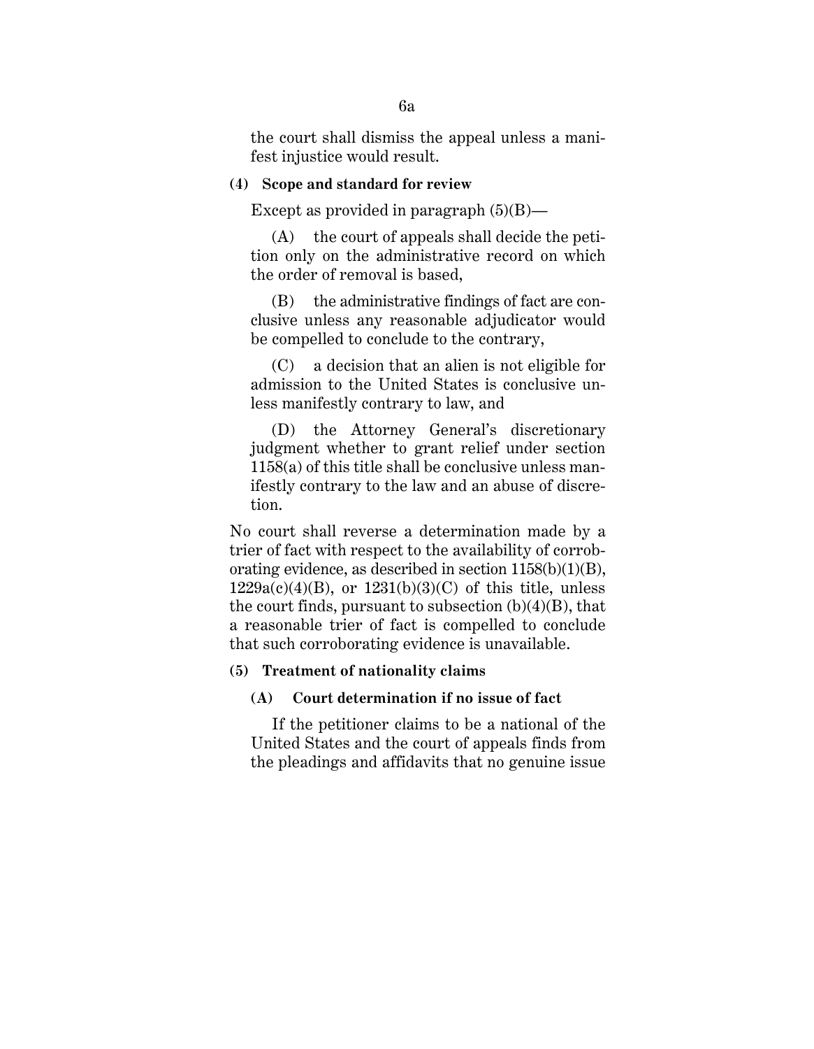the court shall dismiss the appeal unless a manifest injustice would result.

**(4) Scope and standard for review**

Except as provided in paragraph (5)(B)—

(A) the court of appeals shall decide the petition only on the administrative record on which the order of removal is based,

(B) the administrative findings of fact are conclusive unless any reasonable adjudicator would be compelled to conclude to the contrary,

(C) a decision that an alien is not eligible for admission to the United States is conclusive unless manifestly contrary to law, and

(D) the Attorney General's discretionary judgment whether to grant relief under section 1158(a) of this title shall be conclusive unless manifestly contrary to the law and an abuse of discretion.

No court shall reverse a determination made by a trier of fact with respect to the availability of corroborating evidence, as described in section 1158(b)(1)(B), 1229a(c)(4)(B), or 1231(b)(3)(C) of this title, unless the court finds, pursuant to subsection (b)(4)(B), that a reasonable trier of fact is compelled to conclude that such corroborating evidence is unavailable.

**(5) Treatment of nationality claims**

**(A) Court determination if no issue of fact**

If the petitioner claims to be a national of the United States and the court of appeals finds from the pleadings and affidavits that no genuine issue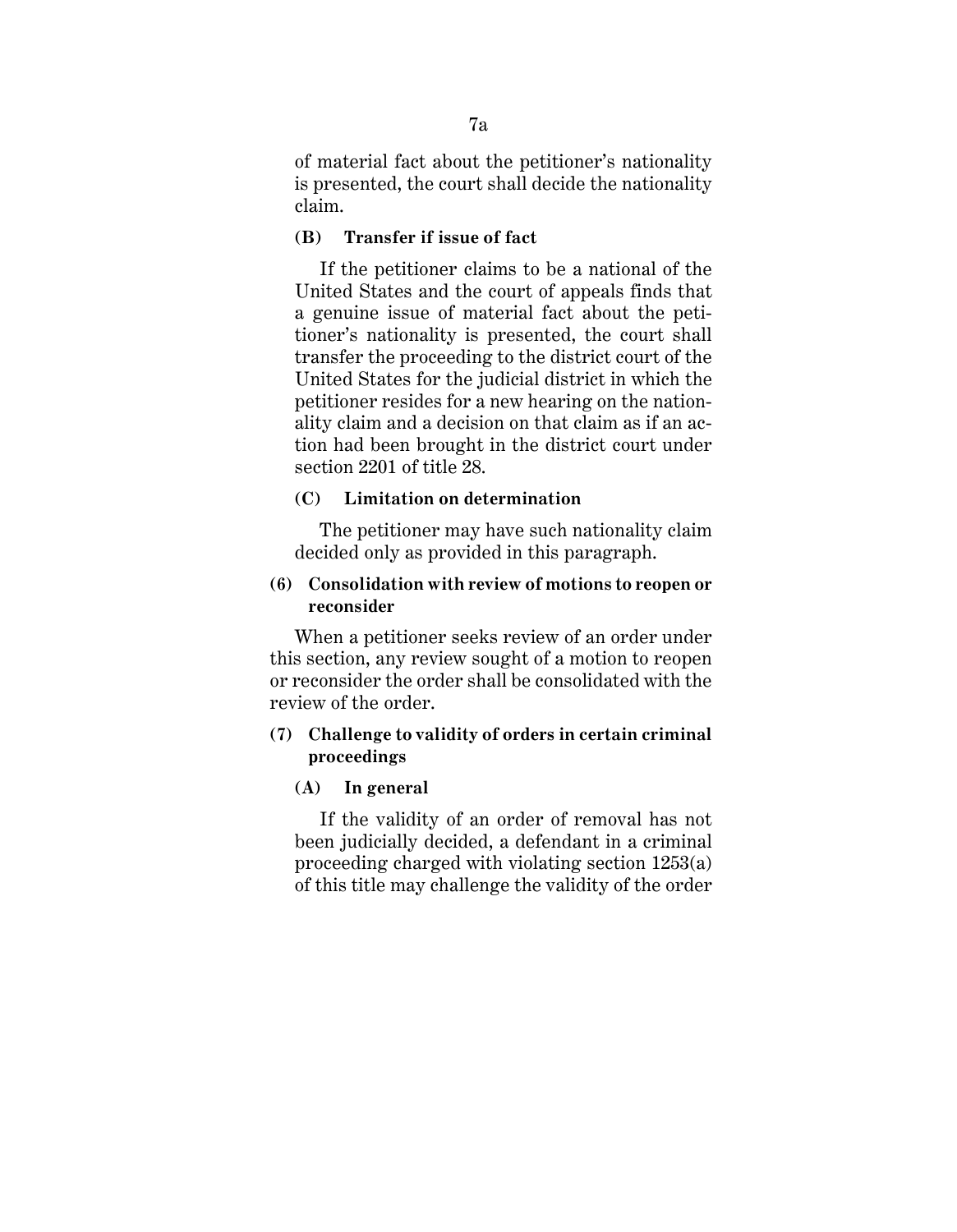of material fact about the petitioner's nationality is presented, the court shall decide the nationality claim.

**(B) Transfer if issue of fact**

If the petitioner claims to be a national of the United States and the court of appeals finds that a genuine issue of material fact about the petitioner's nationality is presented, the court shall transfer the proceeding to the district court of the United States for the judicial district in which the petitioner resides for a new hearing on the nationality claim and a decision on that claim as if an action had been brought in the district court under section 2201 of title 28.

**(C) Limitation on determination**

The petitioner may have such nationality claim decided only as provided in this paragraph.

**(6) Consolidation with review of motions to reopen or reconsider**

When a petitioner seeks review of an order under this section, any review sought of a motion to reopen or reconsider the order shall be consolidated with the review of the order.

**(7) Challenge to validity of orders in certain criminal proceedings**

**(A) In general**

If the validity of an order of removal has not been judicially decided, a defendant in a criminal proceeding charged with violating section 1253(a) of this title may challenge the validity of the order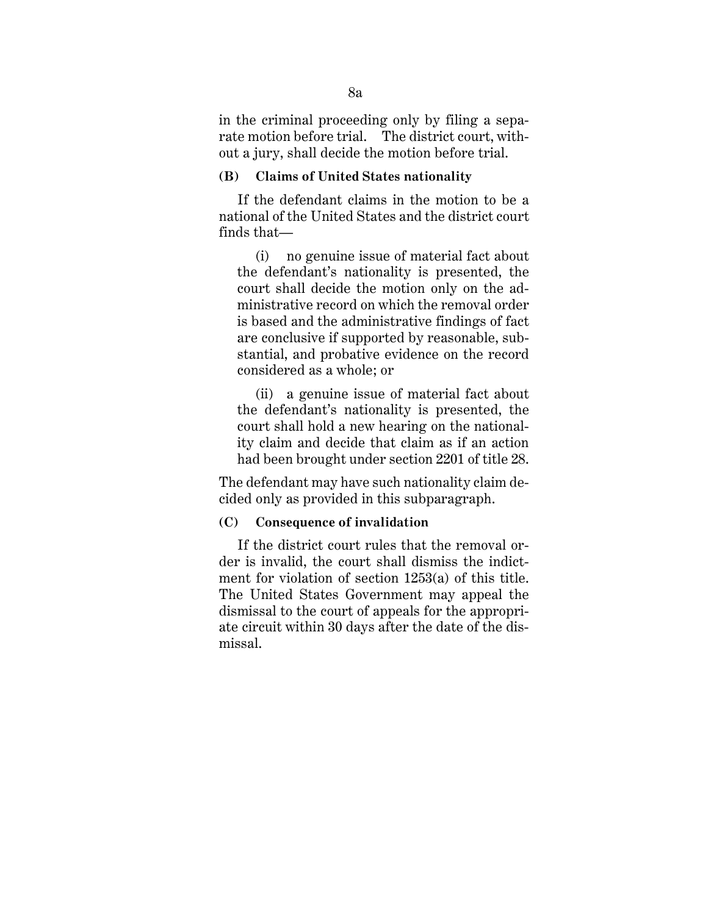in the criminal proceeding only by filing a separate motion before trial. The district court, without a jury, shall decide the motion before trial.

**(B) Claims of United States nationality**

If the defendant claims in the motion to be a national of the United States and the district court finds that—

(i) no genuine issue of material fact about the defendant's nationality is presented, the court shall decide the motion only on the administrative record on which the removal order is based and the administrative findings of fact are conclusive if supported by reasonable, substantial, and probative evidence on the record considered as a whole; or

(ii) a genuine issue of material fact about the defendant's nationality is presented, the court shall hold a new hearing on the nationality claim and decide that claim as if an action had been brought under section 2201 of title 28.

The defendant may have such nationality claim decided only as provided in this subparagraph.

**(C) Consequence of invalidation**

If the district court rules that the removal order is invalid, the court shall dismiss the indictment for violation of section 1253(a) of this title. The United States Government may appeal the dismissal to the court of appeals for the appropriate circuit within 30 days after the date of the dismissal.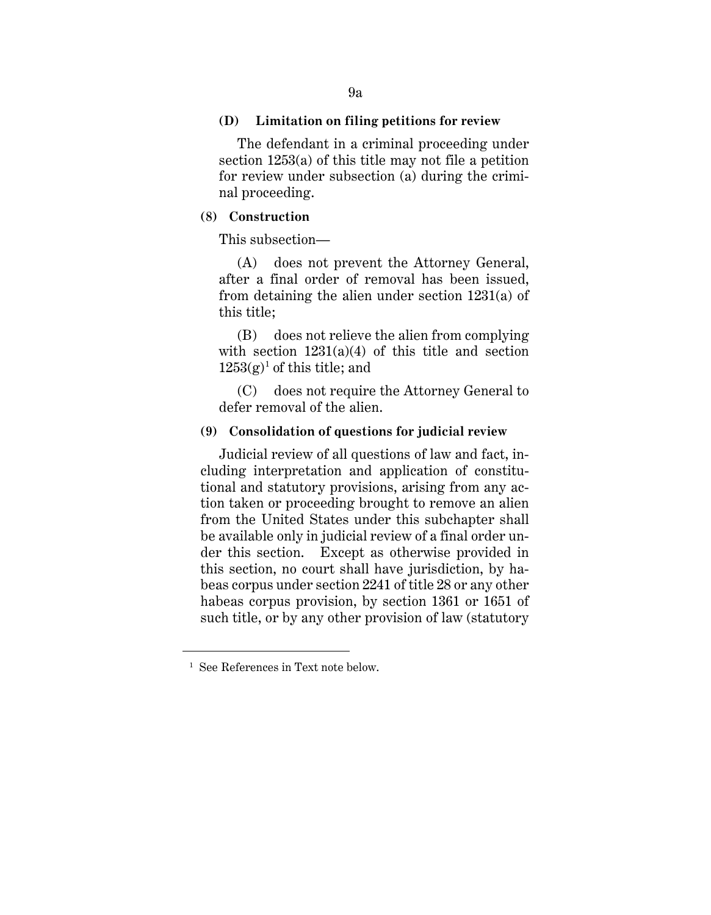**(D) Limitation on filing petitions for review**

The defendant in a criminal proceeding under section 1253(a) of this title may not file a petition for review under subsection (a) during the criminal proceeding.

**(8) Construction**

This subsection—

(A) does not prevent the Attorney General, after a final order of removal has been issued, from detaining the alien under section 1231(a) of this title;

(B) does not relieve the alien from complying with section 1231(a)(4) of this title and section 1253(g)[1] of this title; and

(C) does not require the Attorney General to defer removal of the alien.

**(9) Consolidation of questions for judicial review**

Judicial review of all questions of law and fact, including interpretation and application of constitutional and statutory provisions, arising from any action taken or proceeding brought to remove an alien from the United States under this subchapter shall be available only in judicial review of a final order under this section. Except as otherwise provided in this section, no court shall have jurisdiction, by habeas corpus under section 2241 of title 28 or any other habeas corpus provision, by section 1361 or 1651 of such title, or by any other provision of law (statutory

---

[1] See References in Text note below.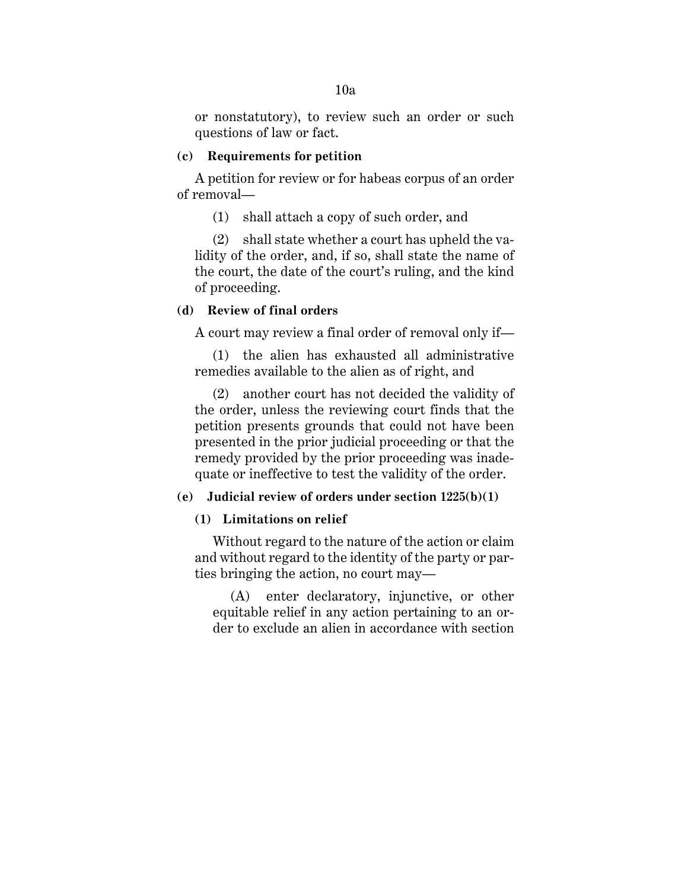or nonstatutory), to review such an order or such questions of law or fact.

**(c) Requirements for petition**

A petition for review or for habeas corpus of an order of removal—

(1) shall attach a copy of such order, and

(2) shall state whether a court has upheld the validity of the order, and, if so, shall state the name of the court, the date of the court's ruling, and the kind of proceeding.

**(d) Review of final orders**

A court may review a final order of removal only if—

(1) the alien has exhausted all administrative remedies available to the alien as of right, and

(2) another court has not decided the validity of the order, unless the reviewing court finds that the petition presents grounds that could not have been presented in the prior judicial proceeding or that the remedy provided by the prior proceeding was inadequate or ineffective to test the validity of the order.

**(e) Judicial review of orders under section 1225(b)(1)**

**(1) Limitations on relief**

Without regard to the nature of the action or claim and without regard to the identity of the party or parties bringing the action, no court may—

(A) enter declaratory, injunctive, or other equitable relief in any action pertaining to an order to exclude an alien in accordance with section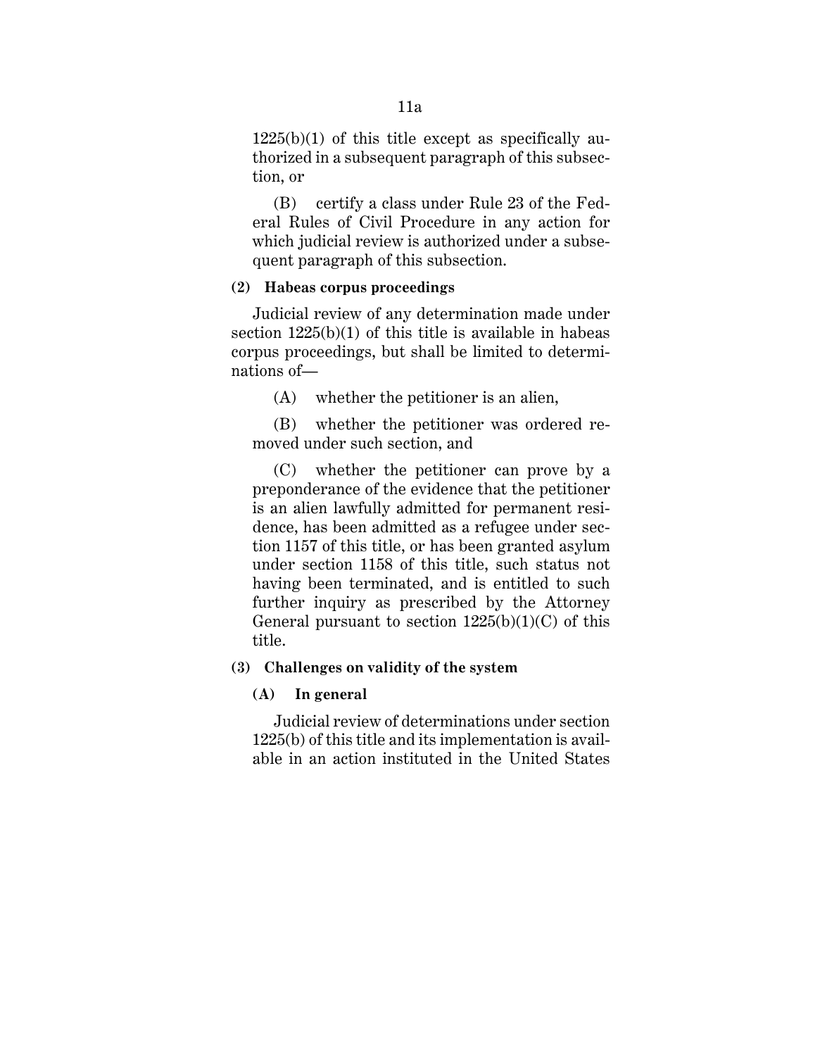1225(b)(1) of this title except as specifically authorized in a subsequent paragraph of this subsection, or

(B) certify a class under Rule 23 of the Federal Rules of Civil Procedure in any action for which judicial review is authorized under a subsequent paragraph of this subsection.

**(2) Habeas corpus proceedings**

Judicial review of any determination made under section 1225(b)(1) of this title is available in habeas corpus proceedings, but shall be limited to determinations of—

(A) whether the petitioner is an alien,

(B) whether the petitioner was ordered removed under such section, and

(C) whether the petitioner can prove by a preponderance of the evidence that the petitioner is an alien lawfully admitted for permanent residence, has been admitted as a refugee under section 1157 of this title, or has been granted asylum under section 1158 of this title, such status not having been terminated, and is entitled to such further inquiry as prescribed by the Attorney General pursuant to section 1225(b)(1)(C) of this title.

**(3) Challenges on validity of the system**

**(A) In general**

Judicial review of determinations under section 1225(b) of this title and its implementation is available in an action instituted in the United States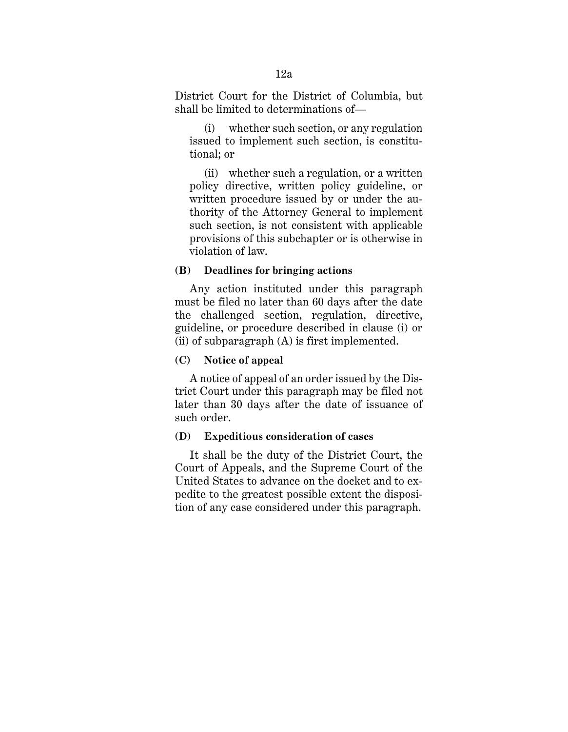District Court for the District of Columbia, but shall be limited to determinations of—

(i) whether such section, or any regulation issued to implement such section, is constitutional; or

(ii) whether such a regulation, or a written policy directive, written policy guideline, or written procedure issued by or under the authority of the Attorney General to implement such section, is not consistent with applicable provisions of this subchapter or is otherwise in violation of law.

**(B) Deadlines for bringing actions**

Any action instituted under this paragraph must be filed no later than 60 days after the date the challenged section, regulation, directive, guideline, or procedure described in clause (i) or (ii) of subparagraph (A) is first implemented.

**(C) Notice of appeal**

A notice of appeal of an order issued by the District Court under this paragraph may be filed not later than 30 days after the date of issuance of such order.

**(D) Expeditious consideration of cases**

It shall be the duty of the District Court, the Court of Appeals, and the Supreme Court of the United States to advance on the docket and to expedite to the greatest possible extent the disposition of any case considered under this paragraph.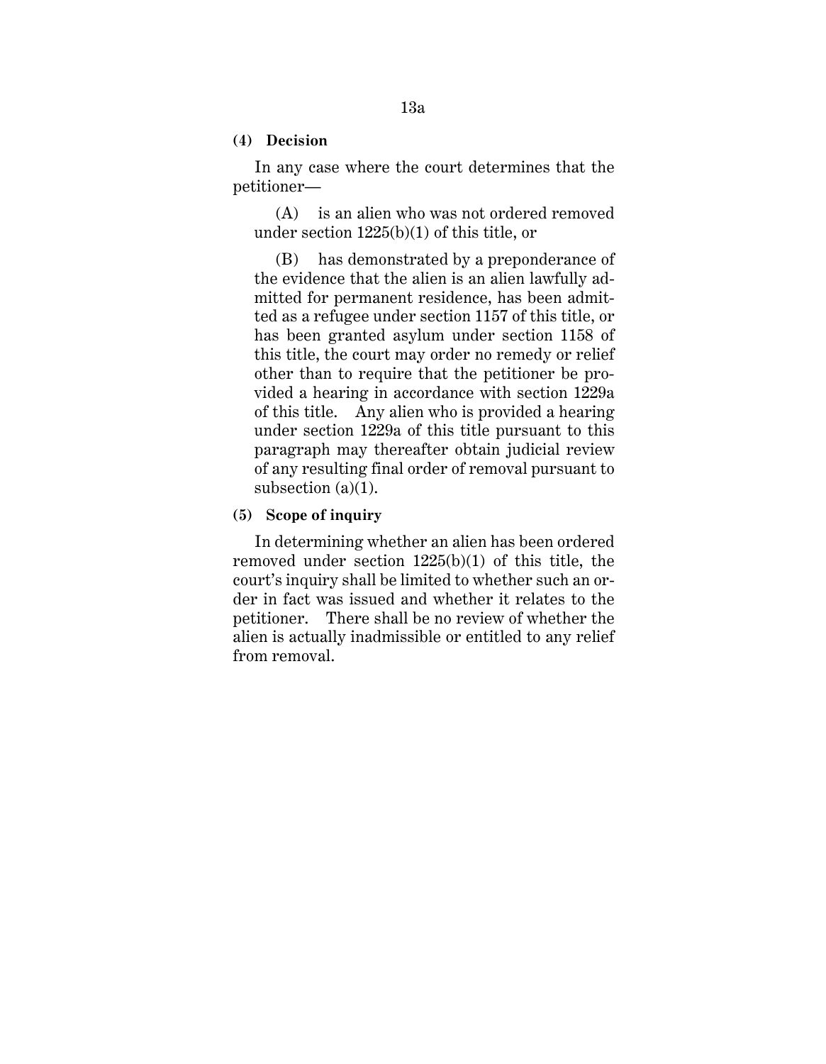**(4) Decision**

In any case where the court determines that the petitioner—

(A) is an alien who was not ordered removed under section 1225(b)(1) of this title, or

(B) has demonstrated by a preponderance of the evidence that the alien is an alien lawfully admitted for permanent residence, has been admitted as a refugee under section 1157 of this title, or has been granted asylum under section 1158 of this title, the court may order no remedy or relief other than to require that the petitioner be provided a hearing in accordance with section 1229a of this title. Any alien who is provided a hearing under section 1229a of this title pursuant to this paragraph may thereafter obtain judicial review of any resulting final order of removal pursuant to subsection (a)(1).

**(5) Scope of inquiry**

In determining whether an alien has been ordered removed under section 1225(b)(1) of this title, the court's inquiry shall be limited to whether such an order in fact was issued and whether it relates to the petitioner. There shall be no review of whether the alien is actually inadmissible or entitled to any relief from removal.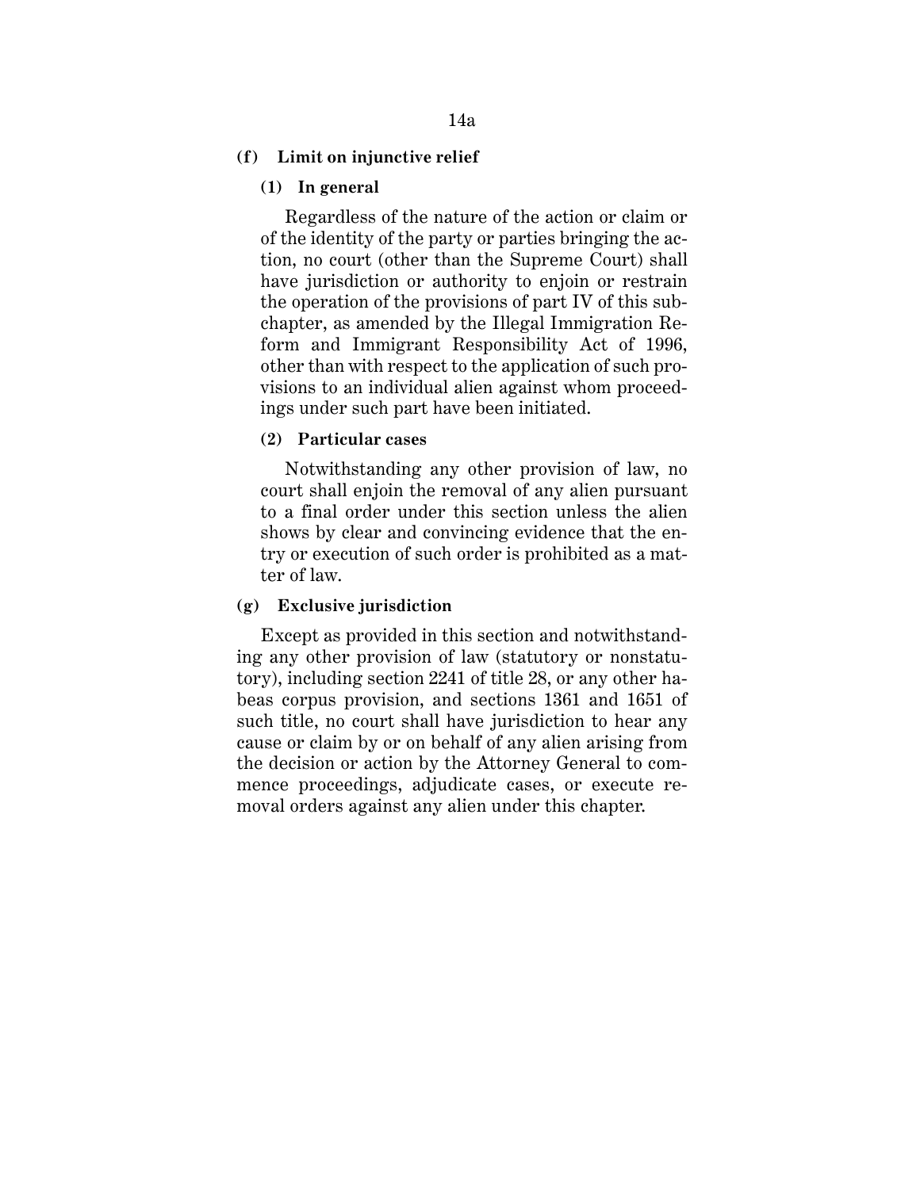**(f) Limit on injunctive relief**

**(1) In general**

Regardless of the nature of the action or claim or of the identity of the party or parties bringing the action, no court (other than the Supreme Court) shall have jurisdiction or authority to enjoin or restrain the operation of the provisions of part IV of this subchapter, as amended by the Illegal Immigration Reform and Immigrant Responsibility Act of 1996, other than with respect to the application of such provisions to an individual alien against whom proceedings under such part have been initiated.

**(2) Particular cases**

Notwithstanding any other provision of law, no court shall enjoin the removal of any alien pursuant to a final order under this section unless the alien shows by clear and convincing evidence that the entry or execution of such order is prohibited as a matter of law.

**(g) Exclusive jurisdiction**

Except as provided in this section and notwithstanding any other provision of law (statutory or nonstatutory), including section 2241 of title 28, or any other habeas corpus provision, and sections 1361 and 1651 of such title, no court shall have jurisdiction to hear any cause or claim by or on behalf of any alien arising from the decision or action by the Attorney General to commence proceedings, adjudicate cases, or execute removal orders against any alien under this chapter.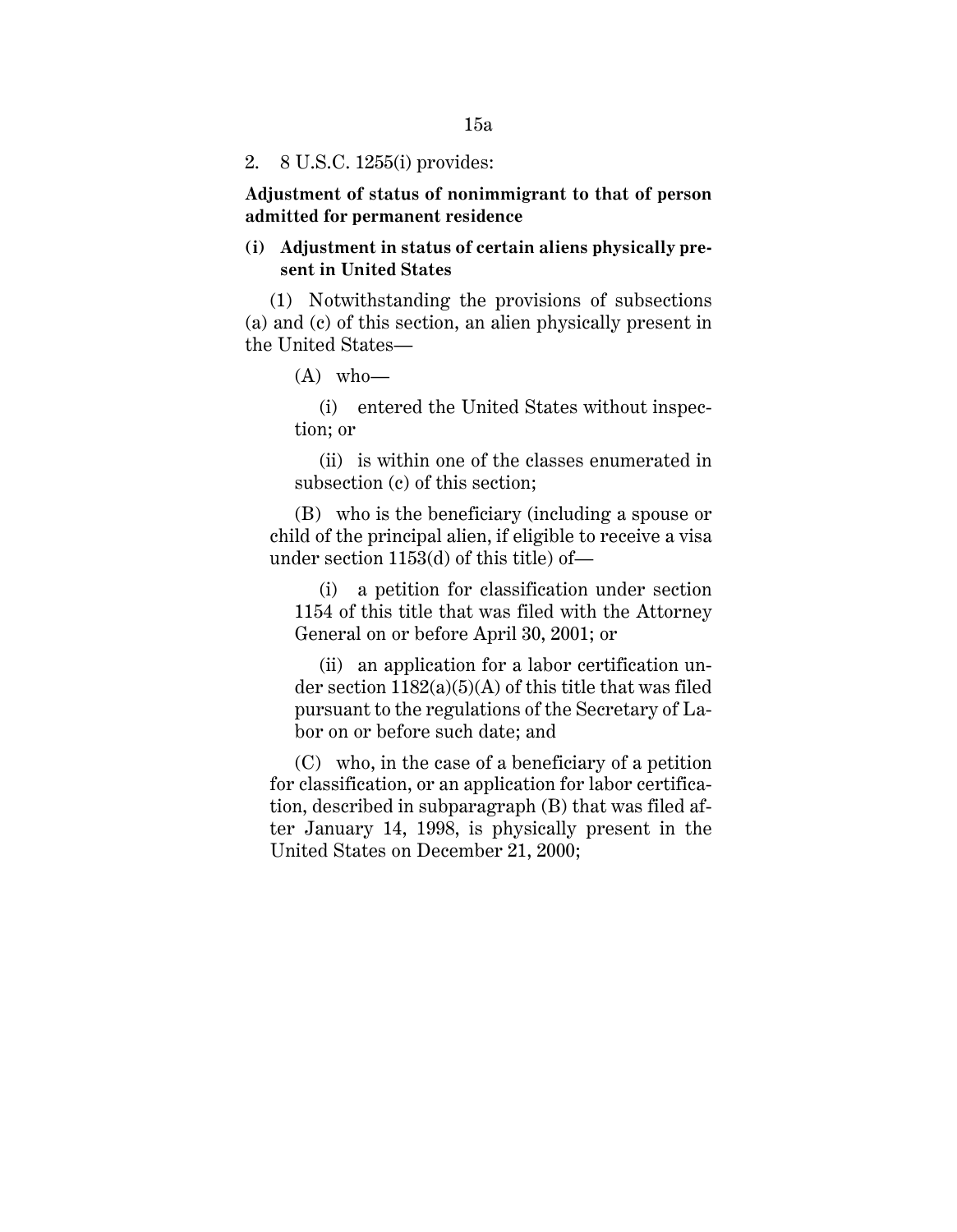2. 8 U.S.C. 1255(i) provides:

**Adjustment of status of nonimmigrant to that of person admitted for permanent residence**

**(i) Adjustment in status of certain aliens physically present in United States**

(1) Notwithstanding the provisions of subsections (a) and (c) of this section, an alien physically present in the United States—

(A) who—

(i) entered the United States without inspection; or

(ii) is within one of the classes enumerated in subsection (c) of this section;

(B) who is the beneficiary (including a spouse or child of the principal alien, if eligible to receive a visa under section 1153(d) of this title) of—

(i) a petition for classification under section 1154 of this title that was filed with the Attorney General on or before April 30, 2001; or

(ii) an application for a labor certification under section 1182(a)(5)(A) of this title that was filed pursuant to the regulations of the Secretary of Labor on or before such date; and

(C) who, in the case of a beneficiary of a petition for classification, or an application for labor certification, described in subparagraph (B) that was filed after January 14, 1998, is physically present in the United States on December 21, 2000;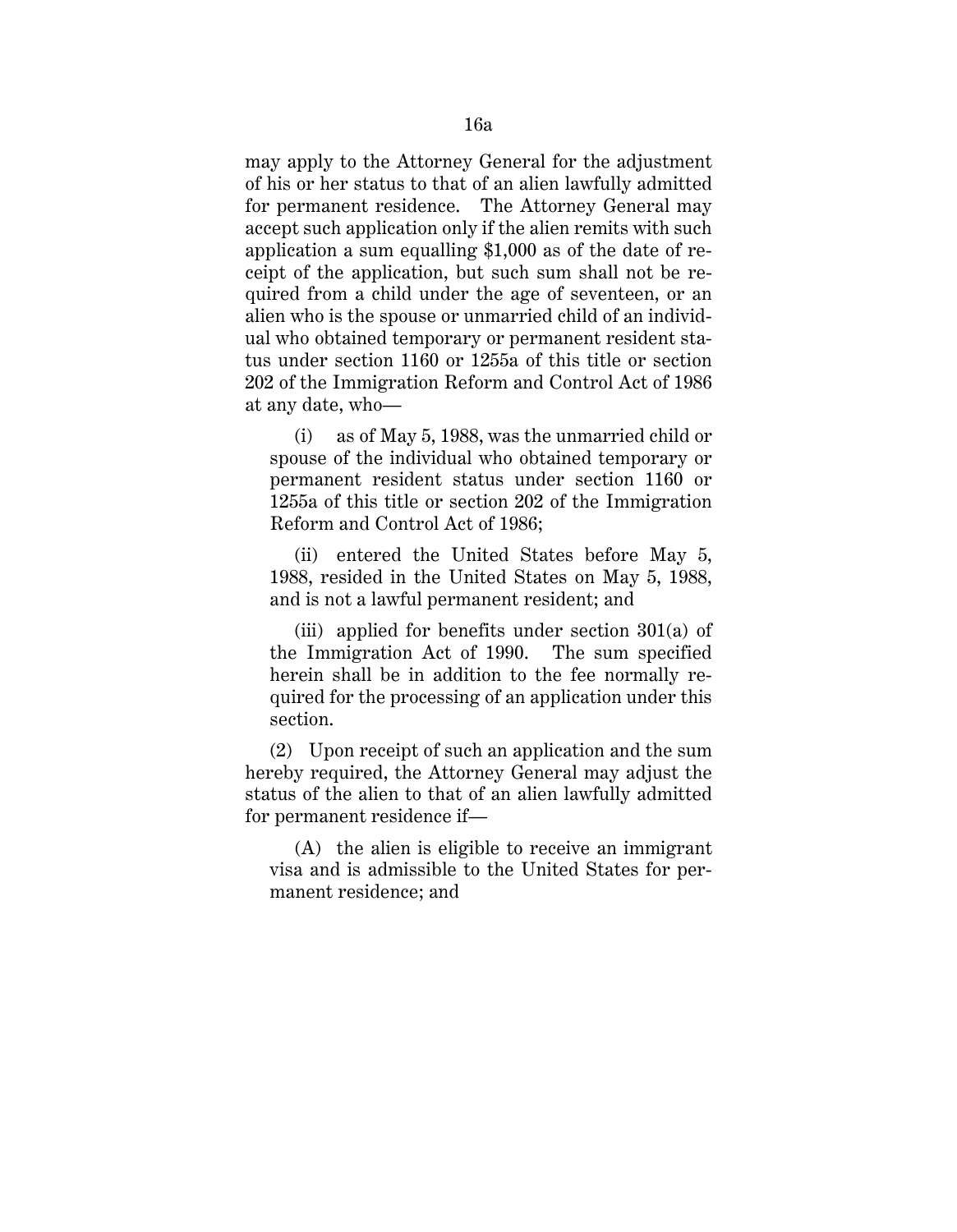may apply to the Attorney General for the adjustment of his or her status to that of an alien lawfully admitted for permanent residence. The Attorney General may accept such application only if the alien remits with such application a sum equalling $1,000 as of the date of receipt of the application, but such sum shall not be required from a child under the age of seventeen, or an alien who is the spouse or unmarried child of an individual who obtained temporary or permanent resident status under section 1160 or 1255a of this title or section 202 of the Immigration Reform and Control Act of 1986 at any date, who—

(i) as of May 5, 1988, was the unmarried child or spouse of the individual who obtained temporary or permanent resident status under section 1160 or 1255a of this title or section 202 of the Immigration Reform and Control Act of 1986;

(ii) entered the United States before May 5, 1988, resided in the United States on May 5, 1988, and is not a lawful permanent resident; and

(iii) applied for benefits under section 301(a) of the Immigration Act of 1990. The sum specified herein shall be in addition to the fee normally required for the processing of an application under this section.

(2) Upon receipt of such an application and the sum hereby required, the Attorney General may adjust the status of the alien to that of an alien lawfully admitted for permanent residence if—

(A) the alien is eligible to receive an immigrant visa and is admissible to the United States for permanent residence; and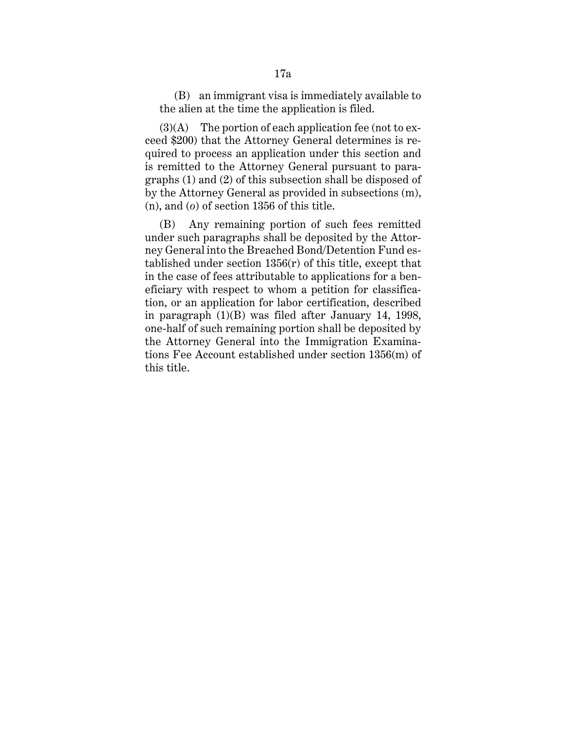(B) an immigrant visa is immediately available to the alien at the time the application is filed.

(3)(A) The portion of each application fee (not to exceed $200) that the Attorney General determines is required to process an application under this section and is remitted to the Attorney General pursuant to paragraphs (1) and (2) of this subsection shall be disposed of by the Attorney General as provided in subsections (m), (n), and (*o*) of section 1356 of this title.

(B) Any remaining portion of such fees remitted under such paragraphs shall be deposited by the Attorney General into the Breached Bond/Detention Fund established under section 1356(r) of this title, except that in the case of fees attributable to applications for a beneficiary with respect to whom a petition for classification, or an application for labor certification, described in paragraph (1)(B) was filed after January 14, 1998, one-half of such remaining portion shall be deposited by the Attorney General into the Immigration Examinations Fee Account established under section 1356(m) of this title.